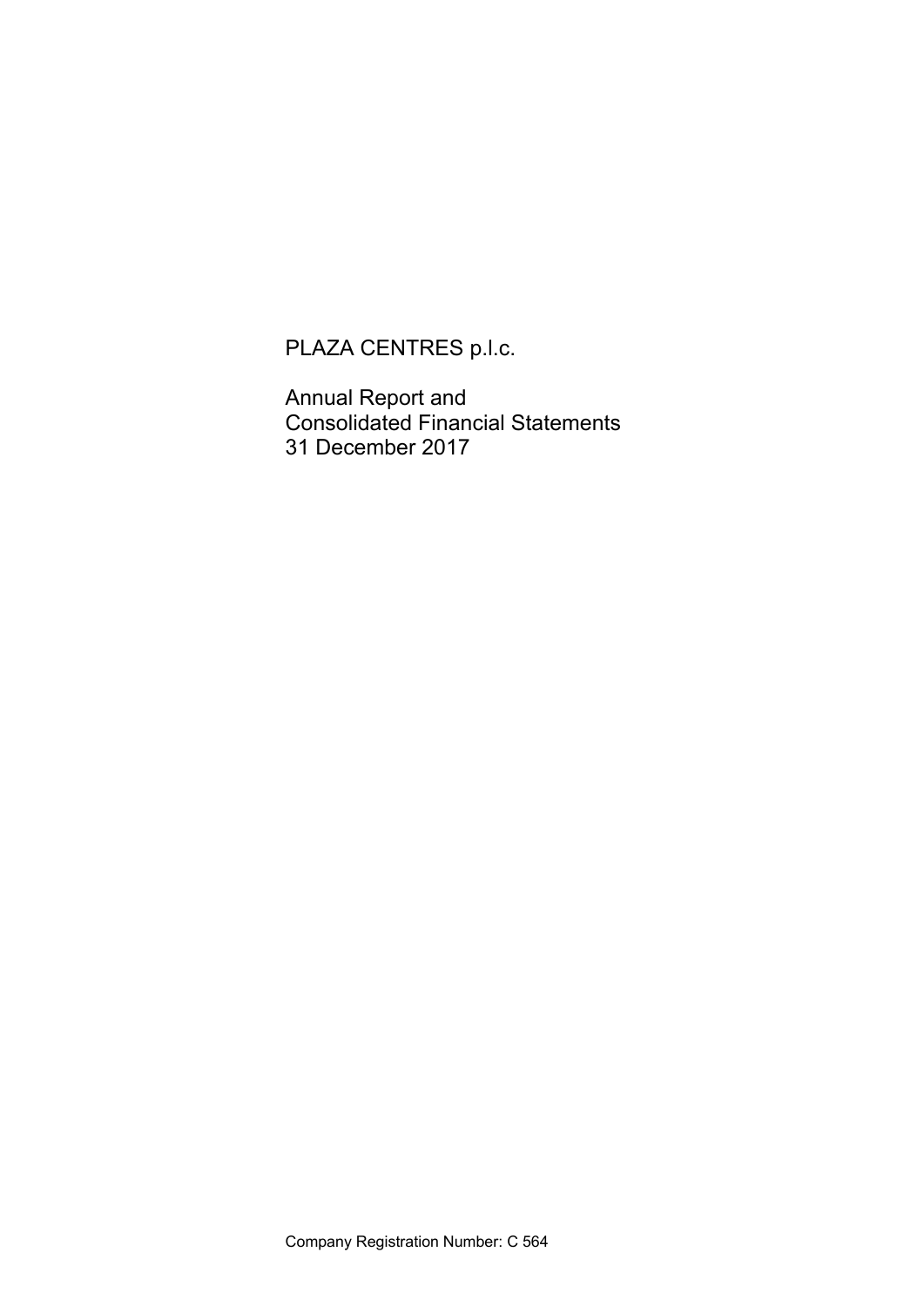# PLAZA CENTRES p.l.c.

Annual Report and
Consolidated Financial Statements
31 December 2017

Company Registration Number: C 564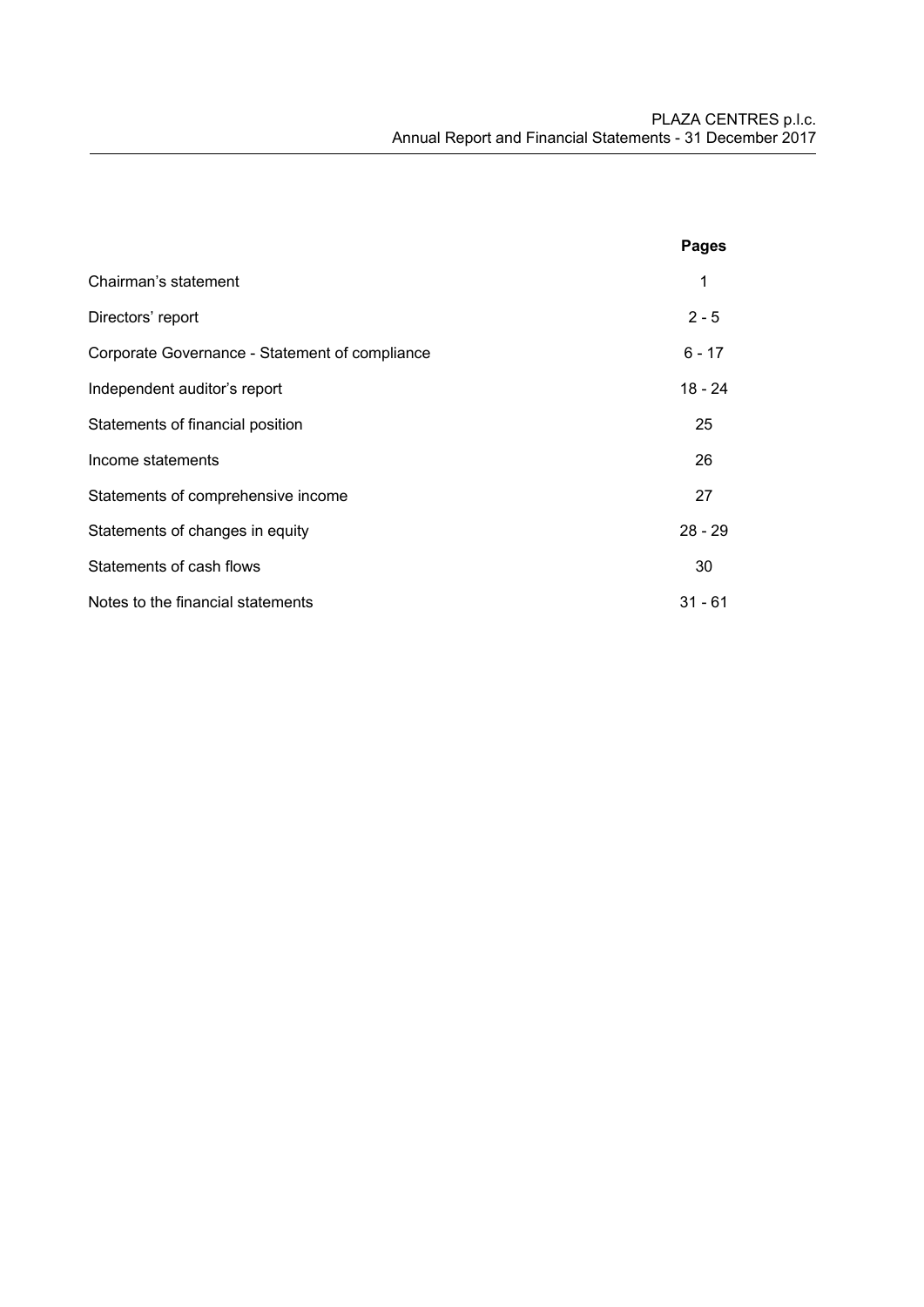| | Pages |
|---|---|
| Chairman's statement | 1 |
| Directors' report | 2 - 5 |
| Corporate Governance - Statement of compliance | 6 - 17 |
| Independent auditor's report | 18 - 24 |
| Statements of financial position | 25 |
| Income statements | 26 |
| Statements of comprehensive income | 27 |
| Statements of changes in equity | 28 - 29 |
| Statements of cash flows | 30 |
| Notes to the financial statements | 31 - 61 |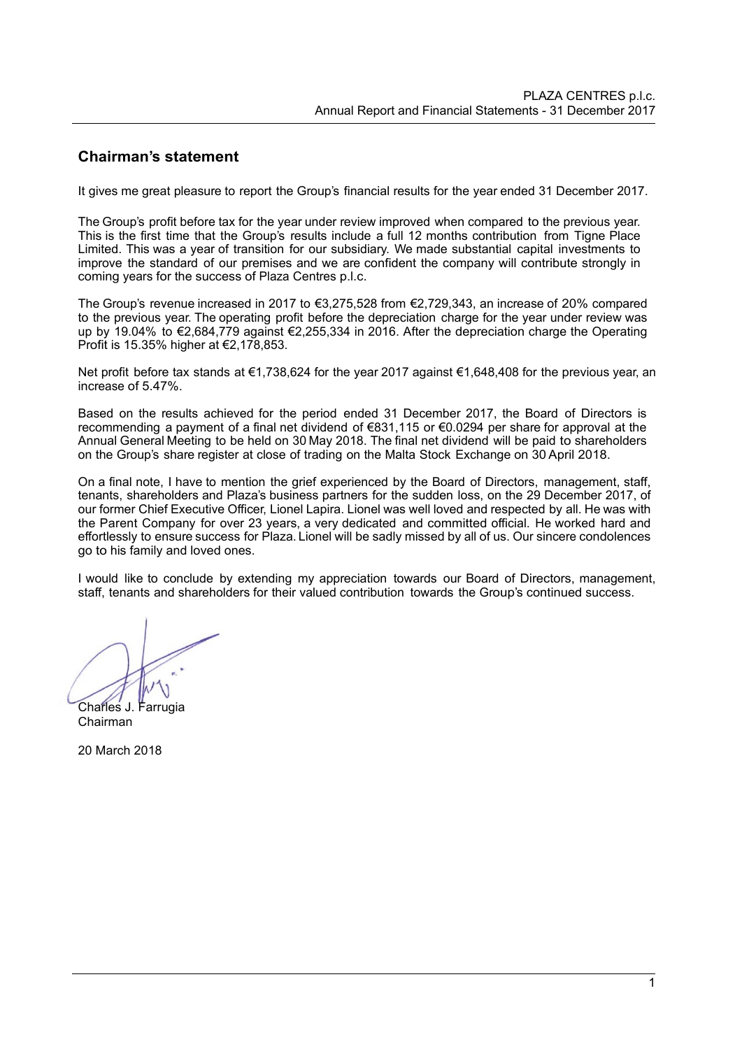## Chairman's statement

It gives me great pleasure to report the Group's financial results for the year ended 31 December 2017.

The Group's profit before tax for the year under review improved when compared to the previous year. This is the first time that the Group's results include a full 12 months contribution from Tigne Place Limited. This was a year of transition for our subsidiary. We made substantial capital investments to improve the standard of our premises and we are confident the company will contribute strongly in coming years for the success of Plaza Centres p.l.c.

The Group's revenue increased in 2017 to €3,275,528 from €2,729,343, an increase of 20% compared to the previous year. The operating profit before the depreciation charge for the year under review was up by 19.04% to €2,684,779 against €2,255,334 in 2016. After the depreciation charge the Operating Profit is 15.35% higher at €2,178,853.

Net profit before tax stands at €1,738,624 for the year 2017 against €1,648,408 for the previous year, an increase of 5.47%.

Based on the results achieved for the period ended 31 December 2017, the Board of Directors is recommending a payment of a final net dividend of €831,115 or €0.0294 per share for approval at the Annual General Meeting to be held on 30 May 2018. The final net dividend will be paid to shareholders on the Group's share register at close of trading on the Malta Stock Exchange on 30 April 2018.

On a final note, I have to mention the grief experienced by the Board of Directors, management, staff, tenants, shareholders and Plaza's business partners for the sudden loss, on the 29 December 2017, of our former Chief Executive Officer, Lionel Lapira. Lionel was well loved and respected by all. He was with the Parent Company for over 23 years, a very dedicated and committed official. He worked hard and effortlessly to ensure success for Plaza. Lionel will be sadly missed by all of us. Our sincere condolences go to his family and loved ones.

I would like to conclude by extending my appreciation towards our Board of Directors, management, staff, tenants and shareholders for their valued contribution towards the Group's continued success.

Charles J. Farrugia
Chairman

20 March 2018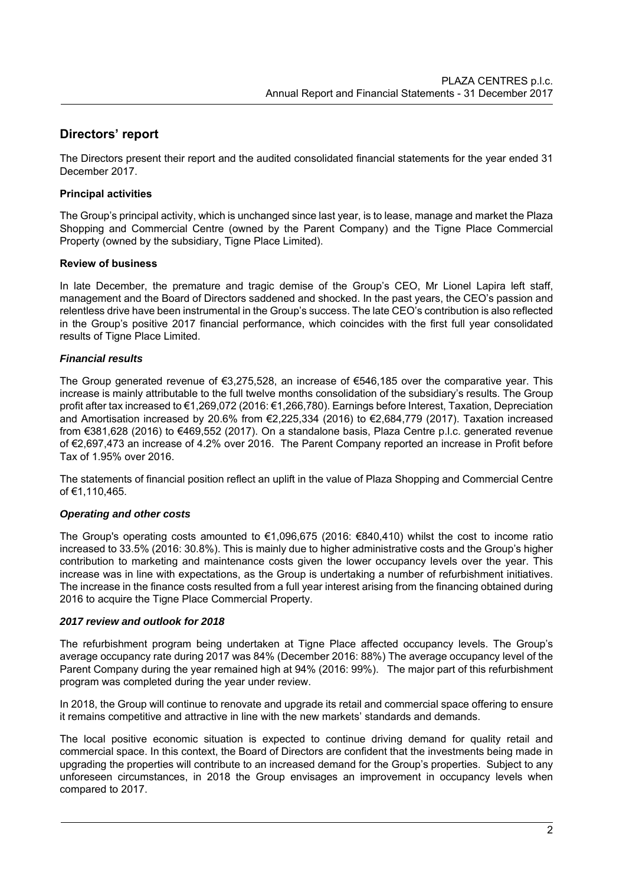# Directors' report

The Directors present their report and the audited consolidated financial statements for the year ended 31 December 2017.

### Principal activities

The Group's principal activity, which is unchanged since last year, is to lease, manage and market the Plaza Shopping and Commercial Centre (owned by the Parent Company) and the Tigne Place Commercial Property (owned by the subsidiary, Tigne Place Limited).

### Review of business

In late December, the premature and tragic demise of the Group's CEO, Mr Lionel Lapira left staff, management and the Board of Directors saddened and shocked. In the past years, the CEO's passion and relentless drive have been instrumental in the Group's success. The late CEO's contribution is also reflected in the Group's positive 2017 financial performance, which coincides with the first full year consolidated results of Tigne Place Limited.

#### *Financial results*

The Group generated revenue of €3,275,528, an increase of €546,185 over the comparative year. This increase is mainly attributable to the full twelve months consolidation of the subsidiary's results. The Group profit after tax increased to €1,269,072 (2016: €1,266,780). Earnings before Interest, Taxation, Depreciation and Amortisation increased by 20.6% from €2,225,334 (2016) to €2,684,779 (2017). Taxation increased from €381,628 (2016) to €469,552 (2017). On a standalone basis, Plaza Centre p.l.c. generated revenue of €2,697,473 an increase of 4.2% over 2016. The Parent Company reported an increase in Profit before Tax of 1.95% over 2016.

The statements of financial position reflect an uplift in the value of Plaza Shopping and Commercial Centre of €1,110,465.

#### *Operating and other costs*

The Group's operating costs amounted to €1,096,675 (2016: €840,410) whilst the cost to income ratio increased to 33.5% (2016: 30.8%). This is mainly due to higher administrative costs and the Group's higher contribution to marketing and maintenance costs given the lower occupancy levels over the year. This increase was in line with expectations, as the Group is undertaking a number of refurbishment initiatives. The increase in the finance costs resulted from a full year interest arising from the financing obtained during 2016 to acquire the Tigne Place Commercial Property.

#### *2017 review and outlook for 2018*

The refurbishment program being undertaken at Tigne Place affected occupancy levels. The Group's average occupancy rate during 2017 was 84% (December 2016: 88%) The average occupancy level of the Parent Company during the year remained high at 94% (2016: 99%). The major part of this refurbishment program was completed during the year under review.

In 2018, the Group will continue to renovate and upgrade its retail and commercial space offering to ensure it remains competitive and attractive in line with the new markets' standards and demands.

The local positive economic situation is expected to continue driving demand for quality retail and commercial space. In this context, the Board of Directors are confident that the investments being made in upgrading the properties will contribute to an increased demand for the Group's properties. Subject to any unforeseen circumstances, in 2018 the Group envisages an improvement in occupancy levels when compared to 2017.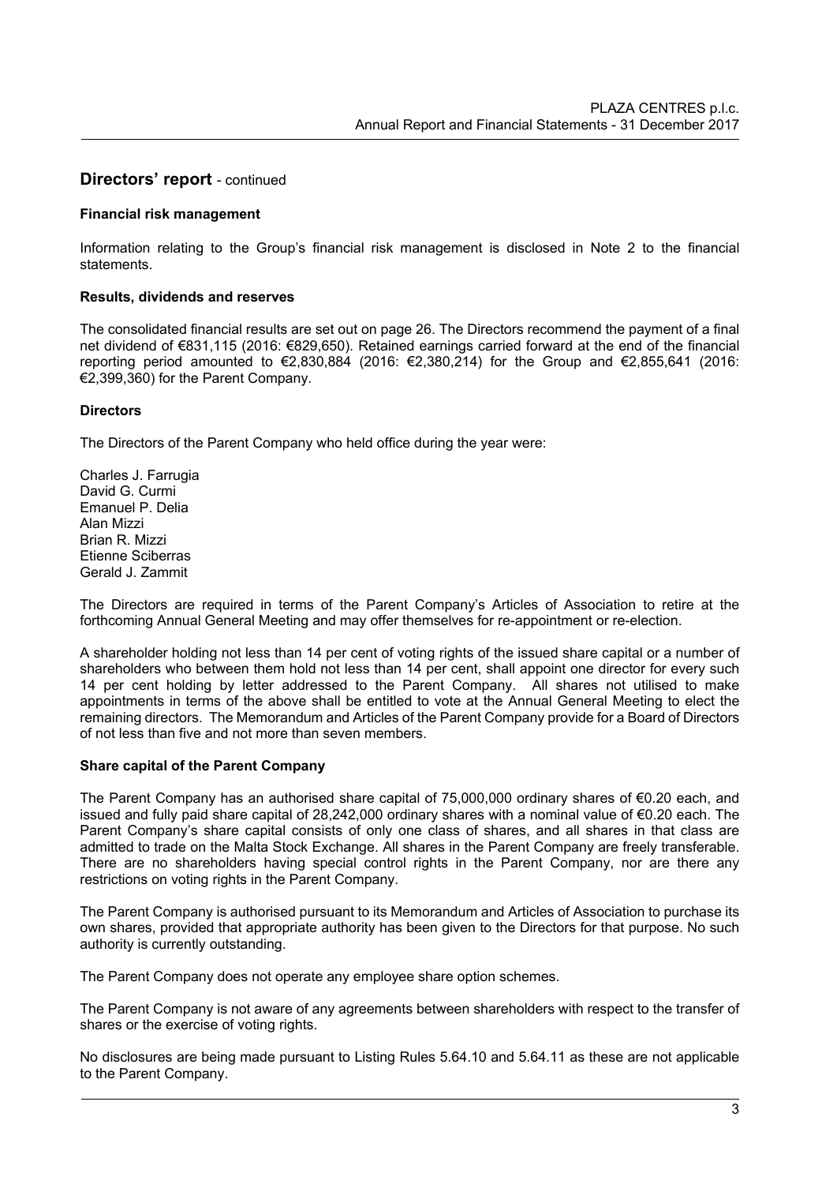## Directors' report - continued

### Financial risk management

Information relating to the Group's financial risk management is disclosed in Note 2 to the financial statements.

### Results, dividends and reserves

The consolidated financial results are set out on page 26. The Directors recommend the payment of a final net dividend of €831,115 (2016: €829,650). Retained earnings carried forward at the end of the financial reporting period amounted to €2,830,884 (2016: €2,380,214) for the Group and €2,855,641 (2016: €2,399,360) for the Parent Company.

### Directors

The Directors of the Parent Company who held office during the year were:

Charles J. Farrugia
David G. Curmi
Emanuel P. Delia
Alan Mizzi
Brian R. Mizzi
Etienne Sciberras
Gerald J. Zammit

The Directors are required in terms of the Parent Company's Articles of Association to retire at the forthcoming Annual General Meeting and may offer themselves for re-appointment or re-election.

A shareholder holding not less than 14 per cent of voting rights of the issued share capital or a number of shareholders who between them hold not less than 14 per cent, shall appoint one director for every such 14 per cent holding by letter addressed to the Parent Company. All shares not utilised to make appointments in terms of the above shall be entitled to vote at the Annual General Meeting to elect the remaining directors. The Memorandum and Articles of the Parent Company provide for a Board of Directors of not less than five and not more than seven members.

### Share capital of the Parent Company

The Parent Company has an authorised share capital of 75,000,000 ordinary shares of €0.20 each, and issued and fully paid share capital of 28,242,000 ordinary shares with a nominal value of €0.20 each. The Parent Company's share capital consists of only one class of shares, and all shares in that class are admitted to trade on the Malta Stock Exchange. All shares in the Parent Company are freely transferable. There are no shareholders having special control rights in the Parent Company, nor are there any restrictions on voting rights in the Parent Company.

The Parent Company is authorised pursuant to its Memorandum and Articles of Association to purchase its own shares, provided that appropriate authority has been given to the Directors for that purpose. No such authority is currently outstanding.

The Parent Company does not operate any employee share option schemes.

The Parent Company is not aware of any agreements between shareholders with respect to the transfer of shares or the exercise of voting rights.

No disclosures are being made pursuant to Listing Rules 5.64.10 and 5.64.11 as these are not applicable to the Parent Company.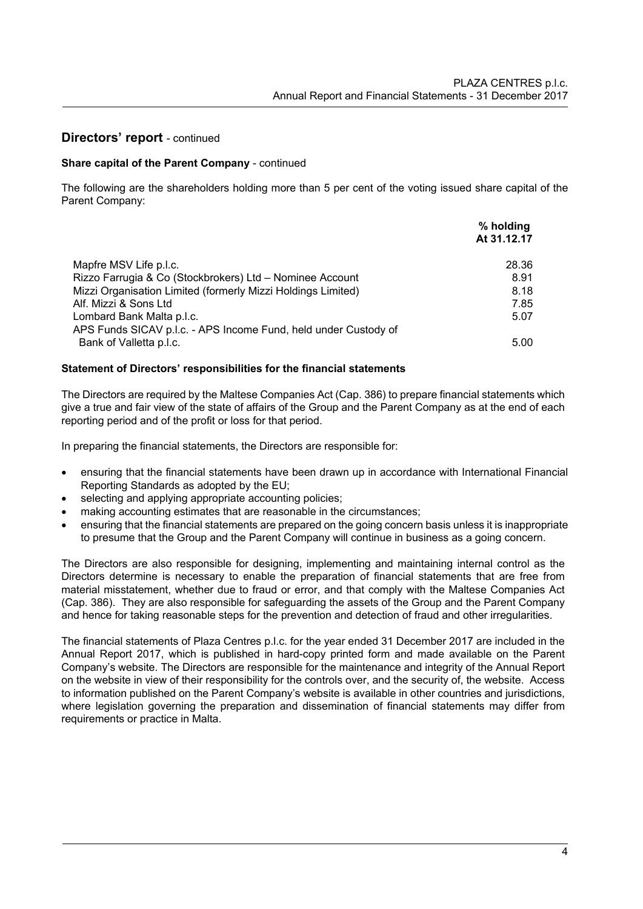## Directors' report - continued

**Share capital of the Parent Company** - continued

The following are the shareholders holding more than 5 per cent of the voting issued share capital of the Parent Company:

| | % holding At 31.12.17 |
|---|---|
| Mapfre MSV Life p.l.c. | 28.36 |
| Rizzo Farrugia & Co (Stockbrokers) Ltd – Nominee Account | 8.91 |
| Mizzi Organisation Limited (formerly Mizzi Holdings Limited) | 8.18 |
| Alf. Mizzi & Sons Ltd | 7.85 |
| Lombard Bank Malta p.l.c. | 5.07 |
| APS Funds SICAV p.l.c. - APS Income Fund, held under Custody of Bank of Valletta p.l.c. | 5.00 |

**Statement of Directors' responsibilities for the financial statements**

The Directors are required by the Maltese Companies Act (Cap. 386) to prepare financial statements which give a true and fair view of the state of affairs of the Group and the Parent Company as at the end of each reporting period and of the profit or loss for that period.

In preparing the financial statements, the Directors are responsible for:

- ensuring that the financial statements have been drawn up in accordance with International Financial Reporting Standards as adopted by the EU;
- selecting and applying appropriate accounting policies;
- making accounting estimates that are reasonable in the circumstances;
- ensuring that the financial statements are prepared on the going concern basis unless it is inappropriate to presume that the Group and the Parent Company will continue in business as a going concern.

The Directors are also responsible for designing, implementing and maintaining internal control as the Directors determine is necessary to enable the preparation of financial statements that are free from material misstatement, whether due to fraud or error, and that comply with the Maltese Companies Act (Cap. 386). They are also responsible for safeguarding the assets of the Group and the Parent Company and hence for taking reasonable steps for the prevention and detection of fraud and other irregularities.

The financial statements of Plaza Centres p.l.c. for the year ended 31 December 2017 are included in the Annual Report 2017, which is published in hard-copy printed form and made available on the Parent Company's website. The Directors are responsible for the maintenance and integrity of the Annual Report on the website in view of their responsibility for the controls over, and the security of, the website. Access to information published on the Parent Company's website is available in other countries and jurisdictions, where legislation governing the preparation and dissemination of financial statements may differ from requirements or practice in Malta.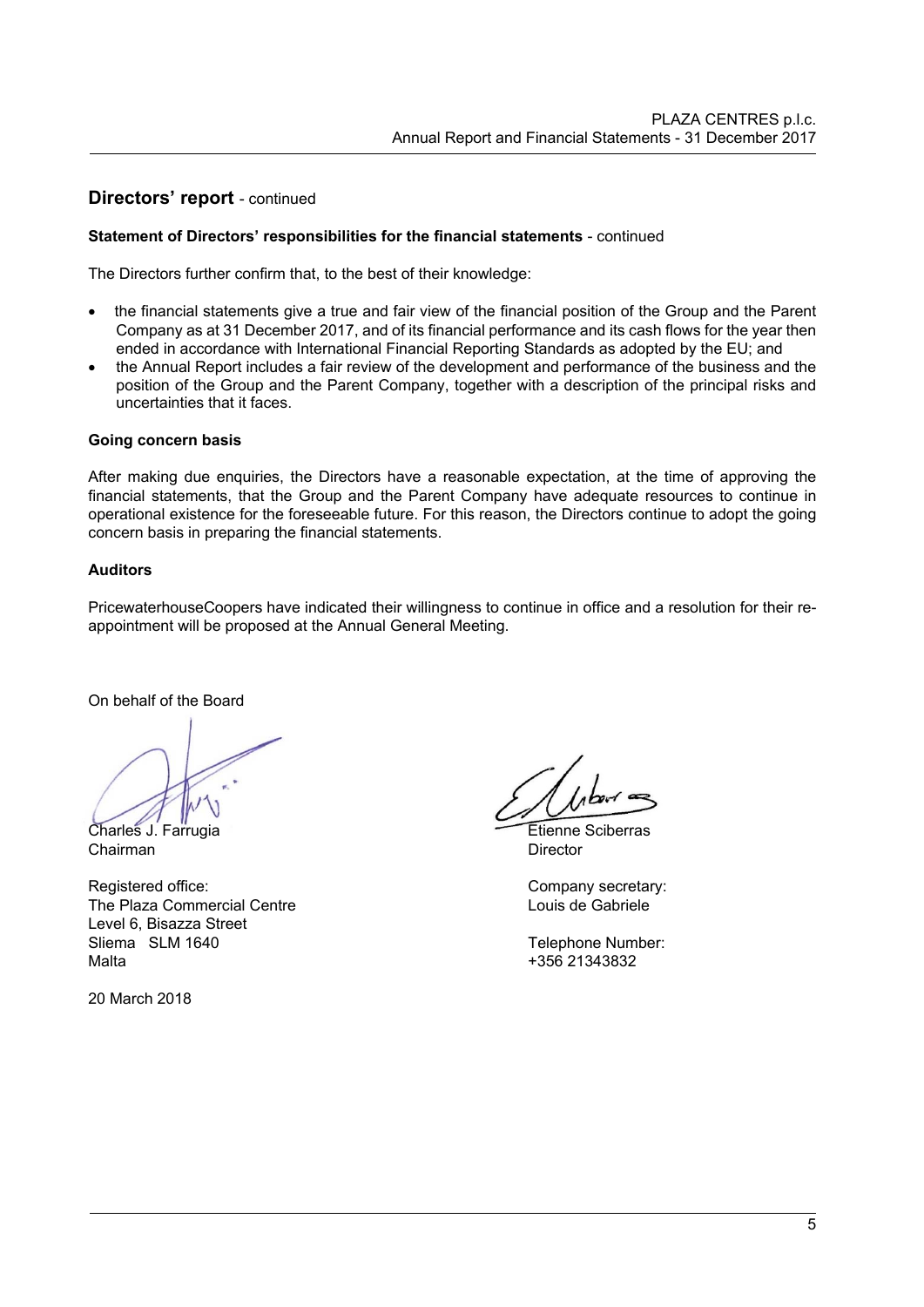## Directors' report - continued

**Statement of Directors' responsibilities for the financial statements** - continued

The Directors further confirm that, to the best of their knowledge:

- the financial statements give a true and fair view of the financial position of the Group and the Parent Company as at 31 December 2017, and of its financial performance and its cash flows for the year then ended in accordance with International Financial Reporting Standards as adopted by the EU; and
- the Annual Report includes a fair review of the development and performance of the business and the position of the Group and the Parent Company, together with a description of the principal risks and uncertainties that it faces.

**Going concern basis**

After making due enquiries, the Directors have a reasonable expectation, at the time of approving the financial statements, that the Group and the Parent Company have adequate resources to continue in operational existence for the foreseeable future. For this reason, the Directors continue to adopt the going concern basis in preparing the financial statements.

**Auditors**

PricewaterhouseCoopers have indicated their willingness to continue in office and a resolution for their re-appointment will be proposed at the Annual General Meeting.

On behalf of the Board

Charles J. Farrugia
Chairman

Etienne Sciberras
Director

Registered office:
The Plaza Commercial Centre
Level 6, Bisazza Street
Sliema SLM 1640
Malta

Company secretary:
Louis de Gabriele

Telephone Number:
+356 21343832

20 March 2018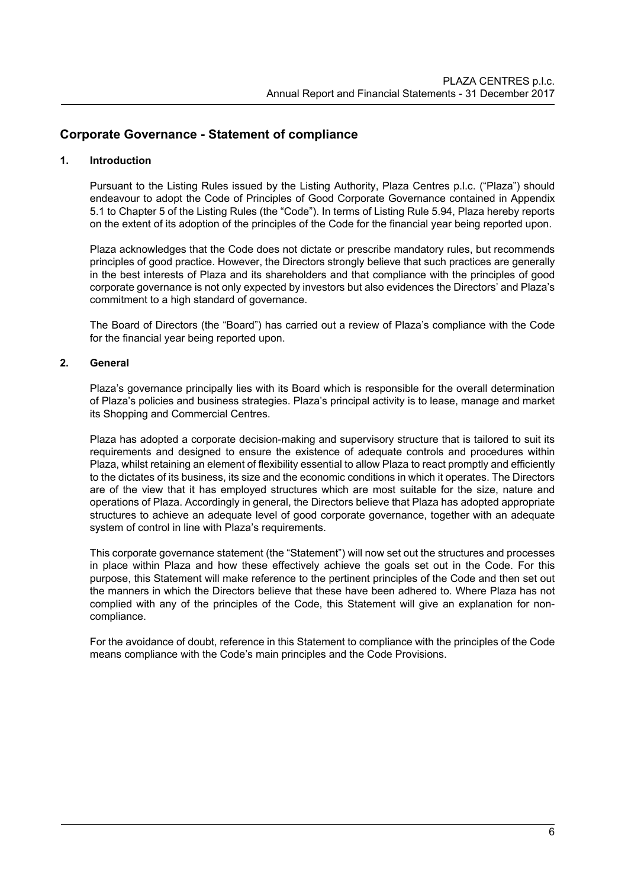# Corporate Governance - Statement of compliance

## 1. Introduction

Pursuant to the Listing Rules issued by the Listing Authority, Plaza Centres p.l.c. ("Plaza") should endeavour to adopt the Code of Principles of Good Corporate Governance contained in Appendix 5.1 to Chapter 5 of the Listing Rules (the "Code"). In terms of Listing Rule 5.94, Plaza hereby reports on the extent of its adoption of the principles of the Code for the financial year being reported upon.

Plaza acknowledges that the Code does not dictate or prescribe mandatory rules, but recommends principles of good practice. However, the Directors strongly believe that such practices are generally in the best interests of Plaza and its shareholders and that compliance with the principles of good corporate governance is not only expected by investors but also evidences the Directors' and Plaza's commitment to a high standard of governance.

The Board of Directors (the "Board") has carried out a review of Plaza's compliance with the Code for the financial year being reported upon.

## 2. General

Plaza's governance principally lies with its Board which is responsible for the overall determination of Plaza's policies and business strategies. Plaza's principal activity is to lease, manage and market its Shopping and Commercial Centres.

Plaza has adopted a corporate decision-making and supervisory structure that is tailored to suit its requirements and designed to ensure the existence of adequate controls and procedures within Plaza, whilst retaining an element of flexibility essential to allow Plaza to react promptly and efficiently to the dictates of its business, its size and the economic conditions in which it operates. The Directors are of the view that it has employed structures which are most suitable for the size, nature and operations of Plaza. Accordingly in general, the Directors believe that Plaza has adopted appropriate structures to achieve an adequate level of good corporate governance, together with an adequate system of control in line with Plaza's requirements.

This corporate governance statement (the "Statement") will now set out the structures and processes in place within Plaza and how these effectively achieve the goals set out in the Code. For this purpose, this Statement will make reference to the pertinent principles of the Code and then set out the manners in which the Directors believe that these have been adhered to. Where Plaza has not complied with any of the principles of the Code, this Statement will give an explanation for non-compliance.

For the avoidance of doubt, reference in this Statement to compliance with the principles of the Code means compliance with the Code's main principles and the Code Provisions.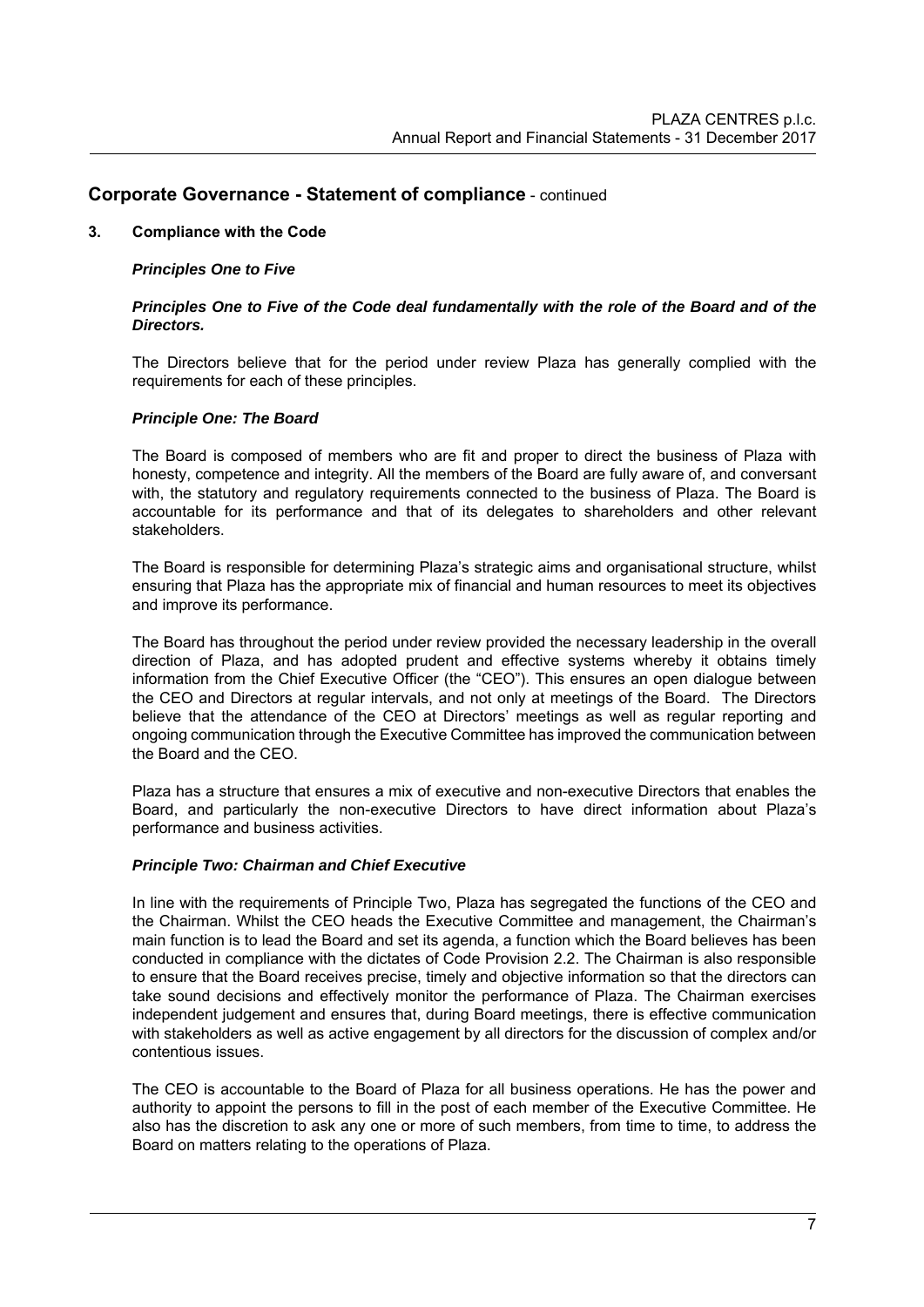## Corporate Governance - Statement of compliance - continued

### 3. Compliance with the Code

***Principles One to Five***

***Principles One to Five of the Code deal fundamentally with the role of the Board and of the Directors.***

The Directors believe that for the period under review Plaza has generally complied with the requirements for each of these principles.

***Principle One: The Board***

The Board is composed of members who are fit and proper to direct the business of Plaza with honesty, competence and integrity. All the members of the Board are fully aware of, and conversant with, the statutory and regulatory requirements connected to the business of Plaza. The Board is accountable for its performance and that of its delegates to shareholders and other relevant stakeholders.

The Board is responsible for determining Plaza's strategic aims and organisational structure, whilst ensuring that Plaza has the appropriate mix of financial and human resources to meet its objectives and improve its performance.

The Board has throughout the period under review provided the necessary leadership in the overall direction of Plaza, and has adopted prudent and effective systems whereby it obtains timely information from the Chief Executive Officer (the "CEO"). This ensures an open dialogue between the CEO and Directors at regular intervals, and not only at meetings of the Board. The Directors believe that the attendance of the CEO at Directors' meetings as well as regular reporting and ongoing communication through the Executive Committee has improved the communication between the Board and the CEO.

Plaza has a structure that ensures a mix of executive and non-executive Directors that enables the Board, and particularly the non-executive Directors to have direct information about Plaza's performance and business activities.

***Principle Two: Chairman and Chief Executive***

In line with the requirements of Principle Two, Plaza has segregated the functions of the CEO and the Chairman. Whilst the CEO heads the Executive Committee and management, the Chairman's main function is to lead the Board and set its agenda, a function which the Board believes has been conducted in compliance with the dictates of Code Provision 2.2. The Chairman is also responsible to ensure that the Board receives precise, timely and objective information so that the directors can take sound decisions and effectively monitor the performance of Plaza. The Chairman exercises independent judgement and ensures that, during Board meetings, there is effective communication with stakeholders as well as active engagement by all directors for the discussion of complex and/or contentious issues.

The CEO is accountable to the Board of Plaza for all business operations. He has the power and authority to appoint the persons to fill in the post of each member of the Executive Committee. He also has the discretion to ask any one or more of such members, from time to time, to address the Board on matters relating to the operations of Plaza.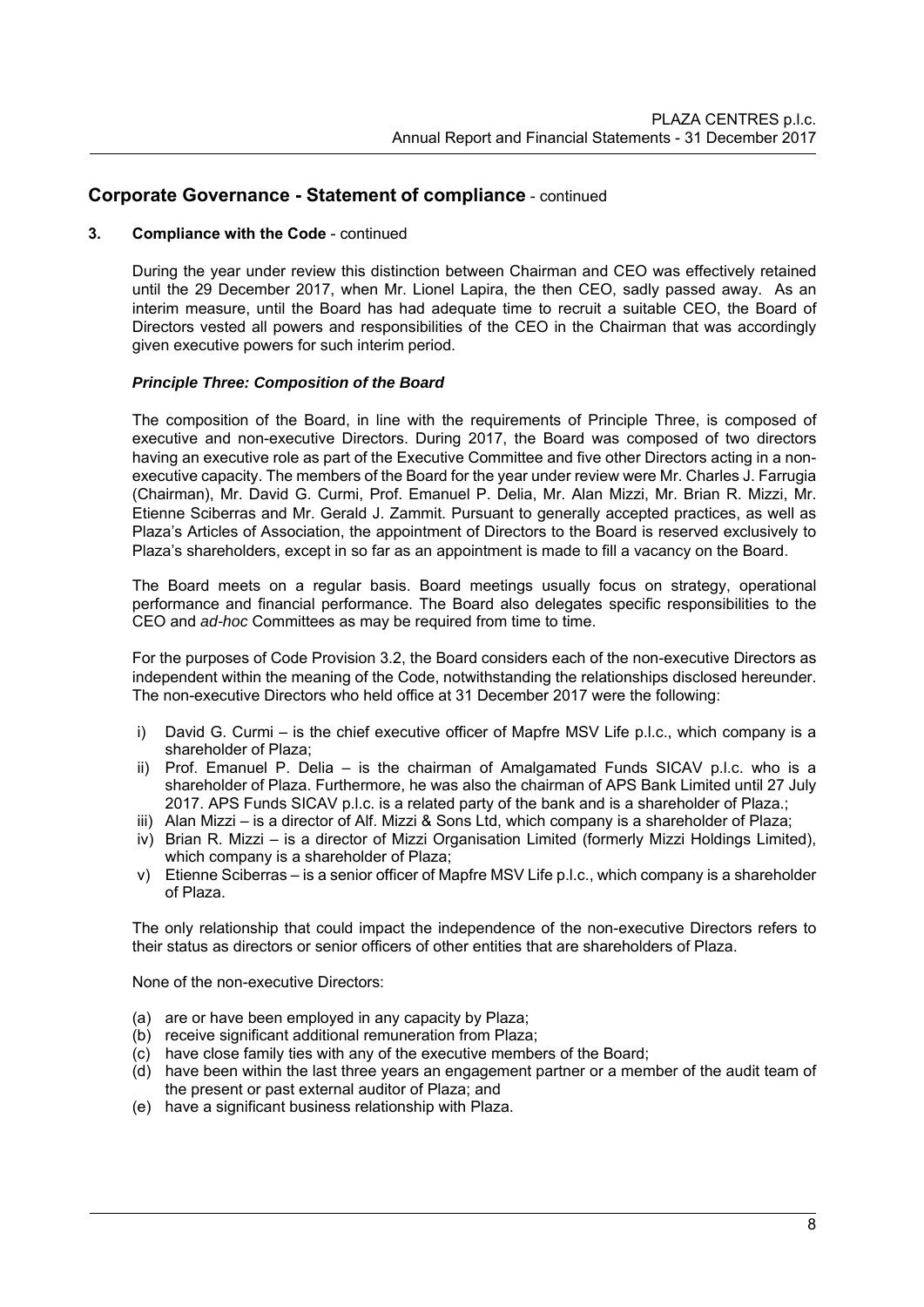## Corporate Governance - Statement of compliance - continued

### 3. Compliance with the Code - continued

During the year under review this distinction between Chairman and CEO was effectively retained until the 29 December 2017, when Mr. Lionel Lapira, the then CEO, sadly passed away. As an interim measure, until the Board has had adequate time to recruit a suitable CEO, the Board of Directors vested all powers and responsibilities of the CEO in the Chairman that was accordingly given executive powers for such interim period.

***Principle Three: Composition of the Board***

The composition of the Board, in line with the requirements of Principle Three, is composed of executive and non-executive Directors. During 2017, the Board was composed of two directors having an executive role as part of the Executive Committee and five other Directors acting in a non-executive capacity. The members of the Board for the year under review were Mr. Charles J. Farrugia (Chairman), Mr. David G. Curmi, Prof. Emanuel P. Delia, Mr. Alan Mizzi, Mr. Brian R. Mizzi, Mr. Etienne Sciberras and Mr. Gerald J. Zammit. Pursuant to generally accepted practices, as well as Plaza's Articles of Association, the appointment of Directors to the Board is reserved exclusively to Plaza's shareholders, except in so far as an appointment is made to fill a vacancy on the Board.

The Board meets on a regular basis. Board meetings usually focus on strategy, operational performance and financial performance. The Board also delegates specific responsibilities to the CEO and *ad-hoc* Committees as may be required from time to time.

For the purposes of Code Provision 3.2, the Board considers each of the non-executive Directors as independent within the meaning of the Code, notwithstanding the relationships disclosed hereunder. The non-executive Directors who held office at 31 December 2017 were the following:

i) David G. Curmi – is the chief executive officer of Mapfre MSV Life p.l.c., which company is a shareholder of Plaza;
ii) Prof. Emanuel P. Delia – is the chairman of Amalgamated Funds SICAV p.l.c. who is a shareholder of Plaza. Furthermore, he was also the chairman of APS Bank Limited until 27 July 2017. APS Funds SICAV p.l.c. is a related party of the bank and is a shareholder of Plaza.;
iii) Alan Mizzi – is a director of Alf. Mizzi & Sons Ltd, which company is a shareholder of Plaza;
iv) Brian R. Mizzi – is a director of Mizzi Organisation Limited (formerly Mizzi Holdings Limited), which company is a shareholder of Plaza;
v) Etienne Sciberras – is a senior officer of Mapfre MSV Life p.l.c., which company is a shareholder of Plaza.

The only relationship that could impact the independence of the non-executive Directors refers to their status as directors or senior officers of other entities that are shareholders of Plaza.

None of the non-executive Directors:

(a) are or have been employed in any capacity by Plaza;
(b) receive significant additional remuneration from Plaza;
(c) have close family ties with any of the executive members of the Board;
(d) have been within the last three years an engagement partner or a member of the audit team of the present or past external auditor of Plaza; and
(e) have a significant business relationship with Plaza.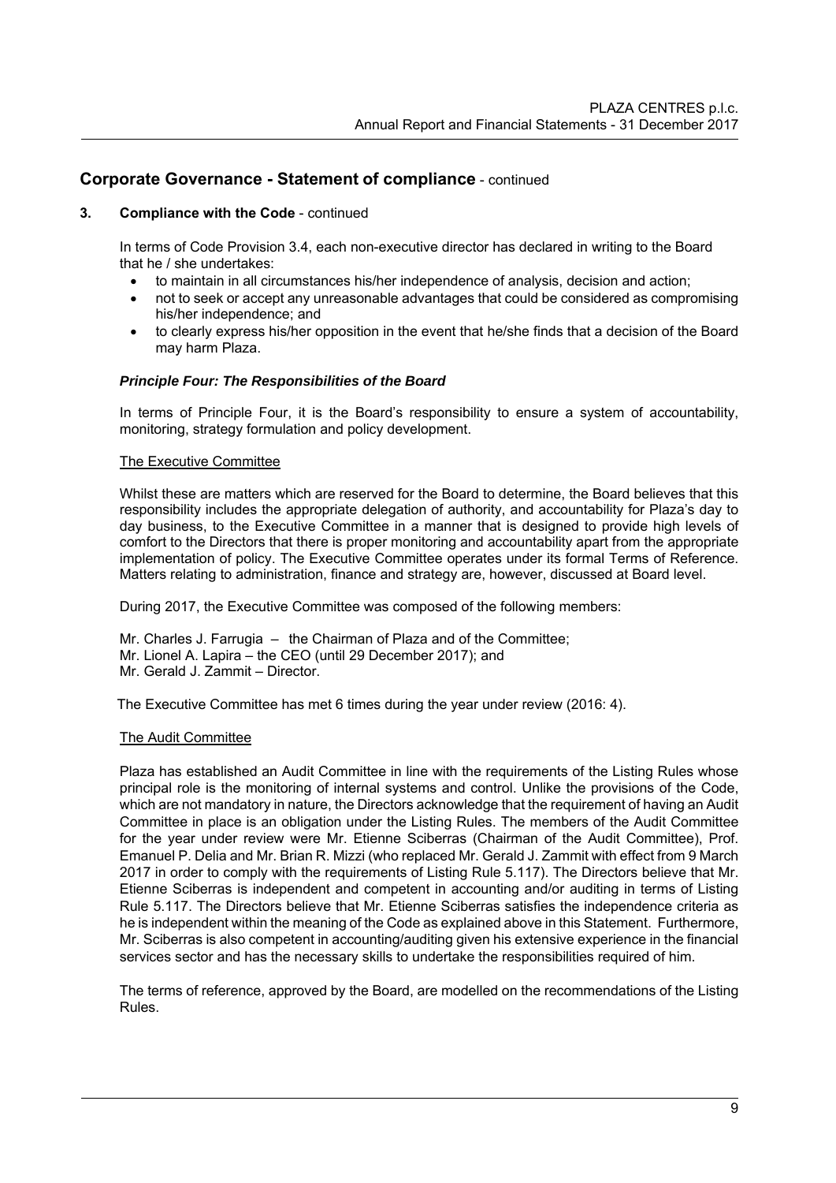## Corporate Governance - Statement of compliance - continued

### 3. Compliance with the Code - continued

In terms of Code Provision 3.4, each non-executive director has declared in writing to the Board that he / she undertakes:

- to maintain in all circumstances his/her independence of analysis, decision and action;
- not to seek or accept any unreasonable advantages that could be considered as compromising his/her independence; and
- to clearly express his/her opposition in the event that he/she finds that a decision of the Board may harm Plaza.

***Principle Four: The Responsibilities of the Board***

In terms of Principle Four, it is the Board's responsibility to ensure a system of accountability, monitoring, strategy formulation and policy development.

The Executive Committee

Whilst these are matters which are reserved for the Board to determine, the Board believes that this responsibility includes the appropriate delegation of authority, and accountability for Plaza's day to day business, to the Executive Committee in a manner that is designed to provide high levels of comfort to the Directors that there is proper monitoring and accountability apart from the appropriate implementation of policy. The Executive Committee operates under its formal Terms of Reference. Matters relating to administration, finance and strategy are, however, discussed at Board level.

During 2017, the Executive Committee was composed of the following members:

Mr. Charles J. Farrugia – the Chairman of Plaza and of the Committee;
Mr. Lionel A. Lapira – the CEO (until 29 December 2017); and
Mr. Gerald J. Zammit – Director.

The Executive Committee has met 6 times during the year under review (2016: 4).

The Audit Committee

Plaza has established an Audit Committee in line with the requirements of the Listing Rules whose principal role is the monitoring of internal systems and control. Unlike the provisions of the Code, which are not mandatory in nature, the Directors acknowledge that the requirement of having an Audit Committee in place is an obligation under the Listing Rules. The members of the Audit Committee for the year under review were Mr. Etienne Sciberras (Chairman of the Audit Committee), Prof. Emanuel P. Delia and Mr. Brian R. Mizzi (who replaced Mr. Gerald J. Zammit with effect from 9 March 2017 in order to comply with the requirements of Listing Rule 5.117). The Directors believe that Mr. Etienne Sciberras is independent and competent in accounting and/or auditing in terms of Listing Rule 5.117. The Directors believe that Mr. Etienne Sciberras satisfies the independence criteria as he is independent within the meaning of the Code as explained above in this Statement. Furthermore, Mr. Sciberras is also competent in accounting/auditing given his extensive experience in the financial services sector and has the necessary skills to undertake the responsibilities required of him.

The terms of reference, approved by the Board, are modelled on the recommendations of the Listing Rules.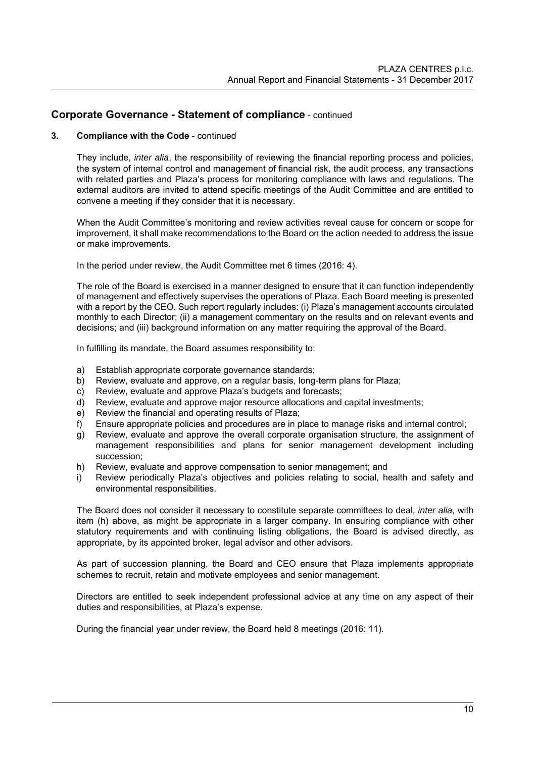## Corporate Governance - Statement of compliance - continued

### 3. Compliance with the Code - continued

They include, *inter alia*, the responsibility of reviewing the financial reporting process and policies, the system of internal control and management of financial risk, the audit process, any transactions with related parties and Plaza's process for monitoring compliance with laws and regulations. The external auditors are invited to attend specific meetings of the Audit Committee and are entitled to convene a meeting if they consider that it is necessary.

When the Audit Committee's monitoring and review activities reveal cause for concern or scope for improvement, it shall make recommendations to the Board on the action needed to address the issue or make improvements.

In the period under review, the Audit Committee met 6 times (2016: 4).

The role of the Board is exercised in a manner designed to ensure that it can function independently of management and effectively supervises the operations of Plaza. Each Board meeting is presented with a report by the CEO. Such report regularly includes: (i) Plaza's management accounts circulated monthly to each Director; (ii) a management commentary on the results and on relevant events and decisions; and (iii) background information on any matter requiring the approval of the Board.

In fulfilling its mandate, the Board assumes responsibility to:

a) Establish appropriate corporate governance standards;
b) Review, evaluate and approve, on a regular basis, long-term plans for Plaza;
c) Review, evaluate and approve Plaza's budgets and forecasts;
d) Review, evaluate and approve major resource allocations and capital investments;
e) Review the financial and operating results of Plaza;
f) Ensure appropriate policies and procedures are in place to manage risks and internal control;
g) Review, evaluate and approve the overall corporate organisation structure, the assignment of management responsibilities and plans for senior management development including succession;
h) Review, evaluate and approve compensation to senior management; and
i) Review periodically Plaza's objectives and policies relating to social, health and safety and environmental responsibilities.

The Board does not consider it necessary to constitute separate committees to deal, *inter alia*, with item (h) above, as might be appropriate in a larger company. In ensuring compliance with other statutory requirements and with continuing listing obligations, the Board is advised directly, as appropriate, by its appointed broker, legal advisor and other advisors.

As part of succession planning, the Board and CEO ensure that Plaza implements appropriate schemes to recruit, retain and motivate employees and senior management.

Directors are entitled to seek independent professional advice at any time on any aspect of their duties and responsibilities, at Plaza's expense.

During the financial year under review, the Board held 8 meetings (2016: 11).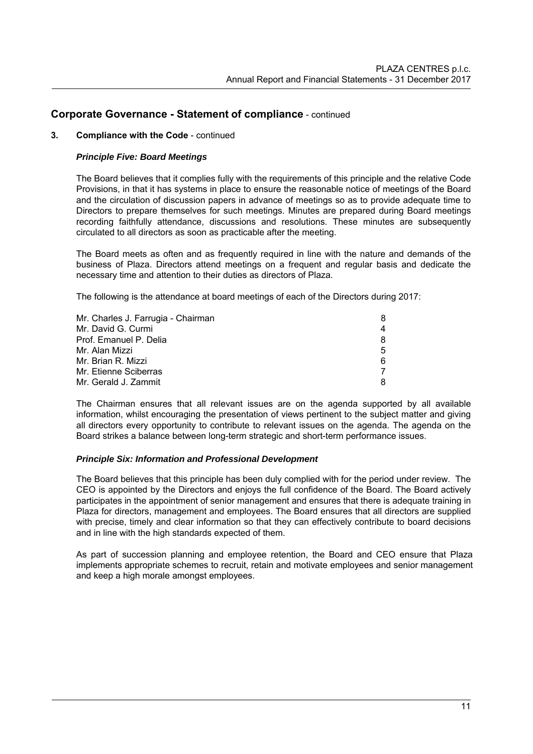## Corporate Governance - Statement of compliance - continued

### 3. Compliance with the Code - continued

***Principle Five: Board Meetings***

The Board believes that it complies fully with the requirements of this principle and the relative Code Provisions, in that it has systems in place to ensure the reasonable notice of meetings of the Board and the circulation of discussion papers in advance of meetings so as to provide adequate time to Directors to prepare themselves for such meetings. Minutes are prepared during Board meetings recording faithfully attendance, discussions and resolutions. These minutes are subsequently circulated to all directors as soon as practicable after the meeting.

The Board meets as often and as frequently required in line with the nature and demands of the business of Plaza. Directors attend meetings on a frequent and regular basis and dedicate the necessary time and attention to their duties as directors of Plaza.

The following is the attendance at board meetings of each of the Directors during 2017:

| | |
|---|---|
| Mr. Charles J. Farrugia - Chairman | 8 |
| Mr. David G. Curmi | 4 |
| Prof. Emanuel P. Delia | 8 |
| Mr. Alan Mizzi | 5 |
| Mr. Brian R. Mizzi | 6 |
| Mr. Etienne Sciberras | 7 |
| Mr. Gerald J. Zammit | 8 |

The Chairman ensures that all relevant issues are on the agenda supported by all available information, whilst encouraging the presentation of views pertinent to the subject matter and giving all directors every opportunity to contribute to relevant issues on the agenda. The agenda on the Board strikes a balance between long-term strategic and short-term performance issues.

***Principle Six: Information and Professional Development***

The Board believes that this principle has been duly complied with for the period under review. The CEO is appointed by the Directors and enjoys the full confidence of the Board. The Board actively participates in the appointment of senior management and ensures that there is adequate training in Plaza for directors, management and employees. The Board ensures that all directors are supplied with precise, timely and clear information so that they can effectively contribute to board decisions and in line with the high standards expected of them.

As part of succession planning and employee retention, the Board and CEO ensure that Plaza implements appropriate schemes to recruit, retain and motivate employees and senior management and keep a high morale amongst employees.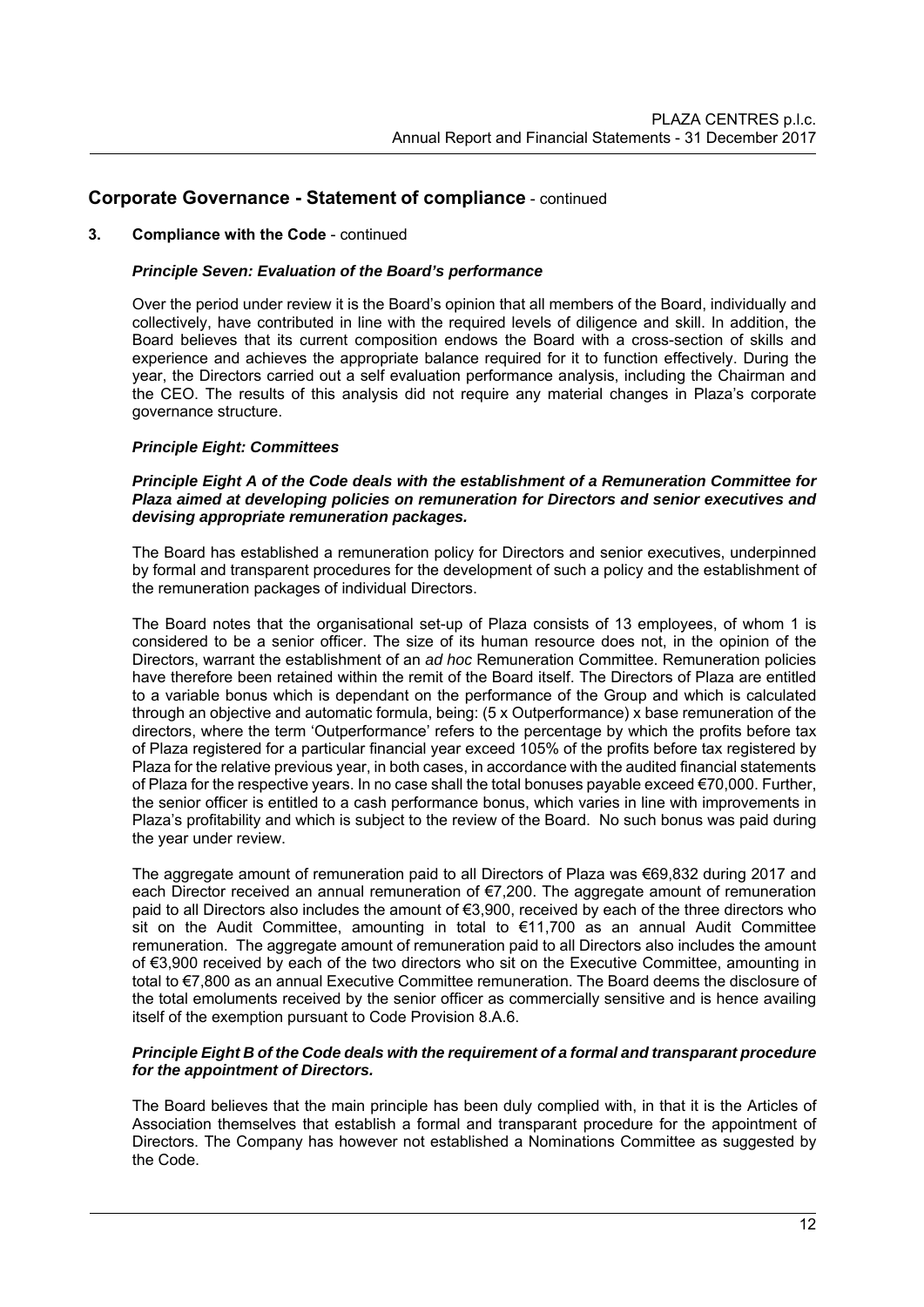## Corporate Governance - Statement of compliance - continued

### 3. Compliance with the Code - continued

***Principle Seven: Evaluation of the Board's performance***

Over the period under review it is the Board's opinion that all members of the Board, individually and collectively, have contributed in line with the required levels of diligence and skill. In addition, the Board believes that its current composition endows the Board with a cross-section of skills and experience and achieves the appropriate balance required for it to function effectively. During the year, the Directors carried out a self evaluation performance analysis, including the Chairman and the CEO. The results of this analysis did not require any material changes in Plaza's corporate governance structure.

***Principle Eight: Committees***

***Principle Eight A of the Code deals with the establishment of a Remuneration Committee for Plaza aimed at developing policies on remuneration for Directors and senior executives and devising appropriate remuneration packages.***

The Board has established a remuneration policy for Directors and senior executives, underpinned by formal and transparent procedures for the development of such a policy and the establishment of the remuneration packages of individual Directors.

The Board notes that the organisational set-up of Plaza consists of 13 employees, of whom 1 is considered to be a senior officer. The size of its human resource does not, in the opinion of the Directors, warrant the establishment of an *ad hoc* Remuneration Committee. Remuneration policies have therefore been retained within the remit of the Board itself. The Directors of Plaza are entitled to a variable bonus which is dependant on the performance of the Group and which is calculated through an objective and automatic formula, being: (5 x Outperformance) x base remuneration of the directors, where the term 'Outperformance' refers to the percentage by which the profits before tax of Plaza registered for a particular financial year exceed 105% of the profits before tax registered by Plaza for the relative previous year, in both cases, in accordance with the audited financial statements of Plaza for the respective years. In no case shall the total bonuses payable exceed €70,000. Further, the senior officer is entitled to a cash performance bonus, which varies in line with improvements in Plaza's profitability and which is subject to the review of the Board. No such bonus was paid during the year under review.

The aggregate amount of remuneration paid to all Directors of Plaza was €69,832 during 2017 and each Director received an annual remuneration of €7,200. The aggregate amount of remuneration paid to all Directors also includes the amount of €3,900, received by each of the three directors who sit on the Audit Committee, amounting in total to €11,700 as an annual Audit Committee remuneration. The aggregate amount of remuneration paid to all Directors also includes the amount of €3,900 received by each of the two directors who sit on the Executive Committee, amounting in total to €7,800 as an annual Executive Committee remuneration. The Board deems the disclosure of the total emoluments received by the senior officer as commercially sensitive and is hence availing itself of the exemption pursuant to Code Provision 8.A.6.

***Principle Eight B of the Code deals with the requirement of a formal and transparant procedure for the appointment of Directors.***

The Board believes that the main principle has been duly complied with, in that it is the Articles of Association themselves that establish a formal and transparant procedure for the appointment of Directors. The Company has however not established a Nominations Committee as suggested by the Code.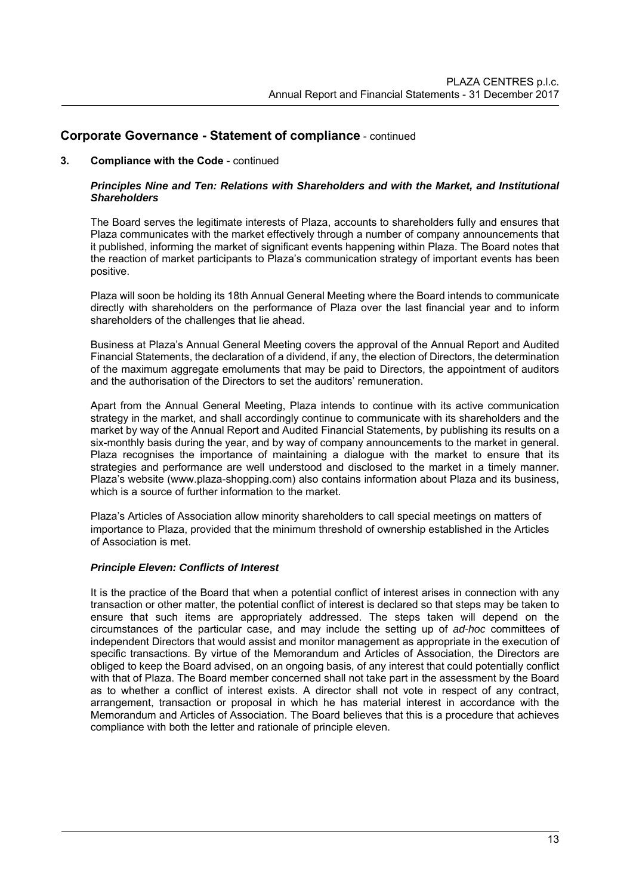## Corporate Governance - Statement of compliance - continued

### 3. Compliance with the Code - continued

***Principles Nine and Ten: Relations with Shareholders and with the Market, and Institutional Shareholders***

The Board serves the legitimate interests of Plaza, accounts to shareholders fully and ensures that Plaza communicates with the market effectively through a number of company announcements that it published, informing the market of significant events happening within Plaza. The Board notes that the reaction of market participants to Plaza's communication strategy of important events has been positive.

Plaza will soon be holding its 18th Annual General Meeting where the Board intends to communicate directly with shareholders on the performance of Plaza over the last financial year and to inform shareholders of the challenges that lie ahead.

Business at Plaza's Annual General Meeting covers the approval of the Annual Report and Audited Financial Statements, the declaration of a dividend, if any, the election of Directors, the determination of the maximum aggregate emoluments that may be paid to Directors, the appointment of auditors and the authorisation of the Directors to set the auditors' remuneration.

Apart from the Annual General Meeting, Plaza intends to continue with its active communication strategy in the market, and shall accordingly continue to communicate with its shareholders and the market by way of the Annual Report and Audited Financial Statements, by publishing its results on a six-monthly basis during the year, and by way of company announcements to the market in general. Plaza recognises the importance of maintaining a dialogue with the market to ensure that its strategies and performance are well understood and disclosed to the market in a timely manner. Plaza's website (www.plaza-shopping.com) also contains information about Plaza and its business, which is a source of further information to the market.

Plaza's Articles of Association allow minority shareholders to call special meetings on matters of importance to Plaza, provided that the minimum threshold of ownership established in the Articles of Association is met.

***Principle Eleven: Conflicts of Interest***

It is the practice of the Board that when a potential conflict of interest arises in connection with any transaction or other matter, the potential conflict of interest is declared so that steps may be taken to ensure that such items are appropriately addressed. The steps taken will depend on the circumstances of the particular case, and may include the setting up of *ad-hoc* committees of independent Directors that would assist and monitor management as appropriate in the execution of specific transactions. By virtue of the Memorandum and Articles of Association, the Directors are obliged to keep the Board advised, on an ongoing basis, of any interest that could potentially conflict with that of Plaza. The Board member concerned shall not take part in the assessment by the Board as to whether a conflict of interest exists. A director shall not vote in respect of any contract, arrangement, transaction or proposal in which he has material interest in accordance with the Memorandum and Articles of Association. The Board believes that this is a procedure that achieves compliance with both the letter and rationale of principle eleven.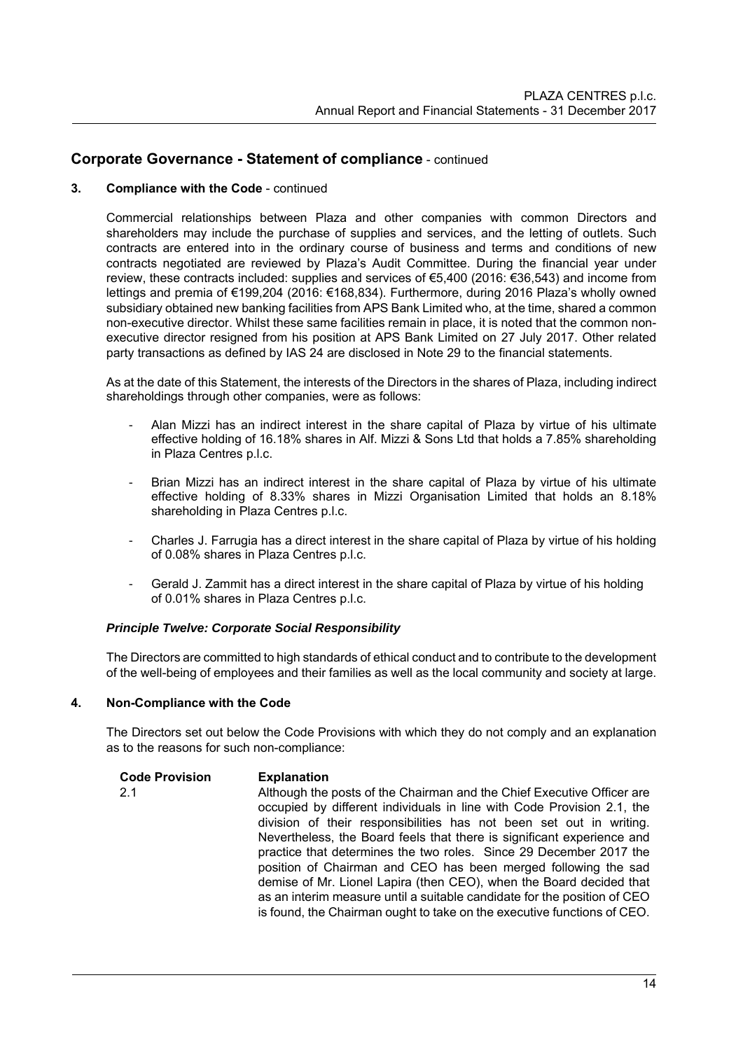## Corporate Governance - Statement of compliance - continued

### 3. Compliance with the Code - continued

Commercial relationships between Plaza and other companies with common Directors and shareholders may include the purchase of supplies and services, and the letting of outlets. Such contracts are entered into in the ordinary course of business and terms and conditions of new contracts negotiated are reviewed by Plaza's Audit Committee. During the financial year under review, these contracts included: supplies and services of €5,400 (2016: €36,543) and income from lettings and premia of €199,204 (2016: €168,834). Furthermore, during 2016 Plaza's wholly owned subsidiary obtained new banking facilities from APS Bank Limited who, at the time, shared a common non-executive director. Whilst these same facilities remain in place, it is noted that the common non-executive director resigned from his position at APS Bank Limited on 27 July 2017. Other related party transactions as defined by IAS 24 are disclosed in Note 29 to the financial statements.

As at the date of this Statement, the interests of the Directors in the shares of Plaza, including indirect shareholdings through other companies, were as follows:

- Alan Mizzi has an indirect interest in the share capital of Plaza by virtue of his ultimate effective holding of 16.18% shares in Alf. Mizzi & Sons Ltd that holds a 7.85% shareholding in Plaza Centres p.l.c.
- Brian Mizzi has an indirect interest in the share capital of Plaza by virtue of his ultimate effective holding of 8.33% shares in Mizzi Organisation Limited that holds an 8.18% shareholding in Plaza Centres p.l.c.
- Charles J. Farrugia has a direct interest in the share capital of Plaza by virtue of his holding of 0.08% shares in Plaza Centres p.l.c.
- Gerald J. Zammit has a direct interest in the share capital of Plaza by virtue of his holding of 0.01% shares in Plaza Centres p.l.c.

***Principle Twelve: Corporate Social Responsibility***

The Directors are committed to high standards of ethical conduct and to contribute to the development of the well-being of employees and their families as well as the local community and society at large.

### 4. Non-Compliance with the Code

The Directors set out below the Code Provisions with which they do not comply and an explanation as to the reasons for such non-compliance:

| Code Provision | Explanation |
|---|---|
| 2.1 | Although the posts of the Chairman and the Chief Executive Officer are occupied by different individuals in line with Code Provision 2.1, the division of their responsibilities has not been set out in writing. Nevertheless, the Board feels that there is significant experience and practice that determines the two roles. Since 29 December 2017 the position of Chairman and CEO has been merged following the sad demise of Mr. Lionel Lapira (then CEO), when the Board decided that as an interim measure until a suitable candidate for the position of CEO is found, the Chairman ought to take on the executive functions of CEO. |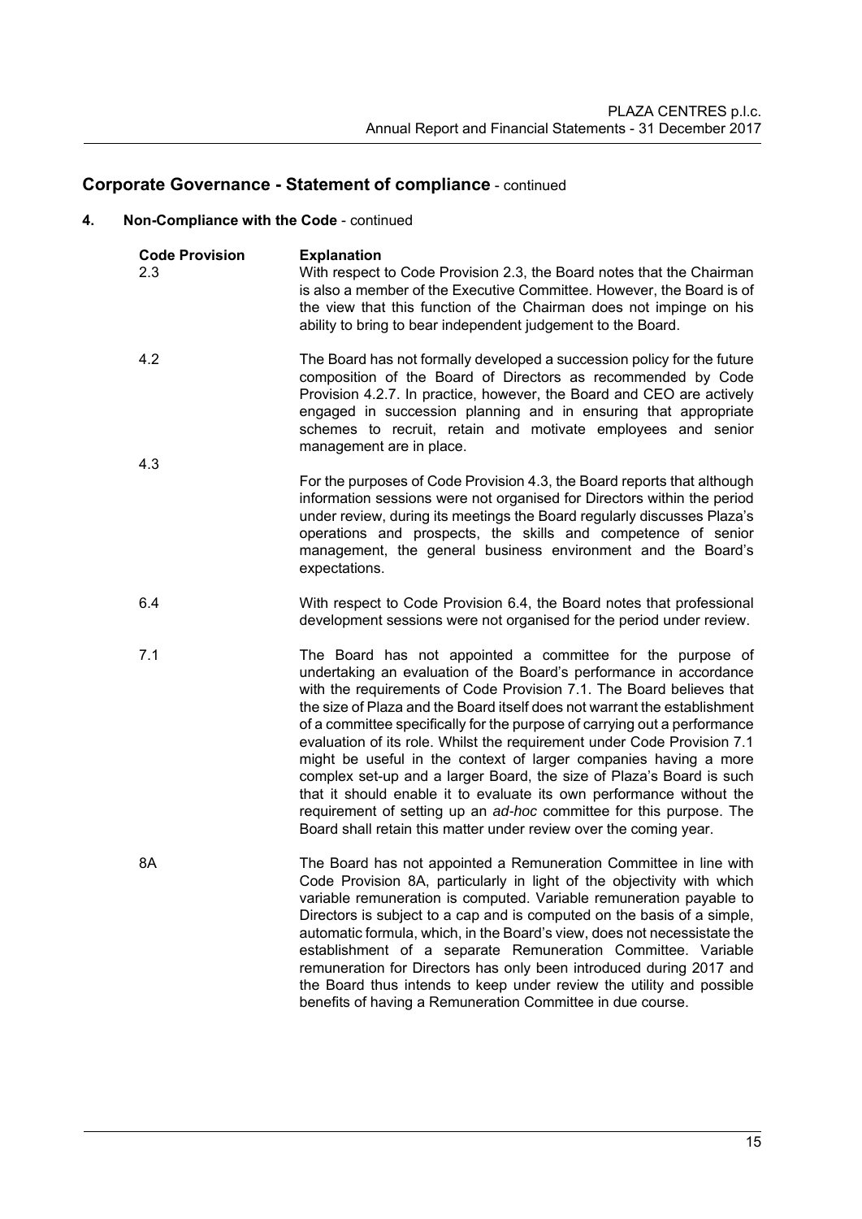## Corporate Governance - Statement of compliance - continued

### 4. Non-Compliance with the Code - continued

| Code Provision | Explanation |
|---|---|
| 2.3 | With respect to Code Provision 2.3, the Board notes that the Chairman is also a member of the Executive Committee. However, the Board is of the view that this function of the Chairman does not impinge on his ability to bring to bear independent judgement to the Board. |
| 4.2 | The Board has not formally developed a succession policy for the future composition of the Board of Directors as recommended by Code Provision 4.2.7. In practice, however, the Board and CEO are actively engaged in succession planning and in ensuring that appropriate schemes to recruit, retain and motivate employees and senior management are in place. |
| 4.3 | For the purposes of Code Provision 4.3, the Board reports that although information sessions were not organised for Directors within the period under review, during its meetings the Board regularly discusses Plaza's operations and prospects, the skills and competence of senior management, the general business environment and the Board's expectations. |
| 6.4 | With respect to Code Provision 6.4, the Board notes that professional development sessions were not organised for the period under review. |
| 7.1 | The Board has not appointed a committee for the purpose of undertaking an evaluation of the Board's performance in accordance with the requirements of Code Provision 7.1. The Board believes that the size of Plaza and the Board itself does not warrant the establishment of a committee specifically for the purpose of carrying out a performance evaluation of its role. Whilst the requirement under Code Provision 7.1 might be useful in the context of larger companies having a more complex set-up and a larger Board, the size of Plaza's Board is such that it should enable it to evaluate its own performance without the requirement of setting up an *ad-hoc* committee for this purpose. The Board shall retain this matter under review over the coming year. |
| 8A | The Board has not appointed a Remuneration Committee in line with Code Provision 8A, particularly in light of the objectivity with which variable remuneration is computed. Variable remuneration payable to Directors is subject to a cap and is computed on the basis of a simple, automatic formula, which, in the Board's view, does not necessistate the establishment of a separate Remuneration Committee. Variable remuneration for Directors has only been introduced during 2017 and the Board thus intends to keep under review the utility and possible benefits of having a Remuneration Committee in due course. |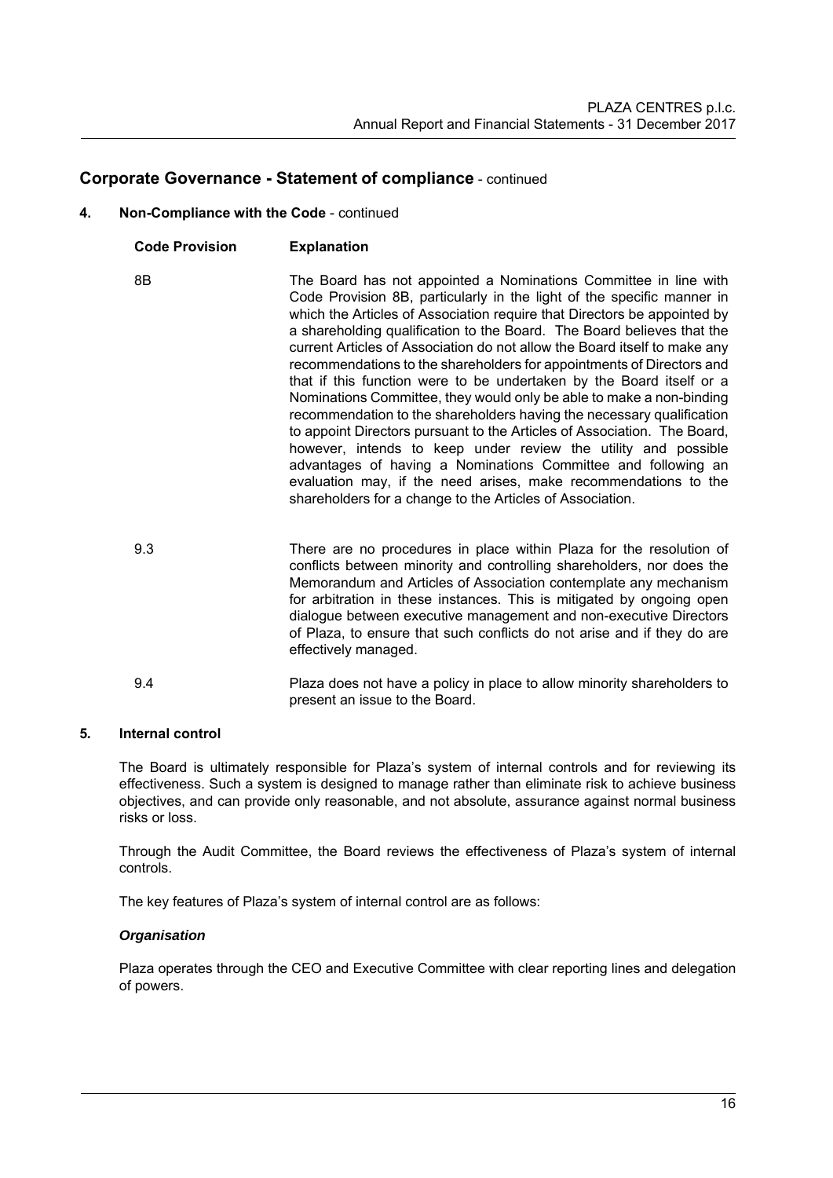## Corporate Governance - Statement of compliance - continued

### 4. Non-Compliance with the Code - continued

| Code Provision | Explanation |
|---|---|
| 8B | The Board has not appointed a Nominations Committee in line with Code Provision 8B, particularly in the light of the specific manner in which the Articles of Association require that Directors be appointed by a shareholding qualification to the Board. The Board believes that the current Articles of Association do not allow the Board itself to make any recommendations to the shareholders for appointments of Directors and that if this function were to be undertaken by the Board itself or a Nominations Committee, they would only be able to make a non-binding recommendation to the shareholders having the necessary qualification to appoint Directors pursuant to the Articles of Association. The Board, however, intends to keep under review the utility and possible advantages of having a Nominations Committee and following an evaluation may, if the need arises, make recommendations to the shareholders for a change to the Articles of Association. |
| 9.3 | There are no procedures in place within Plaza for the resolution of conflicts between minority and controlling shareholders, nor does the Memorandum and Articles of Association contemplate any mechanism for arbitration in these instances. This is mitigated by ongoing open dialogue between executive management and non-executive Directors of Plaza, to ensure that such conflicts do not arise and if they do are effectively managed. |
| 9.4 | Plaza does not have a policy in place to allow minority shareholders to present an issue to the Board. |

### 5. Internal control

The Board is ultimately responsible for Plaza's system of internal controls and for reviewing its effectiveness. Such a system is designed to manage rather than eliminate risk to achieve business objectives, and can provide only reasonable, and not absolute, assurance against normal business risks or loss.

Through the Audit Committee, the Board reviews the effectiveness of Plaza's system of internal controls.

The key features of Plaza's system of internal control are as follows:

***Organisation***

Plaza operates through the CEO and Executive Committee with clear reporting lines and delegation of powers.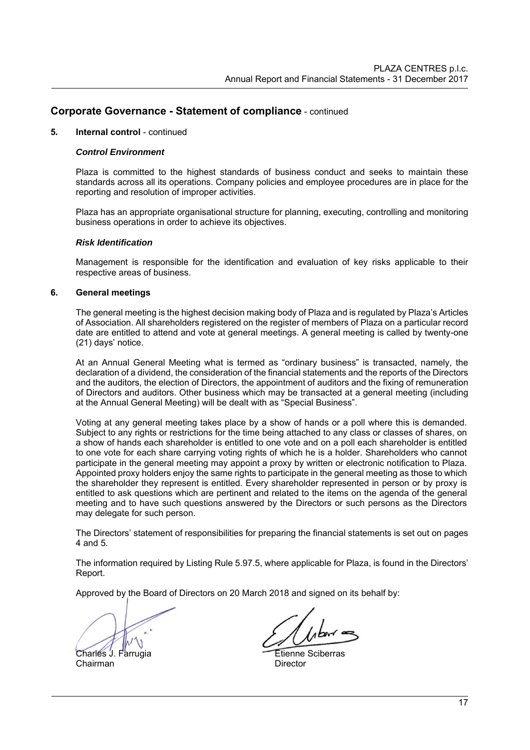## Corporate Governance - Statement of compliance - continued

### 5. Internal control - continued

***Control Environment***

Plaza is committed to the highest standards of business conduct and seeks to maintain these standards across all its operations. Company policies and employee procedures are in place for the reporting and resolution of improper activities.

Plaza has an appropriate organisational structure for planning, executing, controlling and monitoring business operations in order to achieve its objectives.

***Risk Identification***

Management is responsible for the identification and evaluation of key risks applicable to their respective areas of business.

### 6. General meetings

The general meeting is the highest decision making body of Plaza and is regulated by Plaza's Articles of Association. All shareholders registered on the register of members of Plaza on a particular record date are entitled to attend and vote at general meetings. A general meeting is called by twenty-one (21) days' notice.

At an Annual General Meeting what is termed as "ordinary business" is transacted, namely, the declaration of a dividend, the consideration of the financial statements and the reports of the Directors and the auditors, the election of Directors, the appointment of auditors and the fixing of remuneration of Directors and auditors. Other business which may be transacted at a general meeting (including at the Annual General Meeting) will be dealt with as "Special Business".

Voting at any general meeting takes place by a show of hands or a poll where this is demanded. Subject to any rights or restrictions for the time being attached to any class or classes of shares, on a show of hands each shareholder is entitled to one vote and on a poll each shareholder is entitled to one vote for each share carrying voting rights of which he is a holder. Shareholders who cannot participate in the general meeting may appoint a proxy by written or electronic notification to Plaza. Appointed proxy holders enjoy the same rights to participate in the general meeting as those to which the shareholder they represent is entitled. Every shareholder represented in person or by proxy is entitled to ask questions which are pertinent and related to the items on the agenda of the general meeting and to have such questions answered by the Directors or such persons as the Directors may delegate for such person.

The Directors' statement of responsibilities for preparing the financial statements is set out on pages 4 and 5.

The information required by Listing Rule 5.97.5, where applicable for Plaza, is found in the Directors' Report.

Approved by the Board of Directors on 20 March 2018 and signed on its behalf by:

Charles J. Farrugia
Chairman

Etienne Sciberras
Director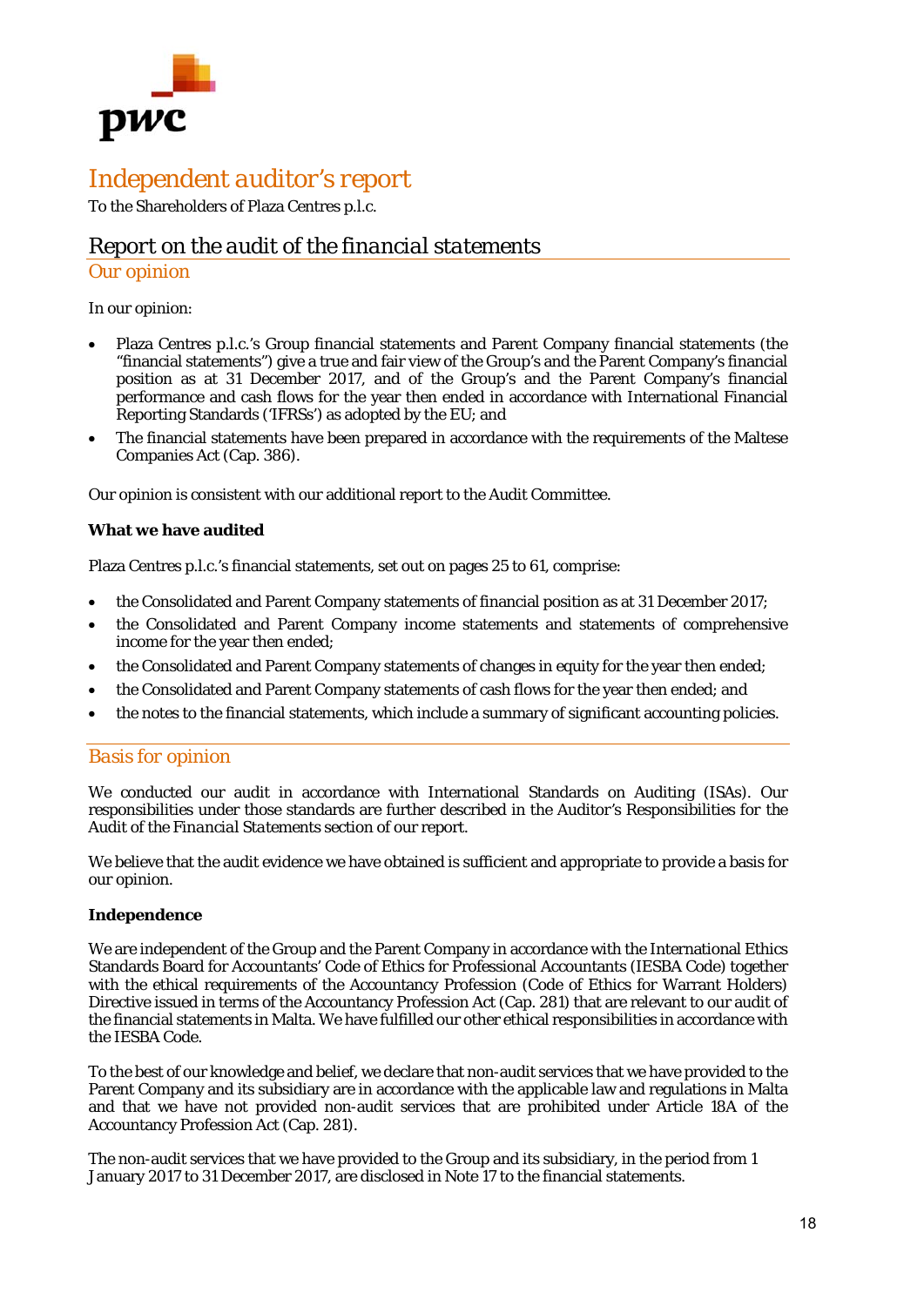# Independent auditor's report

To the Shareholders of Plaza Centres p.l.c.

## Report on the audit of the financial statements

### Our opinion

In our opinion:

- Plaza Centres p.l.c.'s Group financial statements and Parent Company financial statements (the "financial statements") give a true and fair view of the Group's and the Parent Company's financial position as at 31 December 2017, and of the Group's and the Parent Company's financial performance and cash flows for the year then ended in accordance with International Financial Reporting Standards ('IFRSs') as adopted by the EU; and
- The financial statements have been prepared in accordance with the requirements of the Maltese Companies Act (Cap. 386).

Our opinion is consistent with our additional report to the Audit Committee.

**What we have audited**

Plaza Centres p.l.c.'s financial statements, set out on pages 25 to 61, comprise:

- the Consolidated and Parent Company statements of financial position as at 31 December 2017;
- the Consolidated and Parent Company income statements and statements of comprehensive income for the year then ended;
- the Consolidated and Parent Company statements of changes in equity for the year then ended;
- the Consolidated and Parent Company statements of cash flows for the year then ended; and
- the notes to the financial statements, which include a summary of significant accounting policies.

### Basis for opinion

We conducted our audit in accordance with International Standards on Auditing (ISAs). Our responsibilities under those standards are further described in the Auditor's Responsibilities for the Audit of the *Financial Statements* section of our report.

We believe that the audit evidence we have obtained is sufficient and appropriate to provide a basis for our opinion.

**Independence**

We are independent of the Group and the Parent Company in accordance with the International Ethics Standards Board for Accountants' Code of Ethics for Professional Accountants (IESBA Code) together with the ethical requirements of the Accountancy Profession (Code of Ethics for Warrant Holders) Directive issued in terms of the Accountancy Profession Act (Cap. 281) that are relevant to our audit of the financial statements in Malta. We have fulfilled our other ethical responsibilities in accordance with the IESBA Code.

To the best of our knowledge and belief, we declare that non-audit services that we have provided to the Parent Company and its subsidiary are in accordance with the applicable law and regulations in Malta and that we have not provided non-audit services that are prohibited under Article 18A of the Accountancy Profession Act (Cap. 281).

The non-audit services that we have provided to the Group and its subsidiary, in the period from 1 January 2017 to 31 December 2017, are disclosed in Note 17 to the financial statements.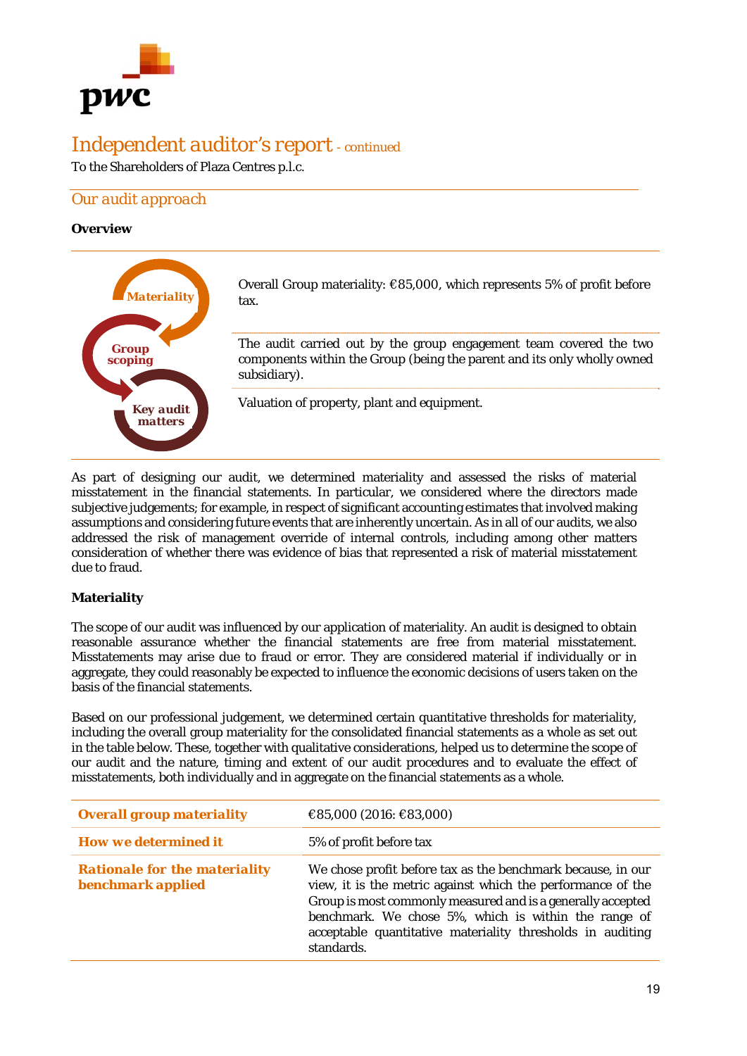# Independent auditor's report - continued

To the Shareholders of Plaza Centres p.l.c.

## Our audit approach

**Overview**

| | |
|---|---|
| **Materiality** | Overall Group materiality: €85,000, which represents 5% of profit before tax. |
| **Group scoping** | The audit carried out by the group engagement team covered the two components within the Group (being the parent and its only wholly owned subsidiary). |
| **Key audit matters** | Valuation of property, plant and equipment. |

As part of designing our audit, we determined materiality and assessed the risks of material misstatement in the financial statements. In particular, we considered where the directors made subjective judgements; for example, in respect of significant accounting estimates that involved making assumptions and considering future events that are inherently uncertain. As in all of our audits, we also addressed the risk of management override of internal controls, including among other matters consideration of whether there was evidence of bias that represented a risk of material misstatement due to fraud.

**Materiality**

The scope of our audit was influenced by our application of materiality. An audit is designed to obtain reasonable assurance whether the financial statements are free from material misstatement. Misstatements may arise due to fraud or error. They are considered material if individually or in aggregate, they could reasonably be expected to influence the economic decisions of users taken on the basis of the financial statements.

Based on our professional judgement, we determined certain quantitative thresholds for materiality, including the overall group materiality for the consolidated financial statements as a whole as set out in the table below. These, together with qualitative considerations, helped us to determine the scope of our audit and the nature, timing and extent of our audit procedures and to evaluate the effect of misstatements, both individually and in aggregate on the financial statements as a whole.

| | |
|---|---|
| **Overall group materiality** | €85,000 (2016: €83,000) |
| **How we determined it** | 5% of profit before tax |
| **Rationale for the materiality benchmark applied** | We chose profit before tax as the benchmark because, in our view, it is the metric against which the performance of the Group is most commonly measured and is a generally accepted benchmark. We chose 5%, which is within the range of acceptable quantitative materiality thresholds in auditing standards. |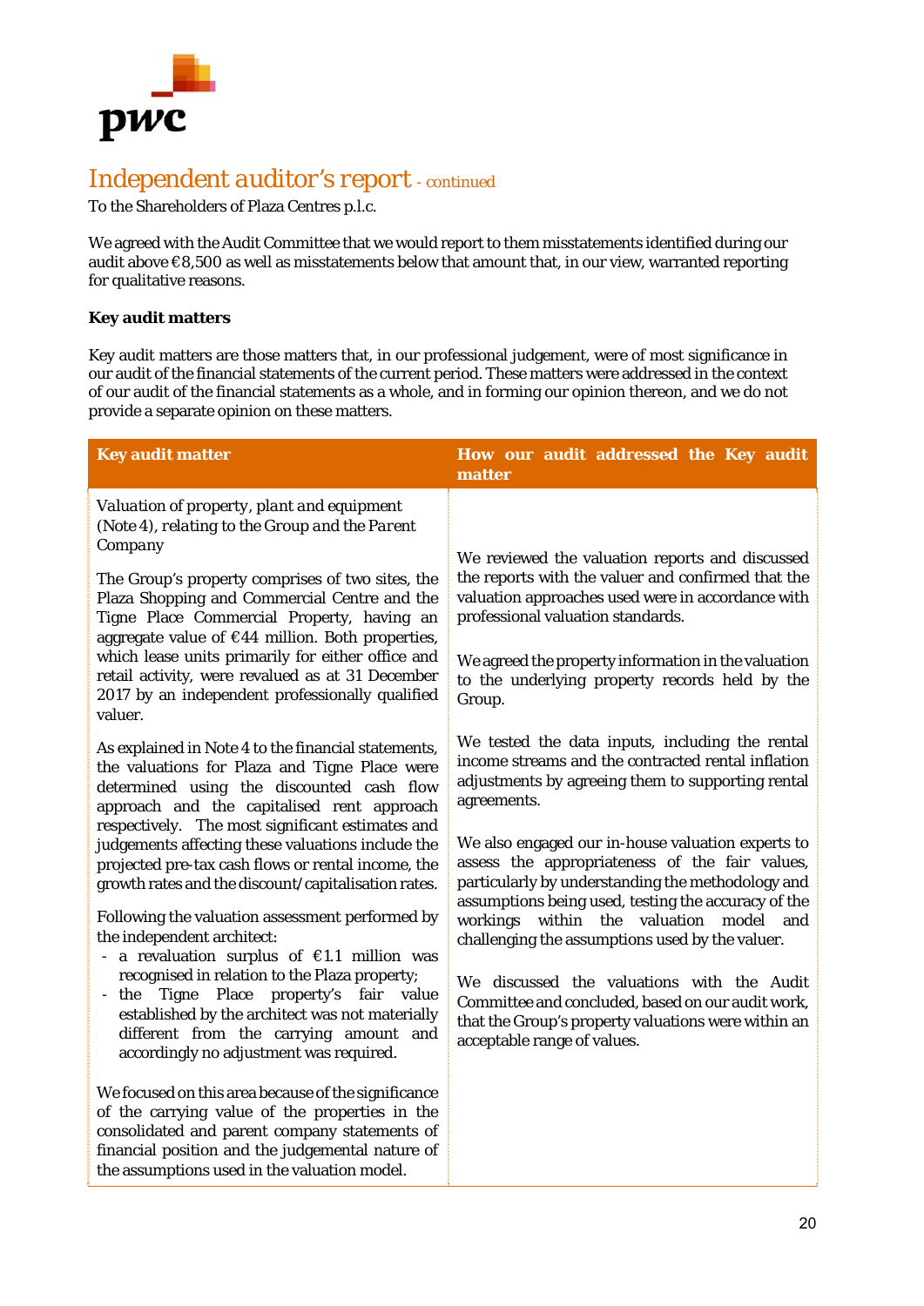# Independent auditor's report - continued

To the Shareholders of Plaza Centres p.l.c.

We agreed with the Audit Committee that we would report to them misstatements identified during our audit above €8,500 as well as misstatements below that amount that, in our view, warranted reporting for qualitative reasons.

**Key audit matters**

Key audit matters are those matters that, in our professional judgement, were of most significance in our audit of the financial statements of the current period. These matters were addressed in the context of our audit of the financial statements as a whole, and in forming our opinion thereon, and we do not provide a separate opinion on these matters.

| Key audit matter | How our audit addressed the Key audit matter |
|---|---|
| *Valuation of property, plant and equipment (Note 4), relating to the Group and the Parent Company*<br><br>The Group's property comprises of two sites, the Plaza Shopping and Commercial Centre and the Tigne Place Commercial Property, having an aggregate value of €44 million. Both properties, which lease units primarily for either office and retail activity, were revalued as at 31 December 2017 by an independent professionally qualified valuer.<br><br>As explained in Note 4 to the financial statements, the valuations for Plaza and Tigne Place were determined using the discounted cash flow approach and the capitalised rent approach respectively. The most significant estimates and judgements affecting these valuations include the projected pre-tax cash flows or rental income, the growth rates and the discount/capitalisation rates.<br><br>Following the valuation assessment performed by the independent architect:<br>- a revaluation surplus of €1.1 million was recognised in relation to the Plaza property;<br>- the Tigne Place property's fair value established by the architect was not materially different from the carrying amount and accordingly no adjustment was required.<br><br>We focused on this area because of the significance of the carrying value of the properties in the consolidated and parent company statements of financial position and the judgemental nature of the assumptions used in the valuation model. | We reviewed the valuation reports and discussed the reports with the valuer and confirmed that the valuation approaches used were in accordance with professional valuation standards.<br><br>We agreed the property information in the valuation to the underlying property records held by the Group.<br><br>We tested the data inputs, including the rental income streams and the contracted rental inflation adjustments by agreeing them to supporting rental agreements.<br><br>We also engaged our in-house valuation experts to assess the appropriateness of the fair values, particularly by understanding the methodology and assumptions being used, testing the accuracy of the workings within the valuation model and challenging the assumptions used by the valuer.<br><br>We discussed the valuations with the Audit Committee and concluded, based on our audit work, that the Group's property valuations were within an acceptable range of values. |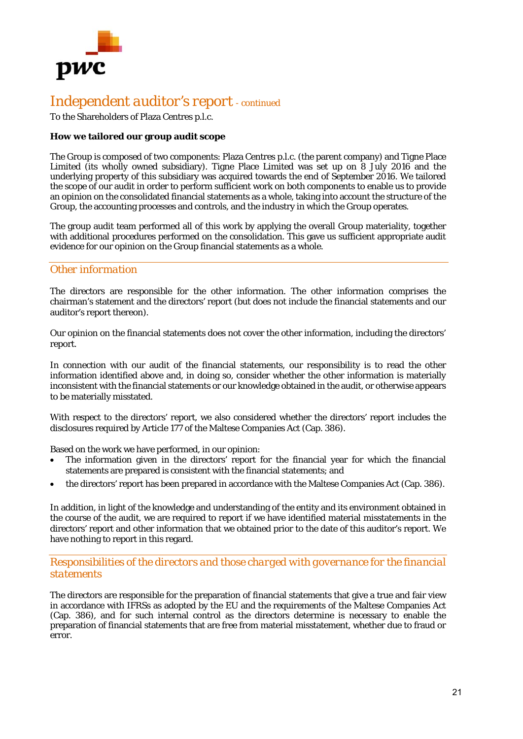# Independent auditor's report - continued

To the Shareholders of Plaza Centres p.l.c.

**How we tailored our group audit scope**

The Group is composed of two components: Plaza Centres p.l.c. (the parent company) and Tigne Place Limited (its wholly owned subsidiary). Tigne Place Limited was set up on 8 July 2016 and the underlying property of this subsidiary was acquired towards the end of September 2016. We tailored the scope of our audit in order to perform sufficient work on both components to enable us to provide an opinion on the consolidated financial statements as a whole, taking into account the structure of the Group, the accounting processes and controls, and the industry in which the Group operates.

The group audit team performed all of this work by applying the overall Group materiality, together with additional procedures performed on the consolidation. This gave us sufficient appropriate audit evidence for our opinion on the Group financial statements as a whole.

## *Other information*

The directors are responsible for the other information. The other information comprises the chairman's statement and the directors' report (but does not include the financial statements and our auditor's report thereon).

Our opinion on the financial statements does not cover the other information, including the directors' report.

In connection with our audit of the financial statements, our responsibility is to read the other information identified above and, in doing so, consider whether the other information is materially inconsistent with the financial statements or our knowledge obtained in the audit, or otherwise appears to be materially misstated.

With respect to the directors' report, we also considered whether the directors' report includes the disclosures required by Article 177 of the Maltese Companies Act (Cap. 386).

Based on the work we have performed, in our opinion:

- The information given in the directors' report for the financial year for which the financial statements are prepared is consistent with the financial statements; and
- the directors' report has been prepared in accordance with the Maltese Companies Act (Cap. 386).

In addition, in light of the knowledge and understanding of the entity and its environment obtained in the course of the audit, we are required to report if we have identified material misstatements in the directors' report and other information that we obtained prior to the date of this auditor's report. We have nothing to report in this regard.

## *Responsibilities of the directors and those charged with governance for the financial statements*

The directors are responsible for the preparation of financial statements that give a true and fair view in accordance with IFRSs as adopted by the EU and the requirements of the Maltese Companies Act (Cap. 386), and for such internal control as the directors determine is necessary to enable the preparation of financial statements that are free from material misstatement, whether due to fraud or error.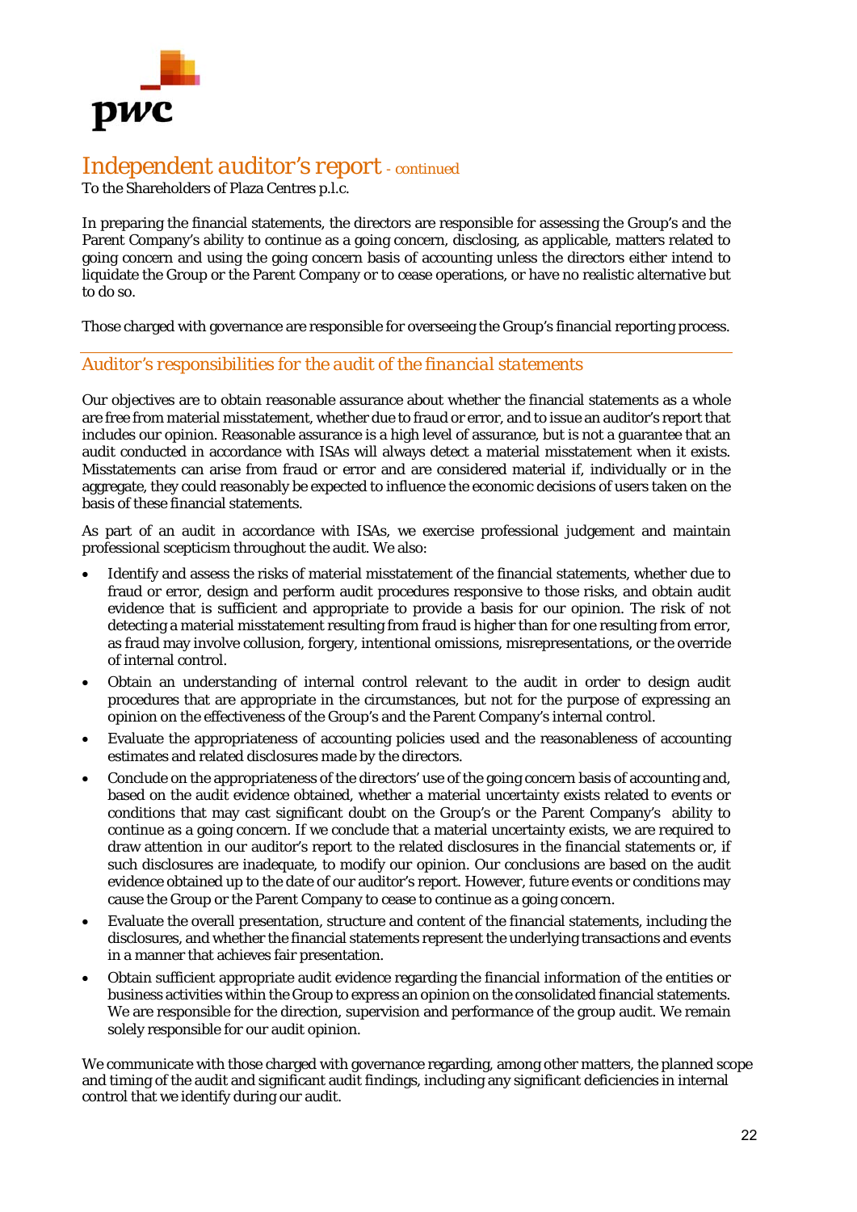# Independent auditor's report - *continued*

To the Shareholders of Plaza Centres p.l.c.

In preparing the financial statements, the directors are responsible for assessing the Group's and the Parent Company's ability to continue as a going concern, disclosing, as applicable, matters related to going concern and using the going concern basis of accounting unless the directors either intend to liquidate the Group or the Parent Company or to cease operations, or have no realistic alternative but to do so.

Those charged with governance are responsible for overseeing the Group's financial reporting process.

## *Auditor's responsibilities for the audit of the financial statements*

Our objectives are to obtain reasonable assurance about whether the financial statements as a whole are free from material misstatement, whether due to fraud or error, and to issue an auditor's report that includes our opinion. Reasonable assurance is a high level of assurance, but is not a guarantee that an audit conducted in accordance with ISAs will always detect a material misstatement when it exists. Misstatements can arise from fraud or error and are considered material if, individually or in the aggregate, they could reasonably be expected to influence the economic decisions of users taken on the basis of these financial statements.

As part of an audit in accordance with ISAs, we exercise professional judgement and maintain professional scepticism throughout the audit. We also:

- Identify and assess the risks of material misstatement of the financial statements, whether due to fraud or error, design and perform audit procedures responsive to those risks, and obtain audit evidence that is sufficient and appropriate to provide a basis for our opinion. The risk of not detecting a material misstatement resulting from fraud is higher than for one resulting from error, as fraud may involve collusion, forgery, intentional omissions, misrepresentations, or the override of internal control.
- Obtain an understanding of internal control relevant to the audit in order to design audit procedures that are appropriate in the circumstances, but not for the purpose of expressing an opinion on the effectiveness of the Group's and the Parent Company's internal control.
- Evaluate the appropriateness of accounting policies used and the reasonableness of accounting estimates and related disclosures made by the directors.
- Conclude on the appropriateness of the directors' use of the going concern basis of accounting and, based on the audit evidence obtained, whether a material uncertainty exists related to events or conditions that may cast significant doubt on the Group's or the Parent Company's ability to continue as a going concern. If we conclude that a material uncertainty exists, we are required to draw attention in our auditor's report to the related disclosures in the financial statements or, if such disclosures are inadequate, to modify our opinion. Our conclusions are based on the audit evidence obtained up to the date of our auditor's report. However, future events or conditions may cause the Group or the Parent Company to cease to continue as a going concern.
- Evaluate the overall presentation, structure and content of the financial statements, including the disclosures, and whether the financial statements represent the underlying transactions and events in a manner that achieves fair presentation.
- Obtain sufficient appropriate audit evidence regarding the financial information of the entities or business activities within the Group to express an opinion on the consolidated financial statements. We are responsible for the direction, supervision and performance of the group audit. We remain solely responsible for our audit opinion.

We communicate with those charged with governance regarding, among other matters, the planned scope and timing of the audit and significant audit findings, including any significant deficiencies in internal control that we identify during our audit.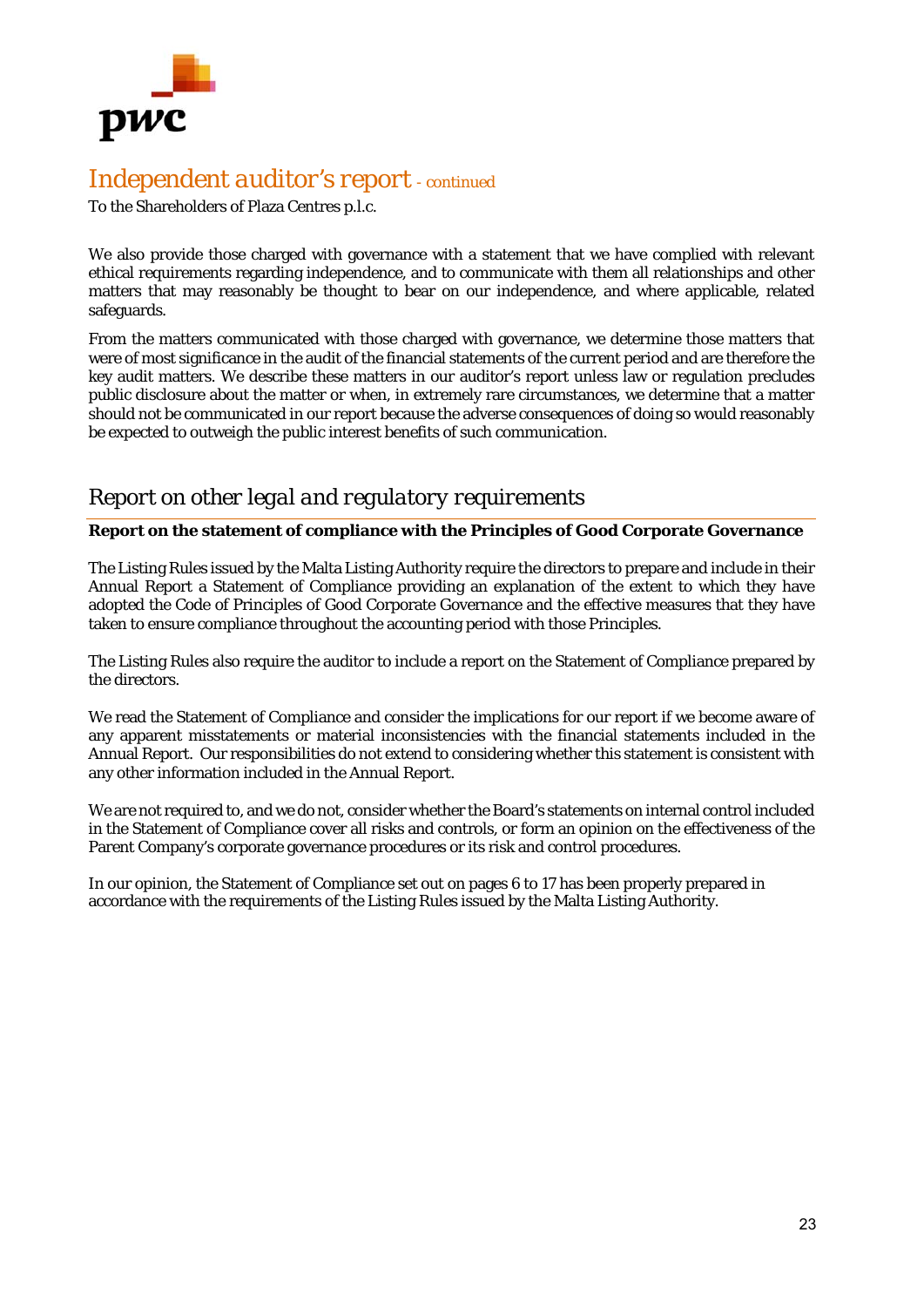# *Independent auditor's report - continued*

To the Shareholders of Plaza Centres p.l.c.

We also provide those charged with governance with a statement that we have complied with relevant ethical requirements regarding independence, and to communicate with them all relationships and other matters that may reasonably be thought to bear on our independence, and where applicable, related safeguards.

From the matters communicated with those charged with governance, we determine those matters that were of most significance in the audit of the financial statements of the current period and are therefore the key audit matters. We describe these matters in our auditor's report unless law or regulation precludes public disclosure about the matter or when, in extremely rare circumstances, we determine that a matter should not be communicated in our report because the adverse consequences of doing so would reasonably be expected to outweigh the public interest benefits of such communication.

## *Report on other legal and regulatory requirements*

**Report on the statement of compliance with the Principles of Good Corporate Governance**

The Listing Rules issued by the Malta Listing Authority require the directors to prepare and include in their Annual Report a Statement of Compliance providing an explanation of the extent to which they have adopted the Code of Principles of Good Corporate Governance and the effective measures that they have taken to ensure compliance throughout the accounting period with those Principles.

The Listing Rules also require the auditor to include a report on the Statement of Compliance prepared by the directors.

We read the Statement of Compliance and consider the implications for our report if we become aware of any apparent misstatements or material inconsistencies with the financial statements included in the Annual Report. Our responsibilities do not extend to considering whether this statement is consistent with any other information included in the Annual Report.

We are not required to, and we do not, consider whether the Board's statements on internal control included in the Statement of Compliance cover all risks and controls, or form an opinion on the effectiveness of the Parent Company's corporate governance procedures or its risk and control procedures.

In our opinion, the Statement of Compliance set out on pages 6 to 17 has been properly prepared in accordance with the requirements of the Listing Rules issued by the Malta Listing Authority.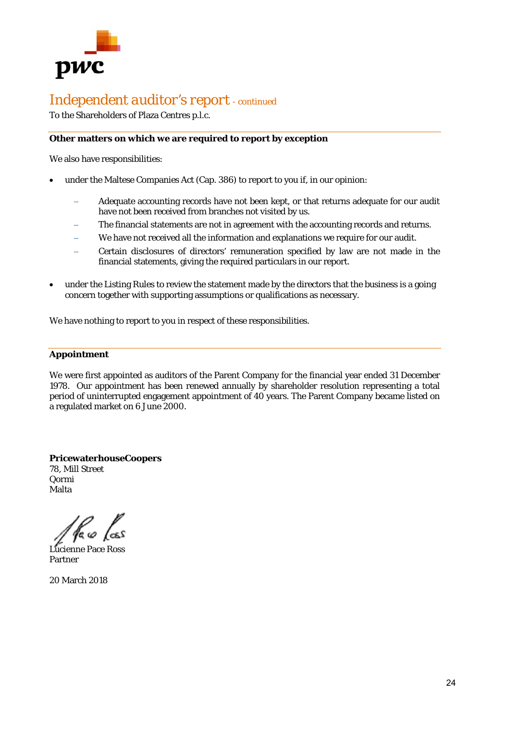# Independent auditor's report - continued

To the Shareholders of Plaza Centres p.l.c.

**Other matters on which we are required to report by exception**

We also have responsibilities:

- under the Maltese Companies Act (Cap. 386) to report to you if, in our opinion:
  - Adequate accounting records have not been kept, or that returns adequate for our audit have not been received from branches not visited by us.
  - The financial statements are not in agreement with the accounting records and returns.
  - We have not received all the information and explanations we require for our audit.
  - Certain disclosures of directors' remuneration specified by law are not made in the financial statements, giving the required particulars in our report.
- under the Listing Rules to review the statement made by the directors that the business is a going concern together with supporting assumptions or qualifications as necessary.

We have nothing to report to you in respect of these responsibilities.

**Appointment**

We were first appointed as auditors of the Parent Company for the financial year ended 31 December 1978. Our appointment has been renewed annually by shareholder resolution representing a total period of uninterrupted engagement appointment of 40 years. The Parent Company became listed on a regulated market on 6 June 2000.

**PricewaterhouseCoopers**
78, Mill Street
Qormi
Malta

Lucienne Pace Ross
Partner

20 March 2018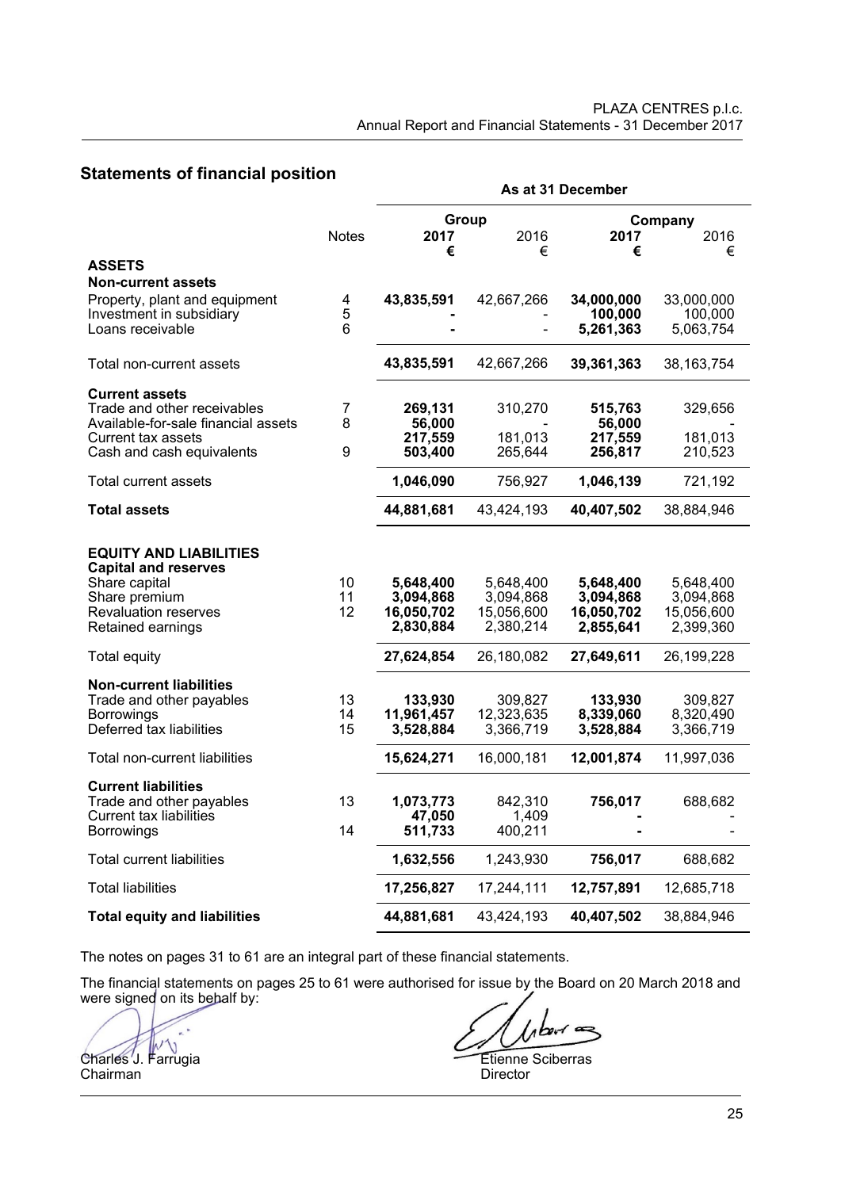## Statements of financial position

| | Notes | As at 31 December | | | |
|---|---|---|---|---|---|
| | | Group | | Company | |
| | | **2017** | 2016 | **2017** | 2016 |
| | | **€** | € | **€** | € |
| **ASSETS** | | | | | |
| **Non-current assets** | | | | | |
| Property, plant and equipment | 4 | **43,835,591** | 42,667,266 | **34,000,000** | 33,000,000 |
| Investment in subsidiary | 5 | **-** | - | **100,000** | 100,000 |
| Loans receivable | 6 | **-** | - | **5,261,363** | 5,063,754 |
| Total non-current assets | | **43,835,591** | 42,667,266 | **39,361,363** | 38,163,754 |
| **Current assets** | | | | | |
| Trade and other receivables | 7 | **269,131** | 310,270 | **515,763** | 329,656 |
| Available-for-sale financial assets | 8 | **56,000** | - | **56,000** | - |
| Current tax assets | | **217,559** | 181,013 | **217,559** | 181,013 |
| Cash and cash equivalents | 9 | **503,400** | 265,644 | **256,817** | 210,523 |
| Total current assets | | **1,046,090** | 756,927 | **1,046,139** | 721,192 |
| **Total assets** | | **44,881,681** | 43,424,193 | **40,407,502** | 38,884,946 |
| **EQUITY AND LIABILITIES** | | | | | |
| **Capital and reserves** | | | | | |
| Share capital | 10 | **5,648,400** | 5,648,400 | **5,648,400** | 5,648,400 |
| Share premium | 11 | **3,094,868** | 3,094,868 | **3,094,868** | 3,094,868 |
| Revaluation reserves | 12 | **16,050,702** | 15,056,600 | **16,050,702** | 15,056,600 |
| Retained earnings | | **2,830,884** | 2,380,214 | **2,855,641** | 2,399,360 |
| Total equity | | **27,624,854** | 26,180,082 | **27,649,611** | 26,199,228 |
| **Non-current liabilities** | | | | | |
| Trade and other payables | 13 | **133,930** | 309,827 | **133,930** | 309,827 |
| Borrowings | 14 | **11,961,457** | 12,323,635 | **8,339,060** | 8,320,490 |
| Deferred tax liabilities | 15 | **3,528,884** | 3,366,719 | **3,528,884** | 3,366,719 |
| Total non-current liabilities | | **15,624,271** | 16,000,181 | **12,001,874** | 11,997,036 |
| **Current liabilities** | | | | | |
| Trade and other payables | 13 | **1,073,773** | 842,310 | **756,017** | 688,682 |
| Current tax liabilities | | **47,050** | 1,409 | **-** | - |
| Borrowings | 14 | **511,733** | 400,211 | **-** | - |
| Total current liabilities | | **1,632,556** | 1,243,930 | **756,017** | 688,682 |
| Total liabilities | | **17,256,827** | 17,244,111 | **12,757,891** | 12,685,718 |
| **Total equity and liabilities** | | **44,881,681** | 43,424,193 | **40,407,502** | 38,884,946 |

The notes on pages 31 to 61 are an integral part of these financial statements.

The financial statements on pages 25 to 61 were authorised for issue by the Board on 20 March 2018 and were signed on its behalf by:

Charles J. Farrugia
Chairman

Etienne Sciberras
Director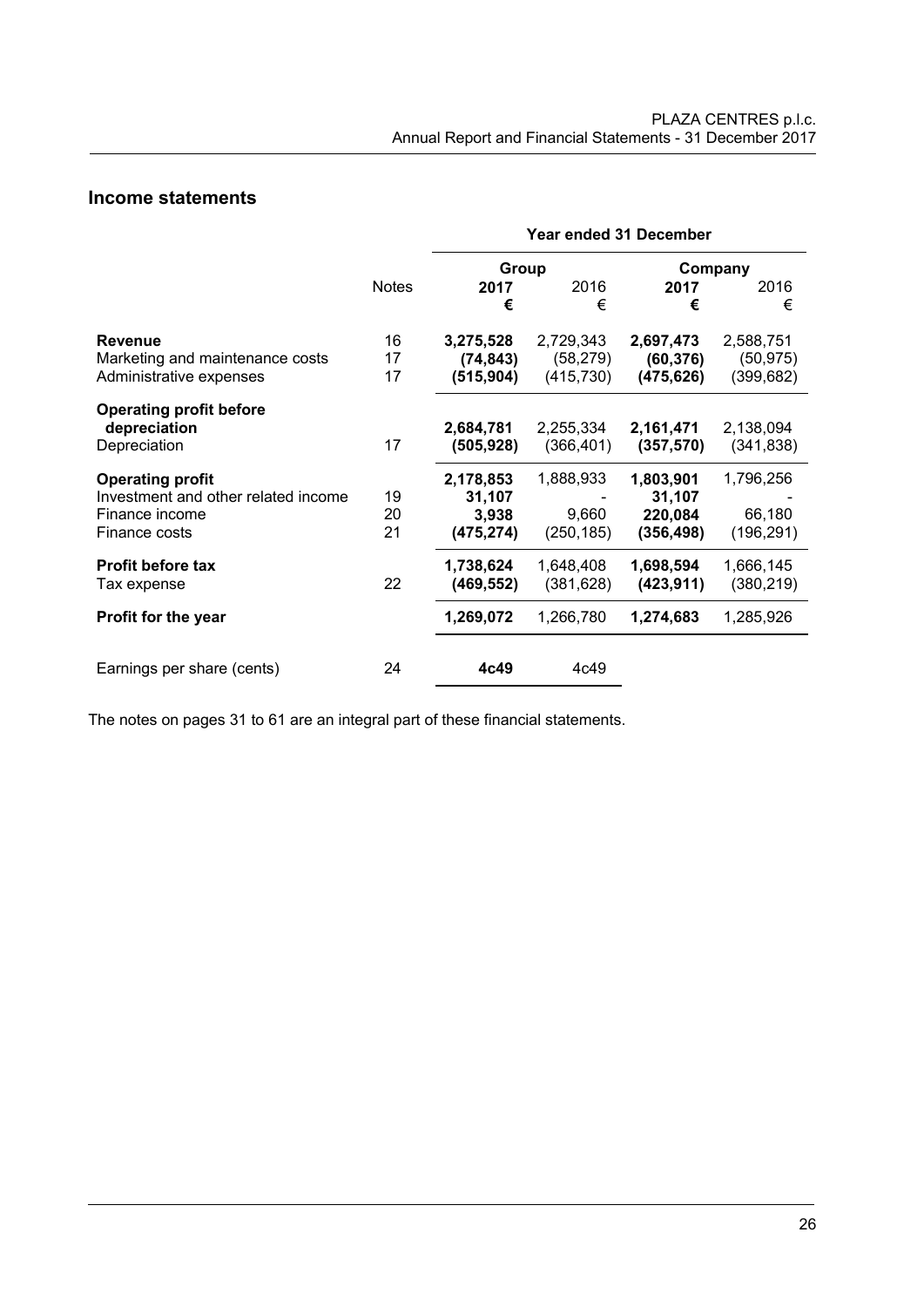## Income statements

| | | Year ended 31 December | | | |
|---|---|---|---|---|---|
| | | Group | | Company | |
| | Notes | **2017** | 2016 | **2017** | 2016 |
| | | **€** | € | **€** | € |
| **Revenue** | 16 | **3,275,528** | 2,729,343 | **2,697,473** | 2,588,751 |
| Marketing and maintenance costs | 17 | **(74,843)** | (58,279) | **(60,376)** | (50,975) |
| Administrative expenses | 17 | **(515,904)** | (415,730) | **(475,626)** | (399,682) |
| **Operating profit before depreciation** | | **2,684,781** | 2,255,334 | **2,161,471** | 2,138,094 |
| Depreciation | 17 | **(505,928)** | (366,401) | **(357,570)** | (341,838) |
| **Operating profit** | | **2,178,853** | 1,888,933 | **1,803,901** | 1,796,256 |
| Investment and other related income | 19 | **31,107** | - | **31,107** | - |
| Finance income | 20 | **3,938** | 9,660 | **220,084** | 66,180 |
| Finance costs | 21 | **(475,274)** | (250,185) | **(356,498)** | (196,291) |
| **Profit before tax** | | **1,738,624** | 1,648,408 | **1,698,594** | 1,666,145 |
| Tax expense | 22 | **(469,552)** | (381,628) | **(423,911)** | (380,219) |
| **Profit for the year** | | **1,269,072** | 1,266,780 | **1,274,683** | 1,285,926 |
| Earnings per share (cents) | 24 | **4c49** | 4c49 | | |

The notes on pages 31 to 61 are an integral part of these financial statements.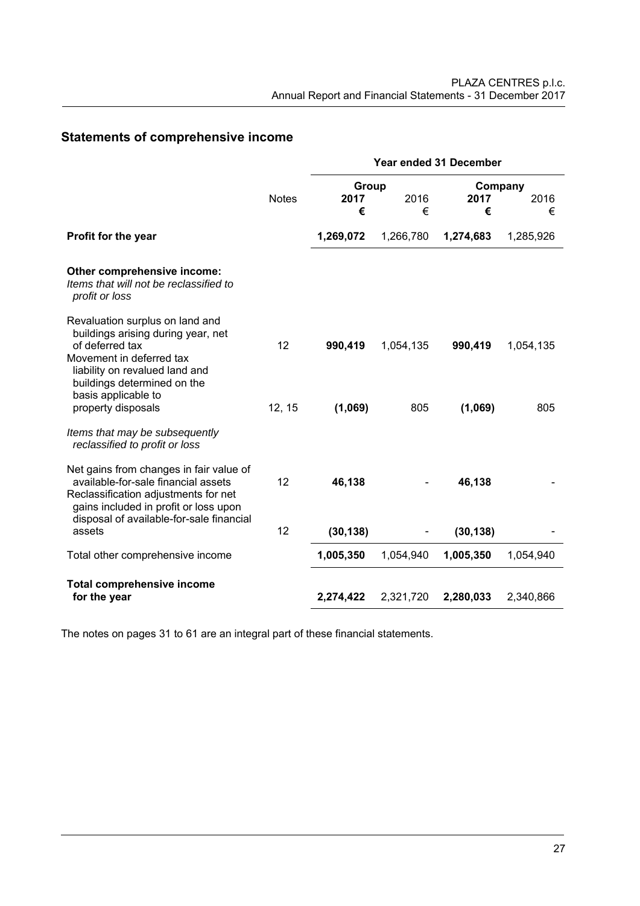## Statements of comprehensive income

| | | Year ended 31 December | | | |
|---|---|---|---|---|---|
| | | Group | | Company | |
| | Notes | **2017** | 2016 | **2017** | 2016 |
| | | **€** | € | **€** | € |
| **Profit for the year** | | **1,269,072** | 1,266,780 | **1,274,683** | 1,285,926 |
| **Other comprehensive income:** | | | | | |
| *Items that will not be reclassified to profit or loss* | | | | | |
| Revaluation surplus on land and buildings arising during year, net of deferred tax | 12 | **990,419** | 1,054,135 | **990,419** | 1,054,135 |
| Movement in deferred tax liability on revalued land and buildings determined on the basis applicable to property disposals | 12, 15 | **(1,069)** | 805 | **(1,069)** | 805 |
| *Items that may be subsequently reclassified to profit or loss* | | | | | |
| Net gains from changes in fair value of available-for-sale financial assets | 12 | **46,138** | - | **46,138** | - |
| Reclassification adjustments for net gains included in profit or loss upon disposal of available-for-sale financial assets | 12 | **(30,138)** | - | **(30,138)** | - |
| Total other comprehensive income | | **1,005,350** | 1,054,940 | **1,005,350** | 1,054,940 |
| **Total comprehensive income for the year** | | **2,274,422** | 2,321,720 | **2,280,033** | 2,340,866 |

The notes on pages 31 to 61 are an integral part of these financial statements.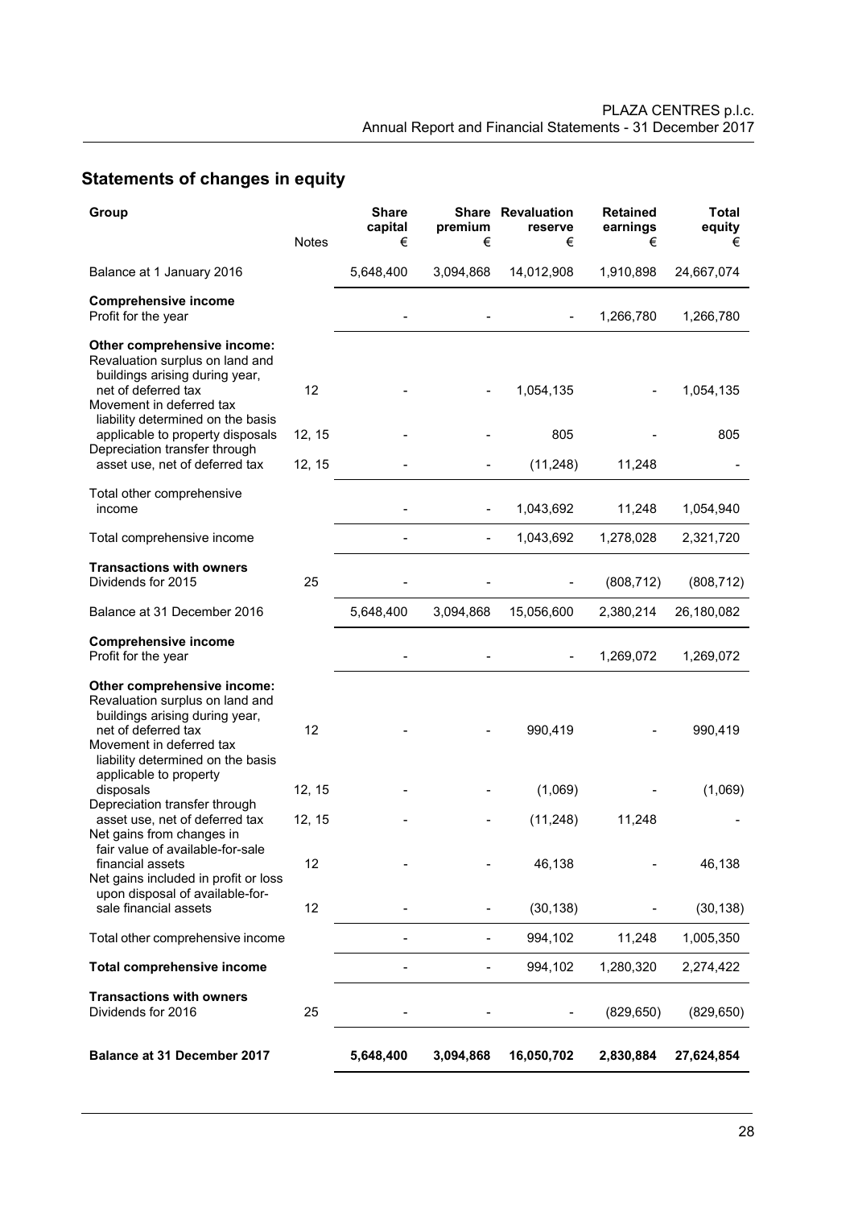## Statements of changes in equity

| Group | Notes | Share capital € | Share premium € | Revaluation reserve € | Retained earnings € | Total equity € |
|---|---|---|---|---|---|---|
| Balance at 1 January 2016 | | 5,648,400 | 3,094,868 | 14,012,908 | 1,910,898 | 24,667,074 |
| **Comprehensive income** | | | | | | |
| Profit for the year | | - | - | - | 1,266,780 | 1,266,780 |
| **Other comprehensive income:** | | | | | | |
| Revaluation surplus on land and buildings arising during year, net of deferred tax | 12 | - | - | 1,054,135 | - | 1,054,135 |
| Movement in deferred tax liability determined on the basis applicable to property disposals | 12, 15 | - | - | 805 | - | 805 |
| Depreciation transfer through asset use, net of deferred tax | 12, 15 | - | - | (11,248) | 11,248 | - |
| Total other comprehensive income | | - | - | 1,043,692 | 11,248 | 1,054,940 |
| Total comprehensive income | | - | - | 1,043,692 | 1,278,028 | 2,321,720 |
| **Transactions with owners** | | | | | | |
| Dividends for 2015 | 25 | - | - | - | (808,712) | (808,712) |
| Balance at 31 December 2016 | | 5,648,400 | 3,094,868 | 15,056,600 | 2,380,214 | 26,180,082 |
| **Comprehensive income** | | | | | | |
| Profit for the year | | - | - | - | 1,269,072 | 1,269,072 |
| **Other comprehensive income:** | | | | | | |
| Revaluation surplus on land and buildings arising during year, net of deferred tax | 12 | - | - | 990,419 | - | 990,419 |
| Movement in deferred tax liability determined on the basis applicable to property disposals | 12, 15 | - | - | (1,069) | - | (1,069) |
| Depreciation transfer through asset use, net of deferred tax | 12, 15 | - | - | (11,248) | 11,248 | - |
| Net gains from changes in fair value of available-for-sale financial assets | 12 | - | - | 46,138 | - | 46,138 |
| Net gains included in profit or loss upon disposal of available-for-sale financial assets | 12 | - | - | (30,138) | - | (30,138) |
| Total other comprehensive income | | - | - | 994,102 | 11,248 | 1,005,350 |
| **Total comprehensive income** | | - | - | 994,102 | 1,280,320 | 2,274,422 |
| **Transactions with owners** | | | | | | |
| Dividends for 2016 | 25 | - | - | - | (829,650) | (829,650) |
| **Balance at 31 December 2017** | | **5,648,400** | **3,094,868** | **16,050,702** | **2,830,884** | **27,624,854** |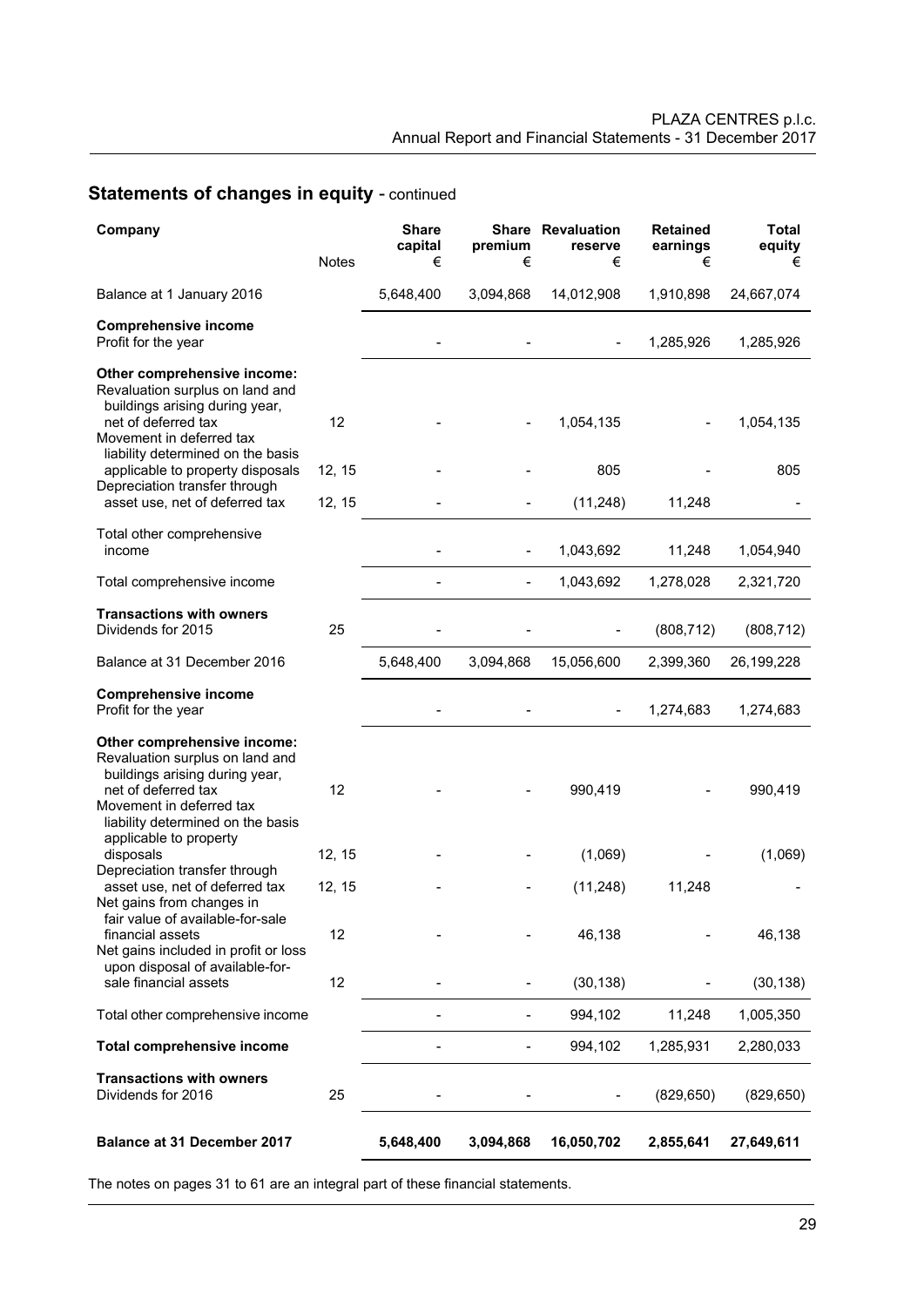## Statements of changes in equity - continued

| Company | Notes | Share capital € | Share premium € | Revaluation reserve € | Retained earnings € | Total equity € |
|---|---|---|---|---|---|---|
| Balance at 1 January 2016 | | 5,648,400 | 3,094,868 | 14,012,908 | 1,910,898 | 24,667,074 |
| **Comprehensive income** | | | | | | |
| Profit for the year | | - | - | - | 1,285,926 | 1,285,926 |
| **Other comprehensive income:** | | | | | | |
| Revaluation surplus on land and buildings arising during year, net of deferred tax | 12 | - | - | 1,054,135 | - | 1,054,135 |
| Movement in deferred tax liability determined on the basis applicable to property disposals | 12, 15 | - | - | 805 | - | 805 |
| Depreciation transfer through asset use, net of deferred tax | 12, 15 | - | - | (11,248) | 11,248 | - |
| Total other comprehensive income | | - | - | 1,043,692 | 11,248 | 1,054,940 |
| Total comprehensive income | | - | - | 1,043,692 | 1,278,028 | 2,321,720 |
| **Transactions with owners** | | | | | | |
| Dividends for 2015 | 25 | - | - | - | (808,712) | (808,712) |
| Balance at 31 December 2016 | | 5,648,400 | 3,094,868 | 15,056,600 | 2,399,360 | 26,199,228 |
| **Comprehensive income** | | | | | | |
| Profit for the year | | - | - | - | 1,274,683 | 1,274,683 |
| **Other comprehensive income:** | | | | | | |
| Revaluation surplus on land and buildings arising during year, net of deferred tax | 12 | - | - | 990,419 | - | 990,419 |
| Movement in deferred tax liability determined on the basis applicable to property disposals | 12, 15 | - | - | (1,069) | - | (1,069) |
| Depreciation transfer through asset use, net of deferred tax | 12, 15 | - | - | (11,248) | 11,248 | - |
| Net gains from changes in fair value of available-for-sale financial assets | 12 | - | - | 46,138 | - | 46,138 |
| Net gains included in profit or loss upon disposal of available-for-sale financial assets | 12 | - | - | (30,138) | - | (30,138) |
| Total other comprehensive income | | - | - | 994,102 | 11,248 | 1,005,350 |
| **Total comprehensive income** | | - | - | 994,102 | 1,285,931 | 2,280,033 |
| **Transactions with owners** | | | | | | |
| Dividends for 2016 | 25 | - | - | - | (829,650) | (829,650) |
| **Balance at 31 December 2017** | | **5,648,400** | **3,094,868** | **16,050,702** | **2,855,641** | **27,649,611** |

The notes on pages 31 to 61 are an integral part of these financial statements.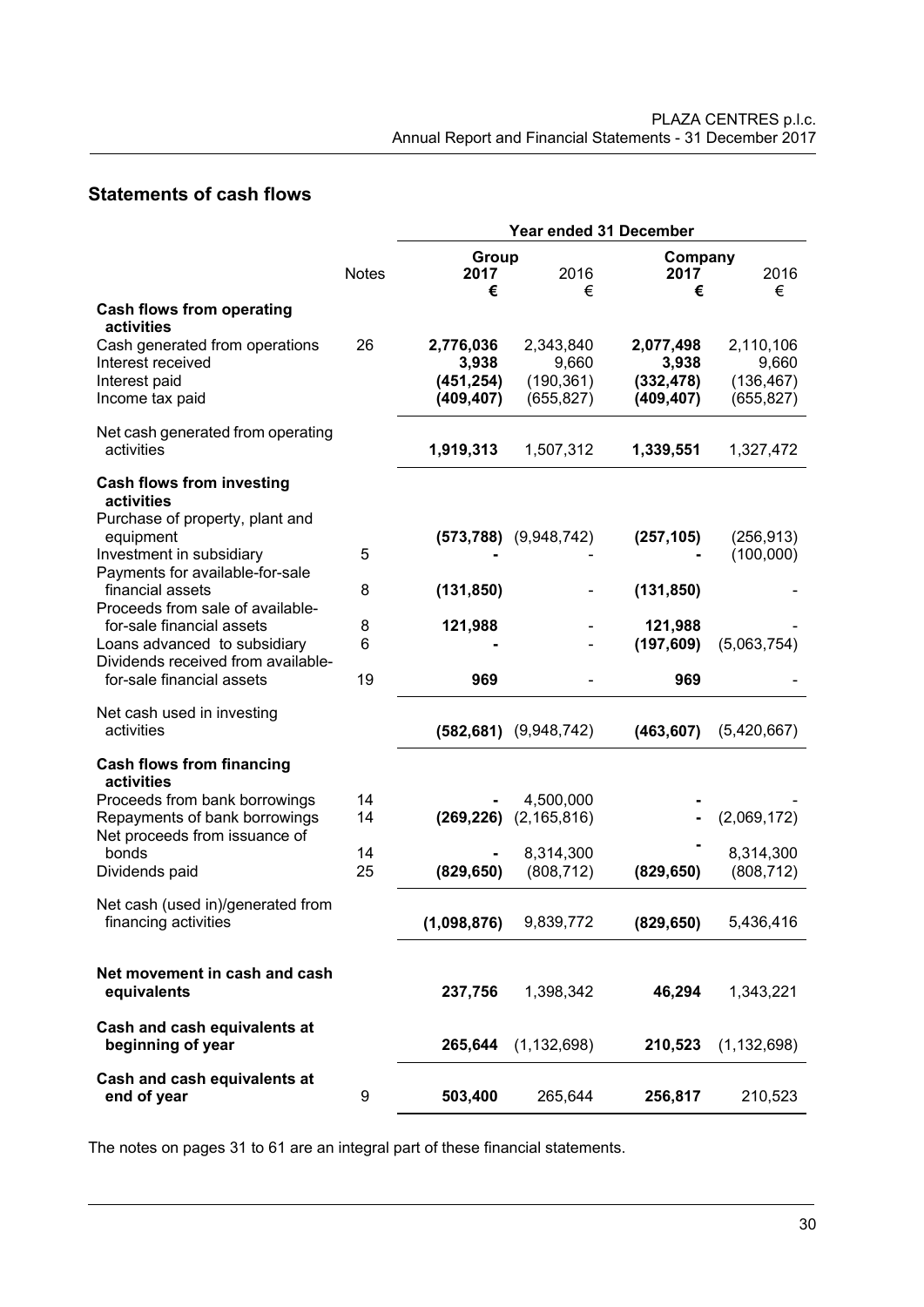## Statements of cash flows

| | | Year ended 31 December | | | |
|---|---|---|---|---|---|
| | | Group | | Company | |
| | Notes | **2017** | 2016 | **2017** | 2016 |
| | | **€** | € | **€** | € |
| **Cash flows from operating activities** | | | | | |
| Cash generated from operations | 26 | **2,776,036** | 2,343,840 | **2,077,498** | 2,110,106 |
| Interest received | | **3,938** | 9,660 | **3,938** | 9,660 |
| Interest paid | | **(451,254)** | (190,361) | **(332,478)** | (136,467) |
| Income tax paid | | **(409,407)** | (655,827) | **(409,407)** | (655,827) |
| Net cash generated from operating activities | | **1,919,313** | 1,507,312 | **1,339,551** | 1,327,472 |
| **Cash flows from investing activities** | | | | | |
| Purchase of property, plant and equipment | | **(573,788)** | (9,948,742) | **(257,105)** | (256,913) |
| Investment in subsidiary | 5 | **-** | - | **-** | (100,000) |
| Payments for available-for-sale financial assets | 8 | **(131,850)** | - | **(131,850)** | - |
| Proceeds from sale of available-for-sale financial assets | 8 | **121,988** | - | **121,988** | - |
| Loans advanced to subsidiary | 6 | **-** | - | **(197,609)** | (5,063,754) |
| Dividends received from available-for-sale financial assets | 19 | **969** | - | **969** | - |
| Net cash used in investing activities | | **(582,681)** | (9,948,742) | **(463,607)** | (5,420,667) |
| **Cash flows from financing activities** | | | | | |
| Proceeds from bank borrowings | 14 | **-** | 4,500,000 | **-** | - |
| Repayments of bank borrowings | 14 | **(269,226)** | (2,165,816) | **-** | (2,069,172) |
| Net proceeds from issuance of bonds | 14 | **-** | 8,314,300 | **-** | 8,314,300 |
| Dividends paid | 25 | **(829,650)** | (808,712) | **(829,650)** | (808,712) |
| Net cash (used in)/generated from financing activities | | **(1,098,876)** | 9,839,772 | **(829,650)** | 5,436,416 |
| **Net movement in cash and cash equivalents** | | **237,756** | 1,398,342 | **46,294** | 1,343,221 |
| **Cash and cash equivalents at beginning of year** | | **265,644** | (1,132,698) | **210,523** | (1,132,698) |
| **Cash and cash equivalents at end of year** | 9 | **503,400** | 265,644 | **256,817** | 210,523 |

The notes on pages 31 to 61 are an integral part of these financial statements.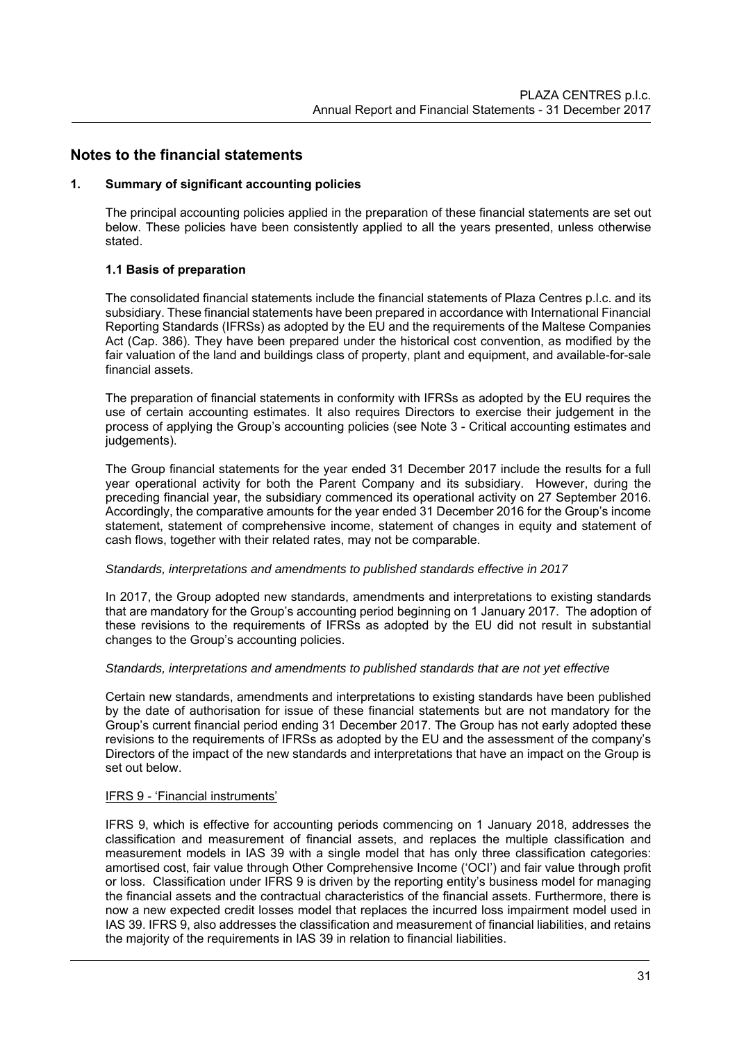# Notes to the financial statements

## 1. Summary of significant accounting policies

The principal accounting policies applied in the preparation of these financial statements are set out below. These policies have been consistently applied to all the years presented, unless otherwise stated.

### 1.1 Basis of preparation

The consolidated financial statements include the financial statements of Plaza Centres p.l.c. and its subsidiary. These financial statements have been prepared in accordance with International Financial Reporting Standards (IFRSs) as adopted by the EU and the requirements of the Maltese Companies Act (Cap. 386). They have been prepared under the historical cost convention, as modified by the fair valuation of the land and buildings class of property, plant and equipment, and available-for-sale financial assets.

The preparation of financial statements in conformity with IFRSs as adopted by the EU requires the use of certain accounting estimates. It also requires Directors to exercise their judgement in the process of applying the Group's accounting policies (see Note 3 - Critical accounting estimates and judgements).

The Group financial statements for the year ended 31 December 2017 include the results for a full year operational activity for both the Parent Company and its subsidiary. However, during the preceding financial year, the subsidiary commenced its operational activity on 27 September 2016. Accordingly, the comparative amounts for the year ended 31 December 2016 for the Group's income statement, statement of comprehensive income, statement of changes in equity and statement of cash flows, together with their related rates, may not be comparable.

*Standards, interpretations and amendments to published standards effective in 2017*

In 2017, the Group adopted new standards, amendments and interpretations to existing standards that are mandatory for the Group's accounting period beginning on 1 January 2017. The adoption of these revisions to the requirements of IFRSs as adopted by the EU did not result in substantial changes to the Group's accounting policies.

*Standards, interpretations and amendments to published standards that are not yet effective*

Certain new standards, amendments and interpretations to existing standards have been published by the date of authorisation for issue of these financial statements but are not mandatory for the Group's current financial period ending 31 December 2017. The Group has not early adopted these revisions to the requirements of IFRSs as adopted by the EU and the assessment of the company's Directors of the impact of the new standards and interpretations that have an impact on the Group is set out below.

<u>IFRS 9 - 'Financial instruments'</u>

IFRS 9, which is effective for accounting periods commencing on 1 January 2018, addresses the classification and measurement of financial assets, and replaces the multiple classification and measurement models in IAS 39 with a single model that has only three classification categories: amortised cost, fair value through Other Comprehensive Income ('OCI') and fair value through profit or loss. Classification under IFRS 9 is driven by the reporting entity's business model for managing the financial assets and the contractual characteristics of the financial assets. Furthermore, there is now a new expected credit losses model that replaces the incurred loss impairment model used in IAS 39. IFRS 9, also addresses the classification and measurement of financial liabilities, and retains the majority of the requirements in IAS 39 in relation to financial liabilities.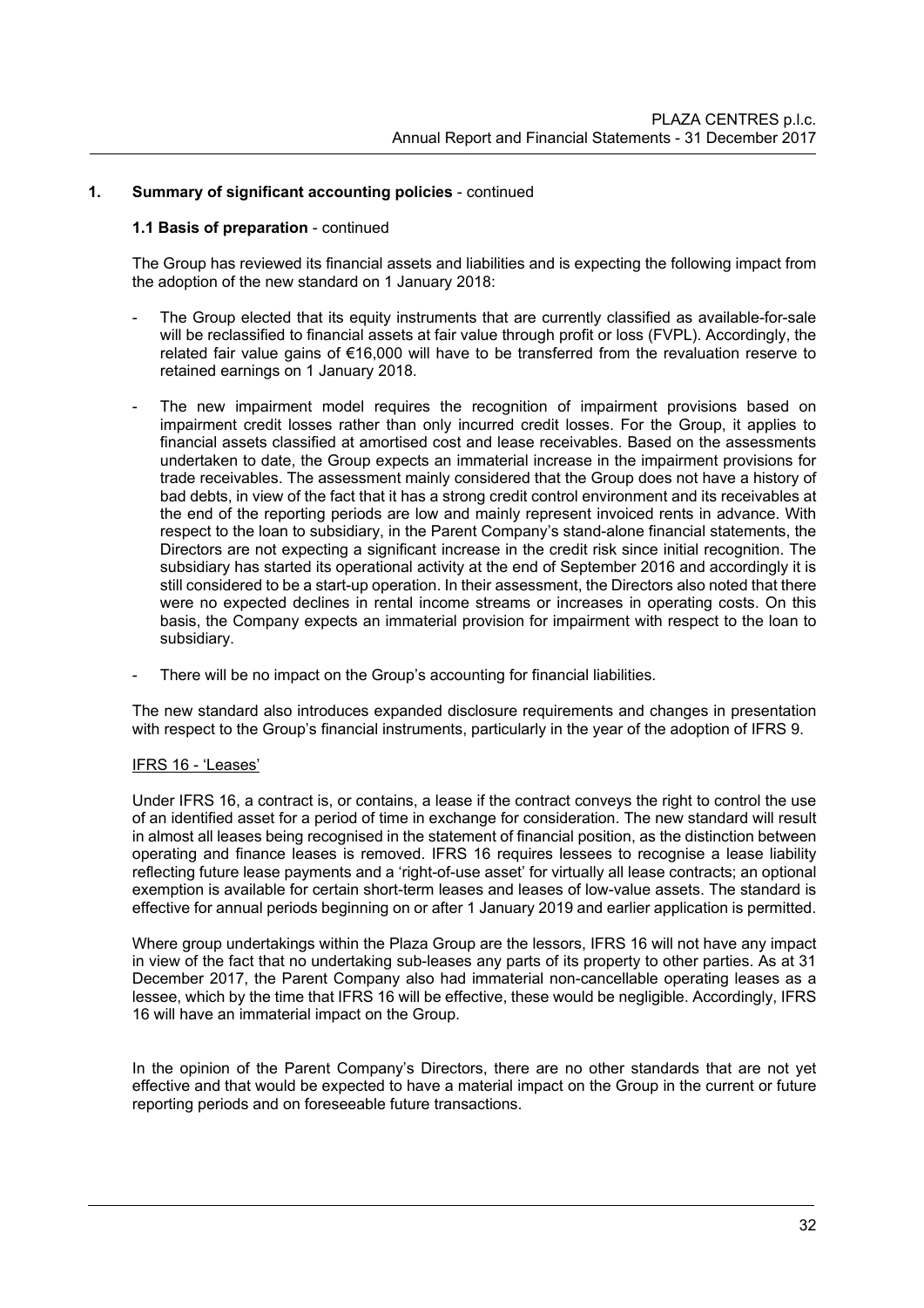## 1. Summary of significant accounting policies - continued

### 1.1 Basis of preparation - continued

The Group has reviewed its financial assets and liabilities and is expecting the following impact from the adoption of the new standard on 1 January 2018:

- The Group elected that its equity instruments that are currently classified as available-for-sale will be reclassified to financial assets at fair value through profit or loss (FVPL). Accordingly, the related fair value gains of €16,000 will have to be transferred from the revaluation reserve to retained earnings on 1 January 2018.
- The new impairment model requires the recognition of impairment provisions based on impairment credit losses rather than only incurred credit losses. For the Group, it applies to financial assets classified at amortised cost and lease receivables. Based on the assessments undertaken to date, the Group expects an immaterial increase in the impairment provisions for trade receivables. The assessment mainly considered that the Group does not have a history of bad debts, in view of the fact that it has a strong credit control environment and its receivables at the end of the reporting periods are low and mainly represent invoiced rents in advance. With respect to the loan to subsidiary, in the Parent Company's stand-alone financial statements, the Directors are not expecting a significant increase in the credit risk since initial recognition. The subsidiary has started its operational activity at the end of September 2016 and accordingly it is still considered to be a start-up operation. In their assessment, the Directors also noted that there were no expected declines in rental income streams or increases in operating costs. On this basis, the Company expects an immaterial provision for impairment with respect to the loan to subsidiary.
- There will be no impact on the Group's accounting for financial liabilities.

The new standard also introduces expanded disclosure requirements and changes in presentation with respect to the Group's financial instruments, particularly in the year of the adoption of IFRS 9.

IFRS 16 - 'Leases'

Under IFRS 16, a contract is, or contains, a lease if the contract conveys the right to control the use of an identified asset for a period of time in exchange for consideration. The new standard will result in almost all leases being recognised in the statement of financial position, as the distinction between operating and finance leases is removed. IFRS 16 requires lessees to recognise a lease liability reflecting future lease payments and a 'right-of-use asset' for virtually all lease contracts; an optional exemption is available for certain short-term leases and leases of low-value assets. The standard is effective for annual periods beginning on or after 1 January 2019 and earlier application is permitted.

Where group undertakings within the Plaza Group are the lessors, IFRS 16 will not have any impact in view of the fact that no undertaking sub-leases any parts of its property to other parties. As at 31 December 2017, the Parent Company also had immaterial non-cancellable operating leases as a lessee, which by the time that IFRS 16 will be effective, these would be negligible. Accordingly, IFRS 16 will have an immaterial impact on the Group.

In the opinion of the Parent Company's Directors, there are no other standards that are not yet effective and that would be expected to have a material impact on the Group in the current or future reporting periods and on foreseeable future transactions.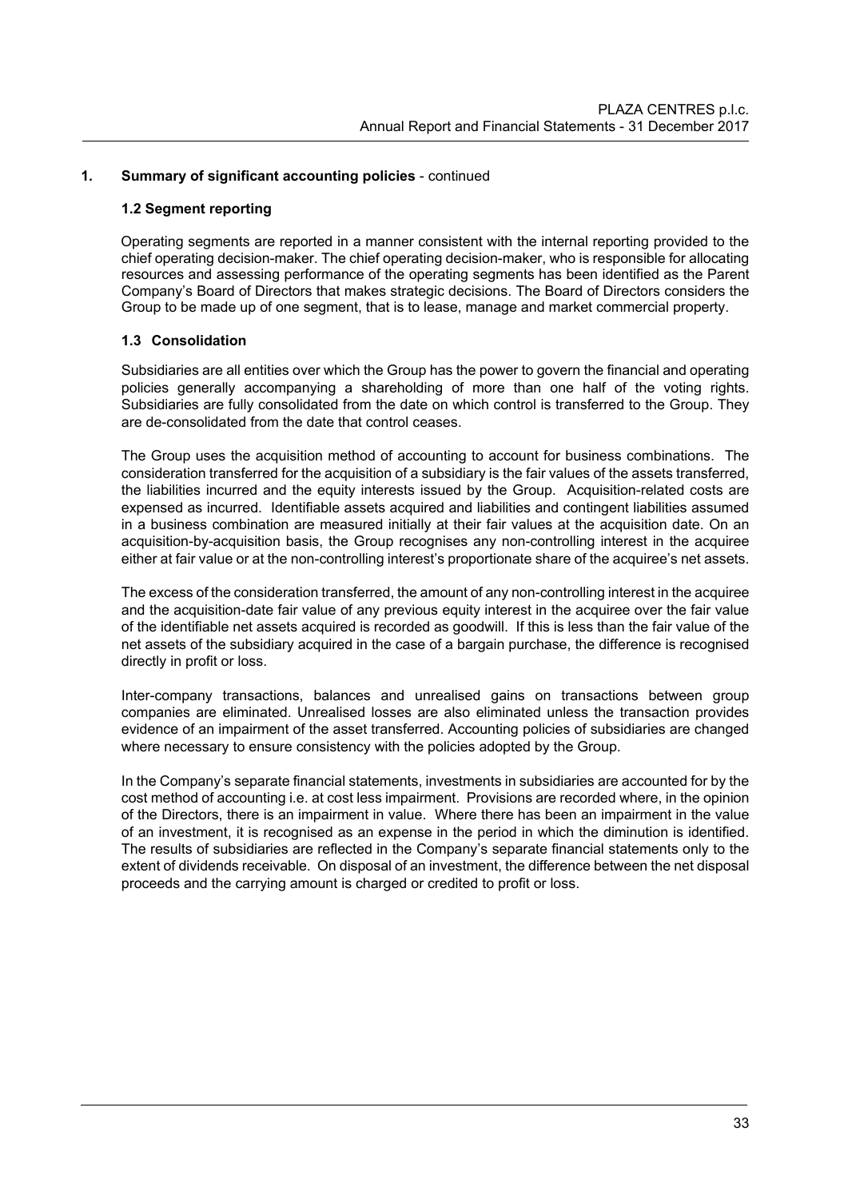## 1. Summary of significant accounting policies - continued

### 1.2 Segment reporting

Operating segments are reported in a manner consistent with the internal reporting provided to the chief operating decision-maker. The chief operating decision-maker, who is responsible for allocating resources and assessing performance of the operating segments has been identified as the Parent Company's Board of Directors that makes strategic decisions. The Board of Directors considers the Group to be made up of one segment, that is to lease, manage and market commercial property.

### 1.3 Consolidation

Subsidiaries are all entities over which the Group has the power to govern the financial and operating policies generally accompanying a shareholding of more than one half of the voting rights. Subsidiaries are fully consolidated from the date on which control is transferred to the Group. They are de-consolidated from the date that control ceases.

The Group uses the acquisition method of accounting to account for business combinations. The consideration transferred for the acquisition of a subsidiary is the fair values of the assets transferred, the liabilities incurred and the equity interests issued by the Group. Acquisition-related costs are expensed as incurred. Identifiable assets acquired and liabilities and contingent liabilities assumed in a business combination are measured initially at their fair values at the acquisition date. On an acquisition-by-acquisition basis, the Group recognises any non-controlling interest in the acquiree either at fair value or at the non-controlling interest's proportionate share of the acquiree's net assets.

The excess of the consideration transferred, the amount of any non-controlling interest in the acquiree and the acquisition-date fair value of any previous equity interest in the acquiree over the fair value of the identifiable net assets acquired is recorded as goodwill. If this is less than the fair value of the net assets of the subsidiary acquired in the case of a bargain purchase, the difference is recognised directly in profit or loss.

Inter-company transactions, balances and unrealised gains on transactions between group companies are eliminated. Unrealised losses are also eliminated unless the transaction provides evidence of an impairment of the asset transferred. Accounting policies of subsidiaries are changed where necessary to ensure consistency with the policies adopted by the Group.

In the Company's separate financial statements, investments in subsidiaries are accounted for by the cost method of accounting i.e. at cost less impairment. Provisions are recorded where, in the opinion of the Directors, there is an impairment in value. Where there has been an impairment in the value of an investment, it is recognised as an expense in the period in which the diminution is identified. The results of subsidiaries are reflected in the Company's separate financial statements only to the extent of dividends receivable. On disposal of an investment, the difference between the net disposal proceeds and the carrying amount is charged or credited to profit or loss.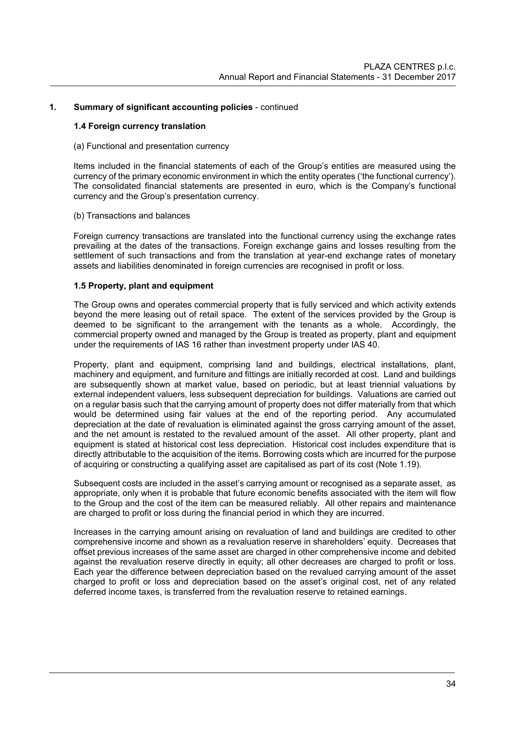## 1. Summary of significant accounting policies - continued

### 1.4 Foreign currency translation

(a) Functional and presentation currency

Items included in the financial statements of each of the Group's entities are measured using the currency of the primary economic environment in which the entity operates ('the functional currency'). The consolidated financial statements are presented in euro, which is the Company's functional currency and the Group's presentation currency.

(b) Transactions and balances

Foreign currency transactions are translated into the functional currency using the exchange rates prevailing at the dates of the transactions. Foreign exchange gains and losses resulting from the settlement of such transactions and from the translation at year-end exchange rates of monetary assets and liabilities denominated in foreign currencies are recognised in profit or loss.

### 1.5 Property, plant and equipment

The Group owns and operates commercial property that is fully serviced and which activity extends beyond the mere leasing out of retail space. The extent of the services provided by the Group is deemed to be significant to the arrangement with the tenants as a whole. Accordingly, the commercial property owned and managed by the Group is treated as property, plant and equipment under the requirements of IAS 16 rather than investment property under IAS 40.

Property, plant and equipment, comprising land and buildings, electrical installations, plant, machinery and equipment, and furniture and fittings are initially recorded at cost. Land and buildings are subsequently shown at market value, based on periodic, but at least triennial valuations by external independent valuers, less subsequent depreciation for buildings. Valuations are carried out on a regular basis such that the carrying amount of property does not differ materially from that which would be determined using fair values at the end of the reporting period. Any accumulated depreciation at the date of revaluation is eliminated against the gross carrying amount of the asset, and the net amount is restated to the revalued amount of the asset. All other property, plant and equipment is stated at historical cost less depreciation. Historical cost includes expenditure that is directly attributable to the acquisition of the items. Borrowing costs which are incurred for the purpose of acquiring or constructing a qualifying asset are capitalised as part of its cost (Note 1.19).

Subsequent costs are included in the asset's carrying amount or recognised as a separate asset, as appropriate, only when it is probable that future economic benefits associated with the item will flow to the Group and the cost of the item can be measured reliably. All other repairs and maintenance are charged to profit or loss during the financial period in which they are incurred.

Increases in the carrying amount arising on revaluation of land and buildings are credited to other comprehensive income and shown as a revaluation reserve in shareholders' equity. Decreases that offset previous increases of the same asset are charged in other comprehensive income and debited against the revaluation reserve directly in equity; all other decreases are charged to profit or loss. Each year the difference between depreciation based on the revalued carrying amount of the asset charged to profit or loss and depreciation based on the asset's original cost, net of any related deferred income taxes, is transferred from the revaluation reserve to retained earnings.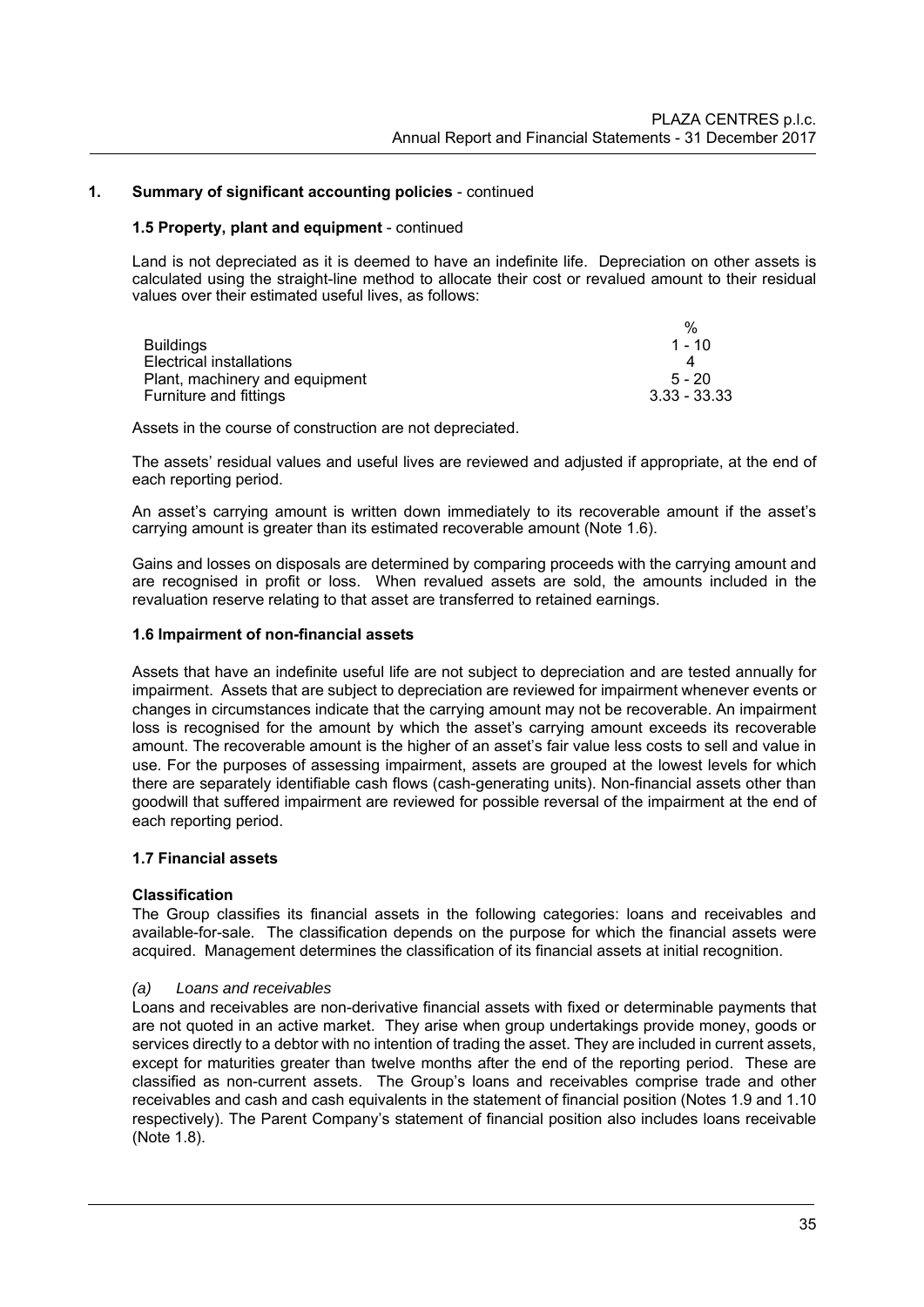## 1. Summary of significant accounting policies - continued

### 1.5 Property, plant and equipment - continued

Land is not depreciated as it is deemed to have an indefinite life. Depreciation on other assets is calculated using the straight-line method to allocate their cost or revalued amount to their residual values over their estimated useful lives, as follows:

| | % |
|---|---|
| Buildings | 1 - 10 |
| Electrical installations | 4 |
| Plant, machinery and equipment | 5 - 20 |
| Furniture and fittings | 3.33 - 33.33 |

Assets in the course of construction are not depreciated.

The assets' residual values and useful lives are reviewed and adjusted if appropriate, at the end of each reporting period.

An asset's carrying amount is written down immediately to its recoverable amount if the asset's carrying amount is greater than its estimated recoverable amount (Note 1.6).

Gains and losses on disposals are determined by comparing proceeds with the carrying amount and are recognised in profit or loss. When revalued assets are sold, the amounts included in the revaluation reserve relating to that asset are transferred to retained earnings.

### 1.6 Impairment of non-financial assets

Assets that have an indefinite useful life are not subject to depreciation and are tested annually for impairment. Assets that are subject to depreciation are reviewed for impairment whenever events or changes in circumstances indicate that the carrying amount may not be recoverable. An impairment loss is recognised for the amount by which the asset's carrying amount exceeds its recoverable amount. The recoverable amount is the higher of an asset's fair value less costs to sell and value in use. For the purposes of assessing impairment, assets are grouped at the lowest levels for which there are separately identifiable cash flows (cash-generating units). Non-financial assets other than goodwill that suffered impairment are reviewed for possible reversal of the impairment at the end of each reporting period.

### 1.7 Financial assets

**Classification**

The Group classifies its financial assets in the following categories: loans and receivables and available-for-sale. The classification depends on the purpose for which the financial assets were acquired. Management determines the classification of its financial assets at initial recognition.

*(a) Loans and receivables*

Loans and receivables are non-derivative financial assets with fixed or determinable payments that are not quoted in an active market. They arise when group undertakings provide money, goods or services directly to a debtor with no intention of trading the asset. They are included in current assets, except for maturities greater than twelve months after the end of the reporting period. These are classified as non-current assets. The Group's loans and receivables comprise trade and other receivables and cash and cash equivalents in the statement of financial position (Notes 1.9 and 1.10 respectively). The Parent Company's statement of financial position also includes loans receivable (Note 1.8).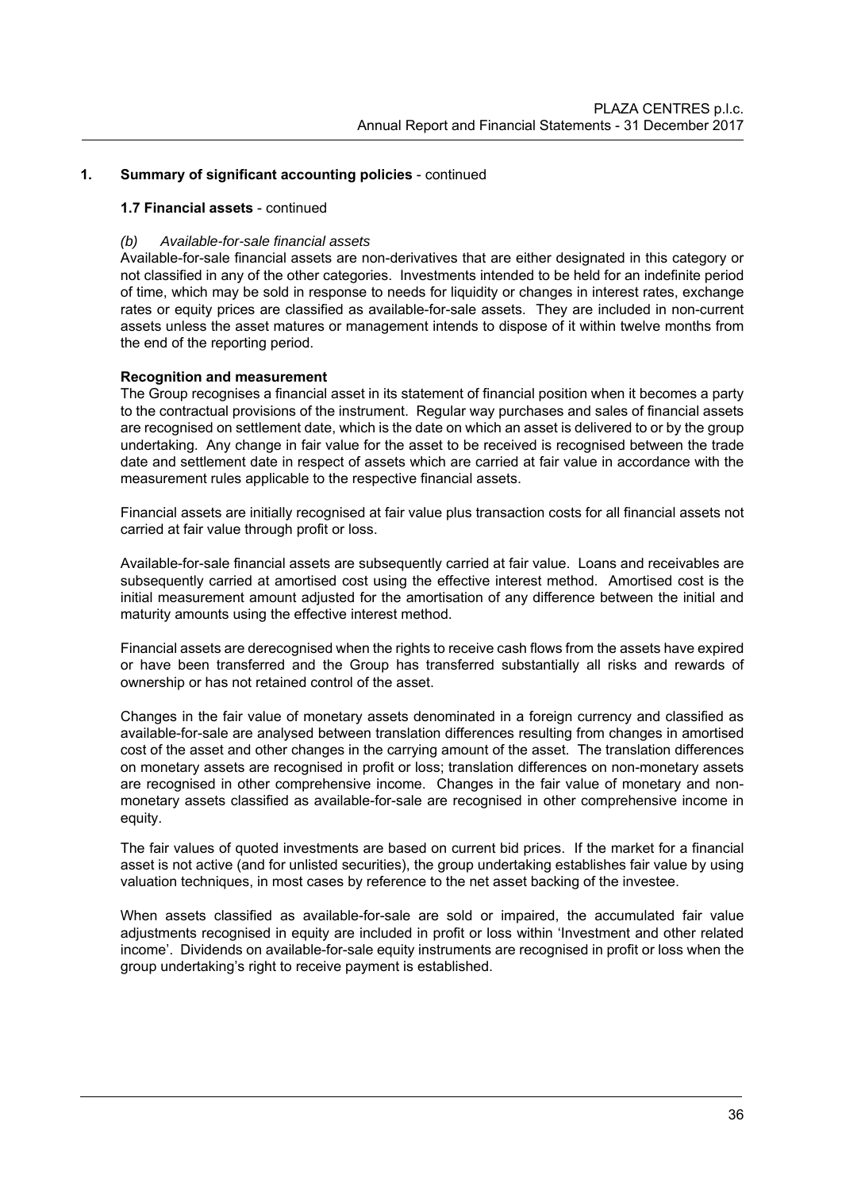## 1. Summary of significant accounting policies - continued

### 1.7 Financial assets - continued

*(b) Available-for-sale financial assets*

Available-for-sale financial assets are non-derivatives that are either designated in this category or not classified in any of the other categories. Investments intended to be held for an indefinite period of time, which may be sold in response to needs for liquidity or changes in interest rates, exchange rates or equity prices are classified as available-for-sale assets. They are included in non-current assets unless the asset matures or management intends to dispose of it within twelve months from the end of the reporting period.

**Recognition and measurement**

The Group recognises a financial asset in its statement of financial position when it becomes a party to the contractual provisions of the instrument. Regular way purchases and sales of financial assets are recognised on settlement date, which is the date on which an asset is delivered to or by the group undertaking. Any change in fair value for the asset to be received is recognised between the trade date and settlement date in respect of assets which are carried at fair value in accordance with the measurement rules applicable to the respective financial assets.

Financial assets are initially recognised at fair value plus transaction costs for all financial assets not carried at fair value through profit or loss.

Available-for-sale financial assets are subsequently carried at fair value. Loans and receivables are subsequently carried at amortised cost using the effective interest method. Amortised cost is the initial measurement amount adjusted for the amortisation of any difference between the initial and maturity amounts using the effective interest method.

Financial assets are derecognised when the rights to receive cash flows from the assets have expired or have been transferred and the Group has transferred substantially all risks and rewards of ownership or has not retained control of the asset.

Changes in the fair value of monetary assets denominated in a foreign currency and classified as available-for-sale are analysed between translation differences resulting from changes in amortised cost of the asset and other changes in the carrying amount of the asset. The translation differences on monetary assets are recognised in profit or loss; translation differences on non-monetary assets are recognised in other comprehensive income. Changes in the fair value of monetary and non-monetary assets classified as available-for-sale are recognised in other comprehensive income in equity.

The fair values of quoted investments are based on current bid prices. If the market for a financial asset is not active (and for unlisted securities), the group undertaking establishes fair value by using valuation techniques, in most cases by reference to the net asset backing of the investee.

When assets classified as available-for-sale are sold or impaired, the accumulated fair value adjustments recognised in equity are included in profit or loss within 'Investment and other related income'. Dividends on available-for-sale equity instruments are recognised in profit or loss when the group undertaking's right to receive payment is established.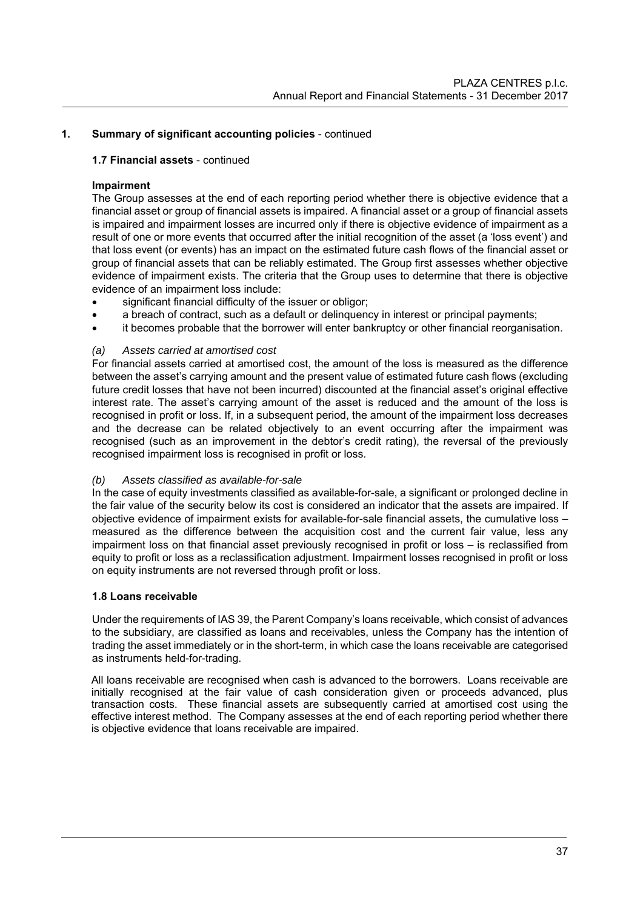## 1. Summary of significant accounting policies - continued

### 1.7 Financial assets - continued

**Impairment**

The Group assesses at the end of each reporting period whether there is objective evidence that a financial asset or group of financial assets is impaired. A financial asset or a group of financial assets is impaired and impairment losses are incurred only if there is objective evidence of impairment as a result of one or more events that occurred after the initial recognition of the asset (a 'loss event') and that loss event (or events) has an impact on the estimated future cash flows of the financial asset or group of financial assets that can be reliably estimated. The Group first assesses whether objective evidence of impairment exists. The criteria that the Group uses to determine that there is objective evidence of an impairment loss include:

- significant financial difficulty of the issuer or obligor;
- a breach of contract, such as a default or delinquency in interest or principal payments;
- it becomes probable that the borrower will enter bankruptcy or other financial reorganisation.

*(a) Assets carried at amortised cost*

For financial assets carried at amortised cost, the amount of the loss is measured as the difference between the asset's carrying amount and the present value of estimated future cash flows (excluding future credit losses that have not been incurred) discounted at the financial asset's original effective interest rate. The asset's carrying amount of the asset is reduced and the amount of the loss is recognised in profit or loss. If, in a subsequent period, the amount of the impairment loss decreases and the decrease can be related objectively to an event occurring after the impairment was recognised (such as an improvement in the debtor's credit rating), the reversal of the previously recognised impairment loss is recognised in profit or loss.

*(b) Assets classified as available-for-sale*

In the case of equity investments classified as available-for-sale, a significant or prolonged decline in the fair value of the security below its cost is considered an indicator that the assets are impaired. If objective evidence of impairment exists for available-for-sale financial assets, the cumulative loss – measured as the difference between the acquisition cost and the current fair value, less any impairment loss on that financial asset previously recognised in profit or loss – is reclassified from equity to profit or loss as a reclassification adjustment. Impairment losses recognised in profit or loss on equity instruments are not reversed through profit or loss.

### 1.8 Loans receivable

Under the requirements of IAS 39, the Parent Company's loans receivable, which consist of advances to the subsidiary, are classified as loans and receivables, unless the Company has the intention of trading the asset immediately or in the short-term, in which case the loans receivable are categorised as instruments held-for-trading.

All loans receivable are recognised when cash is advanced to the borrowers. Loans receivable are initially recognised at the fair value of cash consideration given or proceeds advanced, plus transaction costs. These financial assets are subsequently carried at amortised cost using the effective interest method. The Company assesses at the end of each reporting period whether there is objective evidence that loans receivable are impaired.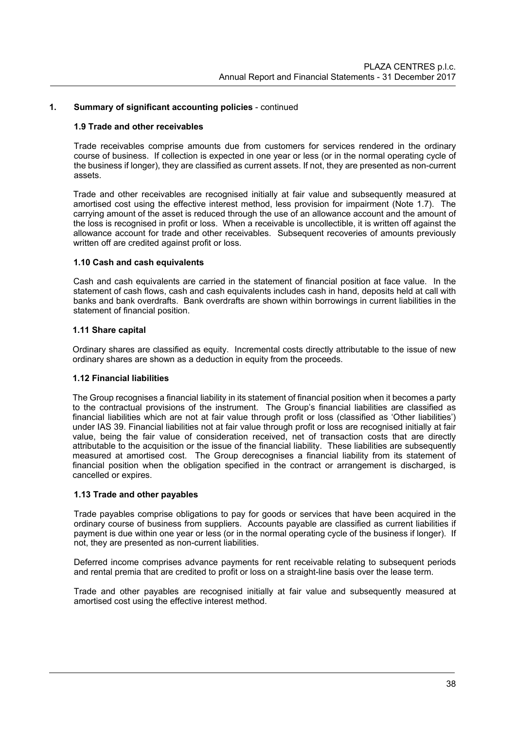## 1. Summary of significant accounting policies - continued

### 1.9 Trade and other receivables

Trade receivables comprise amounts due from customers for services rendered in the ordinary course of business. If collection is expected in one year or less (or in the normal operating cycle of the business if longer), they are classified as current assets. If not, they are presented as non-current assets.

Trade and other receivables are recognised initially at fair value and subsequently measured at amortised cost using the effective interest method, less provision for impairment (Note 1.7). The carrying amount of the asset is reduced through the use of an allowance account and the amount of the loss is recognised in profit or loss. When a receivable is uncollectible, it is written off against the allowance account for trade and other receivables. Subsequent recoveries of amounts previously written off are credited against profit or loss.

### 1.10 Cash and cash equivalents

Cash and cash equivalents are carried in the statement of financial position at face value. In the statement of cash flows, cash and cash equivalents includes cash in hand, deposits held at call with banks and bank overdrafts. Bank overdrafts are shown within borrowings in current liabilities in the statement of financial position.

### 1.11 Share capital

Ordinary shares are classified as equity. Incremental costs directly attributable to the issue of new ordinary shares are shown as a deduction in equity from the proceeds.

### 1.12 Financial liabilities

The Group recognises a financial liability in its statement of financial position when it becomes a party to the contractual provisions of the instrument. The Group's financial liabilities are classified as financial liabilities which are not at fair value through profit or loss (classified as 'Other liabilities') under IAS 39. Financial liabilities not at fair value through profit or loss are recognised initially at fair value, being the fair value of consideration received, net of transaction costs that are directly attributable to the acquisition or the issue of the financial liability. These liabilities are subsequently measured at amortised cost. The Group derecognises a financial liability from its statement of financial position when the obligation specified in the contract or arrangement is discharged, is cancelled or expires.

### 1.13 Trade and other payables

Trade payables comprise obligations to pay for goods or services that have been acquired in the ordinary course of business from suppliers. Accounts payable are classified as current liabilities if payment is due within one year or less (or in the normal operating cycle of the business if longer). If not, they are presented as non-current liabilities.

Deferred income comprises advance payments for rent receivable relating to subsequent periods and rental premia that are credited to profit or loss on a straight-line basis over the lease term.

Trade and other payables are recognised initially at fair value and subsequently measured at amortised cost using the effective interest method.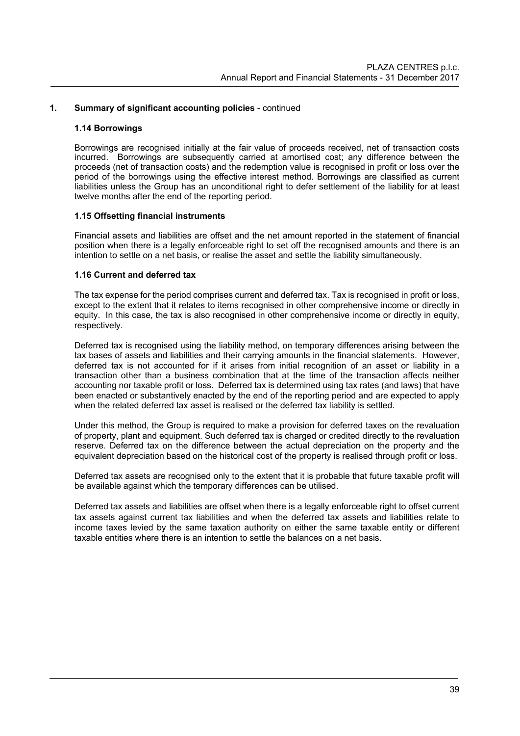## 1. Summary of significant accounting policies - continued

### 1.14 Borrowings

Borrowings are recognised initially at the fair value of proceeds received, net of transaction costs incurred. Borrowings are subsequently carried at amortised cost; any difference between the proceeds (net of transaction costs) and the redemption value is recognised in profit or loss over the period of the borrowings using the effective interest method. Borrowings are classified as current liabilities unless the Group has an unconditional right to defer settlement of the liability for at least twelve months after the end of the reporting period.

### 1.15 Offsetting financial instruments

Financial assets and liabilities are offset and the net amount reported in the statement of financial position when there is a legally enforceable right to set off the recognised amounts and there is an intention to settle on a net basis, or realise the asset and settle the liability simultaneously.

### 1.16 Current and deferred tax

The tax expense for the period comprises current and deferred tax. Tax is recognised in profit or loss, except to the extent that it relates to items recognised in other comprehensive income or directly in equity. In this case, the tax is also recognised in other comprehensive income or directly in equity, respectively.

Deferred tax is recognised using the liability method, on temporary differences arising between the tax bases of assets and liabilities and their carrying amounts in the financial statements. However, deferred tax is not accounted for if it arises from initial recognition of an asset or liability in a transaction other than a business combination that at the time of the transaction affects neither accounting nor taxable profit or loss. Deferred tax is determined using tax rates (and laws) that have been enacted or substantively enacted by the end of the reporting period and are expected to apply when the related deferred tax asset is realised or the deferred tax liability is settled.

Under this method, the Group is required to make a provision for deferred taxes on the revaluation of property, plant and equipment. Such deferred tax is charged or credited directly to the revaluation reserve. Deferred tax on the difference between the actual depreciation on the property and the equivalent depreciation based on the historical cost of the property is realised through profit or loss.

Deferred tax assets are recognised only to the extent that it is probable that future taxable profit will be available against which the temporary differences can be utilised.

Deferred tax assets and liabilities are offset when there is a legally enforceable right to offset current tax assets against current tax liabilities and when the deferred tax assets and liabilities relate to income taxes levied by the same taxation authority on either the same taxable entity or different taxable entities where there is an intention to settle the balances on a net basis.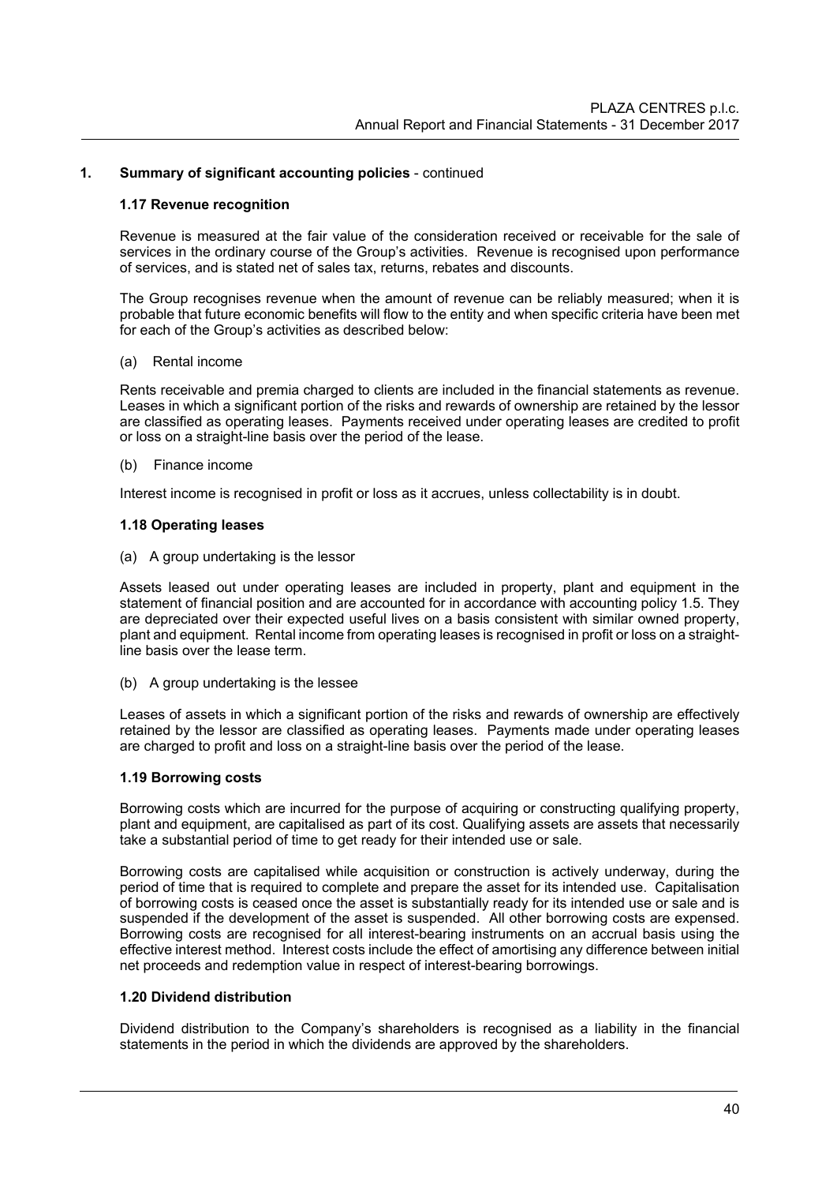## 1. Summary of significant accounting policies - continued

### 1.17 Revenue recognition

Revenue is measured at the fair value of the consideration received or receivable for the sale of services in the ordinary course of the Group's activities. Revenue is recognised upon performance of services, and is stated net of sales tax, returns, rebates and discounts.

The Group recognises revenue when the amount of revenue can be reliably measured; when it is probable that future economic benefits will flow to the entity and when specific criteria have been met for each of the Group's activities as described below:

(a) Rental income

Rents receivable and premia charged to clients are included in the financial statements as revenue. Leases in which a significant portion of the risks and rewards of ownership are retained by the lessor are classified as operating leases. Payments received under operating leases are credited to profit or loss on a straight-line basis over the period of the lease.

(b) Finance income

Interest income is recognised in profit or loss as it accrues, unless collectability is in doubt.

### 1.18 Operating leases

(a) A group undertaking is the lessor

Assets leased out under operating leases are included in property, plant and equipment in the statement of financial position and are accounted for in accordance with accounting policy 1.5. They are depreciated over their expected useful lives on a basis consistent with similar owned property, plant and equipment. Rental income from operating leases is recognised in profit or loss on a straight-line basis over the lease term.

(b) A group undertaking is the lessee

Leases of assets in which a significant portion of the risks and rewards of ownership are effectively retained by the lessor are classified as operating leases. Payments made under operating leases are charged to profit and loss on a straight-line basis over the period of the lease.

### 1.19 Borrowing costs

Borrowing costs which are incurred for the purpose of acquiring or constructing qualifying property, plant and equipment, are capitalised as part of its cost. Qualifying assets are assets that necessarily take a substantial period of time to get ready for their intended use or sale.

Borrowing costs are capitalised while acquisition or construction is actively underway, during the period of time that is required to complete and prepare the asset for its intended use. Capitalisation of borrowing costs is ceased once the asset is substantially ready for its intended use or sale and is suspended if the development of the asset is suspended. All other borrowing costs are expensed. Borrowing costs are recognised for all interest-bearing instruments on an accrual basis using the effective interest method. Interest costs include the effect of amortising any difference between initial net proceeds and redemption value in respect of interest-bearing borrowings.

### 1.20 Dividend distribution

Dividend distribution to the Company's shareholders is recognised as a liability in the financial statements in the period in which the dividends are approved by the shareholders.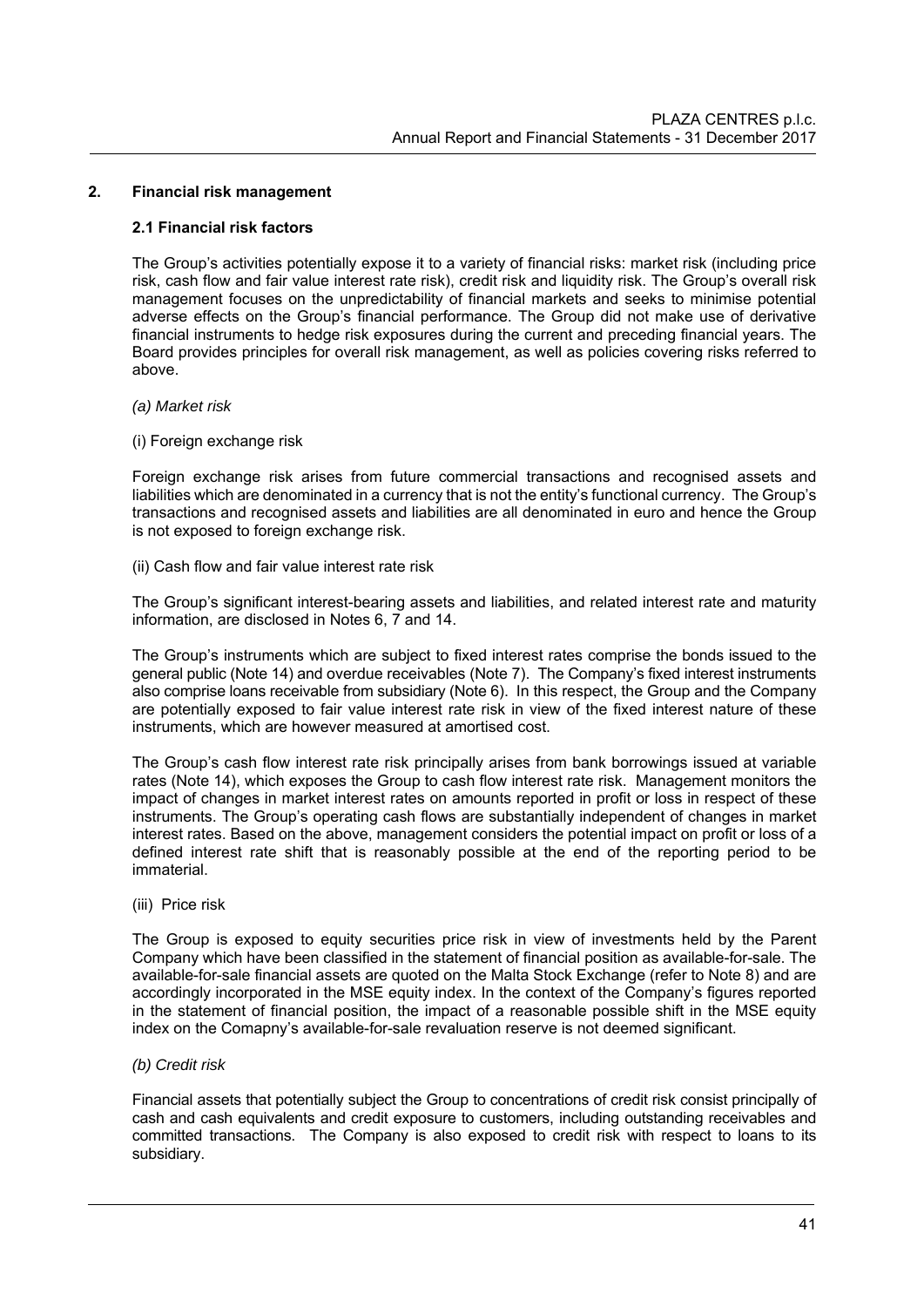## 2. Financial risk management

### 2.1 Financial risk factors

The Group's activities potentially expose it to a variety of financial risks: market risk (including price risk, cash flow and fair value interest rate risk), credit risk and liquidity risk. The Group's overall risk management focuses on the unpredictability of financial markets and seeks to minimise potential adverse effects on the Group's financial performance. The Group did not make use of derivative financial instruments to hedge risk exposures during the current and preceding financial years. The Board provides principles for overall risk management, as well as policies covering risks referred to above.

*(a) Market risk*

(i) Foreign exchange risk

Foreign exchange risk arises from future commercial transactions and recognised assets and liabilities which are denominated in a currency that is not the entity's functional currency. The Group's transactions and recognised assets and liabilities are all denominated in euro and hence the Group is not exposed to foreign exchange risk.

(ii) Cash flow and fair value interest rate risk

The Group's significant interest-bearing assets and liabilities, and related interest rate and maturity information, are disclosed in Notes 6, 7 and 14.

The Group's instruments which are subject to fixed interest rates comprise the bonds issued to the general public (Note 14) and overdue receivables (Note 7). The Company's fixed interest instruments also comprise loans receivable from subsidiary (Note 6). In this respect, the Group and the Company are potentially exposed to fair value interest rate risk in view of the fixed interest nature of these instruments, which are however measured at amortised cost.

The Group's cash flow interest rate risk principally arises from bank borrowings issued at variable rates (Note 14), which exposes the Group to cash flow interest rate risk. Management monitors the impact of changes in market interest rates on amounts reported in profit or loss in respect of these instruments. The Group's operating cash flows are substantially independent of changes in market interest rates. Based on the above, management considers the potential impact on profit or loss of a defined interest rate shift that is reasonably possible at the end of the reporting period to be immaterial.

(iii) Price risk

The Group is exposed to equity securities price risk in view of investments held by the Parent Company which have been classified in the statement of financial position as available-for-sale. The available-for-sale financial assets are quoted on the Malta Stock Exchange (refer to Note 8) and are accordingly incorporated in the MSE equity index. In the context of the Company's figures reported in the statement of financial position, the impact of a reasonable possible shift in the MSE equity index on the Comapny's available-for-sale revaluation reserve is not deemed significant.

*(b) Credit risk*

Financial assets that potentially subject the Group to concentrations of credit risk consist principally of cash and cash equivalents and credit exposure to customers, including outstanding receivables and committed transactions. The Company is also exposed to credit risk with respect to loans to its subsidiary.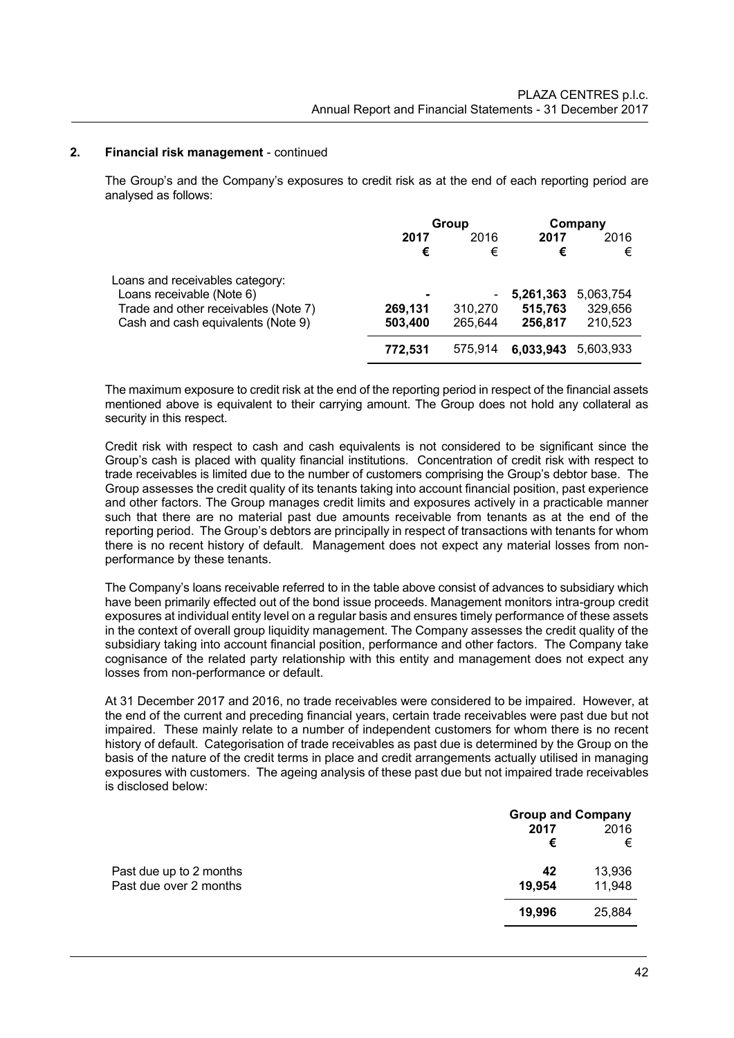## 2. Financial risk management - continued

The Group's and the Company's exposures to credit risk as at the end of each reporting period are analysed as follows:

| | Group | | Company | |
|---|---|---|---|---|
| | **2017** | 2016 | **2017** | 2016 |
| | **€** | € | **€** | € |
| Loans and receivables category: | | | | |
| Loans receivable (Note 6) | **-** | - | **5,261,363** | 5,063,754 |
| Trade and other receivables (Note 7) | **269,131** | 310,270 | **515,763** | 329,656 |
| Cash and cash equivalents (Note 9) | **503,400** | 265,644 | **256,817** | 210,523 |
| | **772,531** | 575,914 | **6,033,943** | 5,603,933 |

The maximum exposure to credit risk at the end of the reporting period in respect of the financial assets mentioned above is equivalent to their carrying amount. The Group does not hold any collateral as security in this respect.

Credit risk with respect to cash and cash equivalents is not considered to be significant since the Group's cash is placed with quality financial institutions. Concentration of credit risk with respect to trade receivables is limited due to the number of customers comprising the Group's debtor base. The Group assesses the credit quality of its tenants taking into account financial position, past experience and other factors. The Group manages credit limits and exposures actively in a practicable manner such that there are no material past due amounts receivable from tenants as at the end of the reporting period. The Group's debtors are principally in respect of transactions with tenants for whom there is no recent history of default. Management does not expect any material losses from non-performance by these tenants.

The Company's loans receivable referred to in the table above consist of advances to subsidiary which have been primarily effected out of the bond issue proceeds. Management monitors intra-group credit exposures at individual entity level on a regular basis and ensures timely performance of these assets in the context of overall group liquidity management. The Company assesses the credit quality of the subsidiary taking into account financial position, performance and other factors. The Company take cognisance of the related party relationship with this entity and management does not expect any losses from non-performance or default.

At 31 December 2017 and 2016, no trade receivables were considered to be impaired. However, at the end of the current and preceding financial years, certain trade receivables were past due but not impaired. These mainly relate to a number of independent customers for whom there is no recent history of default. Categorisation of trade receivables as past due is determined by the Group on the basis of the nature of the credit terms in place and credit arrangements actually utilised in managing exposures with customers. The ageing analysis of these past due but not impaired trade receivables is disclosed below:

| | Group and Company | |
|---|---|---|
| | **2017** | 2016 |
| | **€** | € |
| Past due up to 2 months | **42** | 13,936 |
| Past due over 2 months | **19,954** | 11,948 |
| | **19,996** | 25,884 |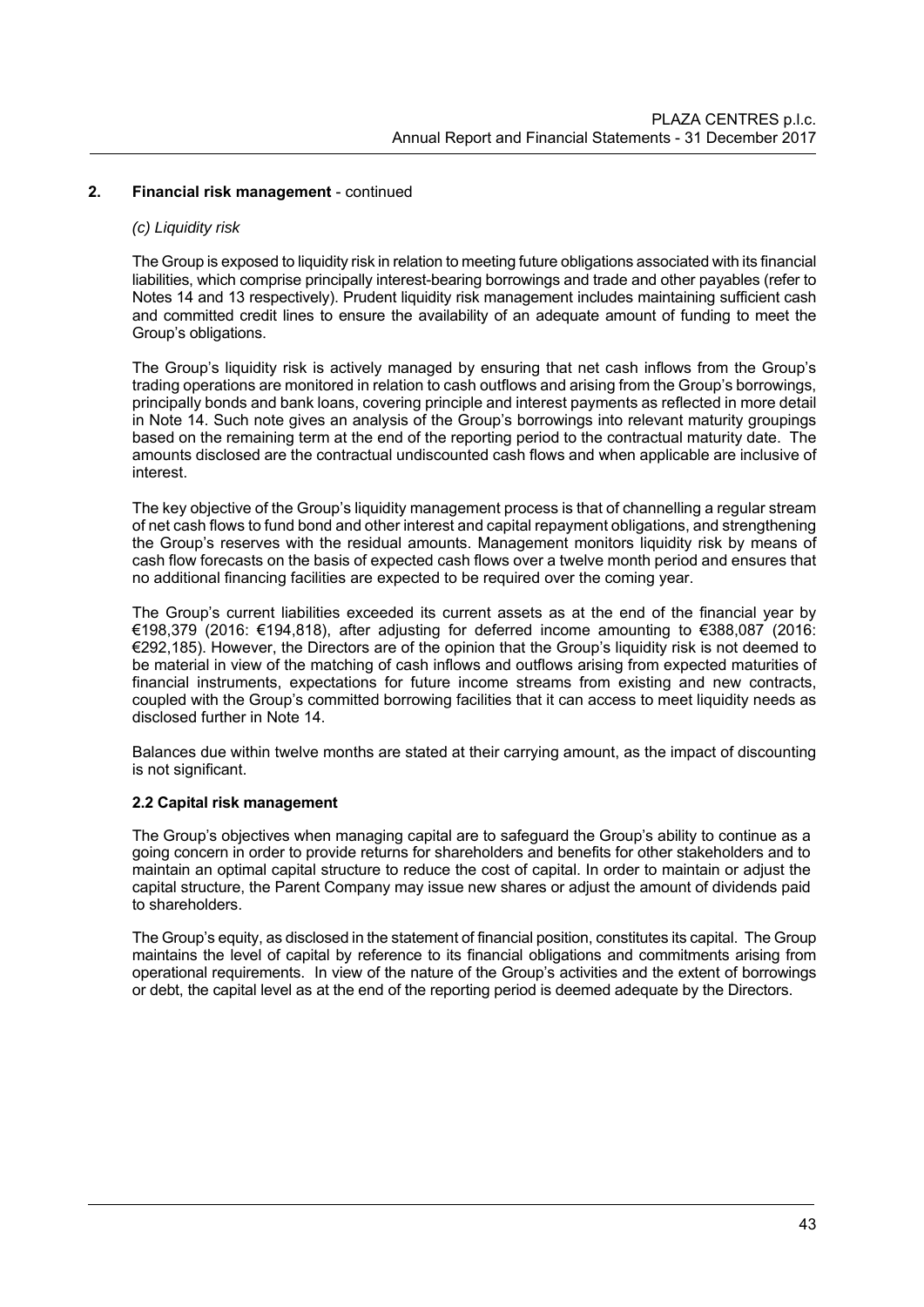## 2. Financial risk management - continued

*(c) Liquidity risk*

The Group is exposed to liquidity risk in relation to meeting future obligations associated with its financial liabilities, which comprise principally interest-bearing borrowings and trade and other payables (refer to Notes 14 and 13 respectively). Prudent liquidity risk management includes maintaining sufficient cash and committed credit lines to ensure the availability of an adequate amount of funding to meet the Group's obligations.

The Group's liquidity risk is actively managed by ensuring that net cash inflows from the Group's trading operations are monitored in relation to cash outflows and arising from the Group's borrowings, principally bonds and bank loans, covering principle and interest payments as reflected in more detail in Note 14. Such note gives an analysis of the Group's borrowings into relevant maturity groupings based on the remaining term at the end of the reporting period to the contractual maturity date. The amounts disclosed are the contractual undiscounted cash flows and when applicable are inclusive of interest.

The key objective of the Group's liquidity management process is that of channelling a regular stream of net cash flows to fund bond and other interest and capital repayment obligations, and strengthening the Group's reserves with the residual amounts. Management monitors liquidity risk by means of cash flow forecasts on the basis of expected cash flows over a twelve month period and ensures that no additional financing facilities are expected to be required over the coming year.

The Group's current liabilities exceeded its current assets as at the end of the financial year by €198,379 (2016: €194,818), after adjusting for deferred income amounting to €388,087 (2016: €292,185). However, the Directors are of the opinion that the Group's liquidity risk is not deemed to be material in view of the matching of cash inflows and outflows arising from expected maturities of financial instruments, expectations for future income streams from existing and new contracts, coupled with the Group's committed borrowing facilities that it can access to meet liquidity needs as disclosed further in Note 14.

Balances due within twelve months are stated at their carrying amount, as the impact of discounting is not significant.

### 2.2 Capital risk management

The Group's objectives when managing capital are to safeguard the Group's ability to continue as a going concern in order to provide returns for shareholders and benefits for other stakeholders and to maintain an optimal capital structure to reduce the cost of capital. In order to maintain or adjust the capital structure, the Parent Company may issue new shares or adjust the amount of dividends paid to shareholders.

The Group's equity, as disclosed in the statement of financial position, constitutes its capital. The Group maintains the level of capital by reference to its financial obligations and commitments arising from operational requirements. In view of the nature of the Group's activities and the extent of borrowings or debt, the capital level as at the end of the reporting period is deemed adequate by the Directors.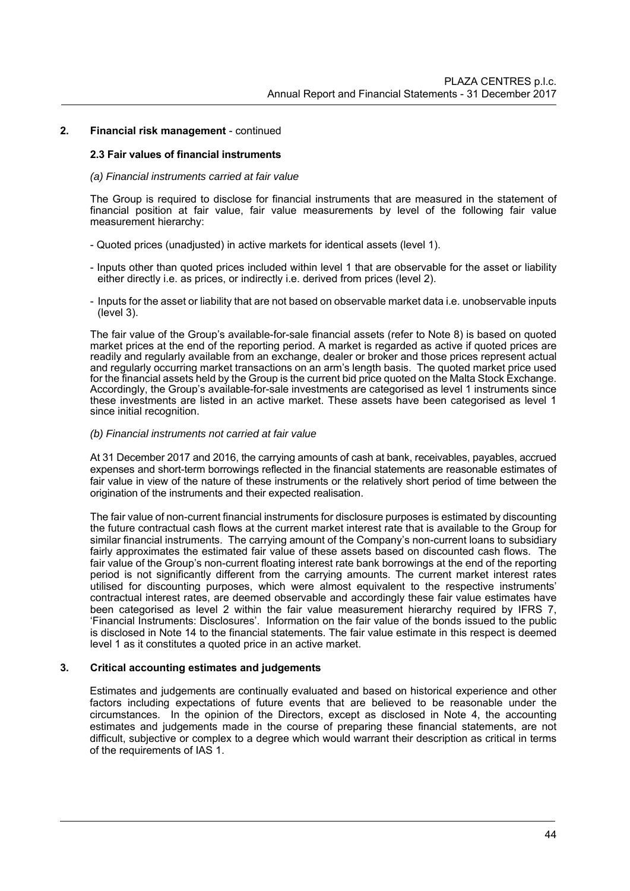## 2. Financial risk management - continued

### 2.3 Fair values of financial instruments

*(a) Financial instruments carried at fair value*

The Group is required to disclose for financial instruments that are measured in the statement of financial position at fair value, fair value measurements by level of the following fair value measurement hierarchy:

- Quoted prices (unadjusted) in active markets for identical assets (level 1).

- Inputs other than quoted prices included within level 1 that are observable for the asset or liability either directly i.e. as prices, or indirectly i.e. derived from prices (level 2).

- Inputs for the asset or liability that are not based on observable market data i.e. unobservable inputs (level 3).

The fair value of the Group's available-for-sale financial assets (refer to Note 8) is based on quoted market prices at the end of the reporting period. A market is regarded as active if quoted prices are readily and regularly available from an exchange, dealer or broker and those prices represent actual and regularly occurring market transactions on an arm's length basis. The quoted market price used for the financial assets held by the Group is the current bid price quoted on the Malta Stock Exchange. Accordingly, the Group's available-for-sale investments are categorised as level 1 instruments since these investments are listed in an active market. These assets have been categorised as level 1 since initial recognition.

*(b) Financial instruments not carried at fair value*

At 31 December 2017 and 2016, the carrying amounts of cash at bank, receivables, payables, accrued expenses and short-term borrowings reflected in the financial statements are reasonable estimates of fair value in view of the nature of these instruments or the relatively short period of time between the origination of the instruments and their expected realisation.

The fair value of non-current financial instruments for disclosure purposes is estimated by discounting the future contractual cash flows at the current market interest rate that is available to the Group for similar financial instruments. The carrying amount of the Company's non-current loans to subsidiary fairly approximates the estimated fair value of these assets based on discounted cash flows. The fair value of the Group's non-current floating interest rate bank borrowings at the end of the reporting period is not significantly different from the carrying amounts. The current market interest rates utilised for discounting purposes, which were almost equivalent to the respective instruments' contractual interest rates, are deemed observable and accordingly these fair value estimates have been categorised as level 2 within the fair value measurement hierarchy required by IFRS 7, 'Financial Instruments: Disclosures'. Information on the fair value of the bonds issued to the public is disclosed in Note 14 to the financial statements. The fair value estimate in this respect is deemed level 1 as it constitutes a quoted price in an active market.

## 3. Critical accounting estimates and judgements

Estimates and judgements are continually evaluated and based on historical experience and other factors including expectations of future events that are believed to be reasonable under the circumstances. In the opinion of the Directors, except as disclosed in Note 4, the accounting estimates and judgements made in the course of preparing these financial statements, are not difficult, subjective or complex to a degree which would warrant their description as critical in terms of the requirements of IAS 1.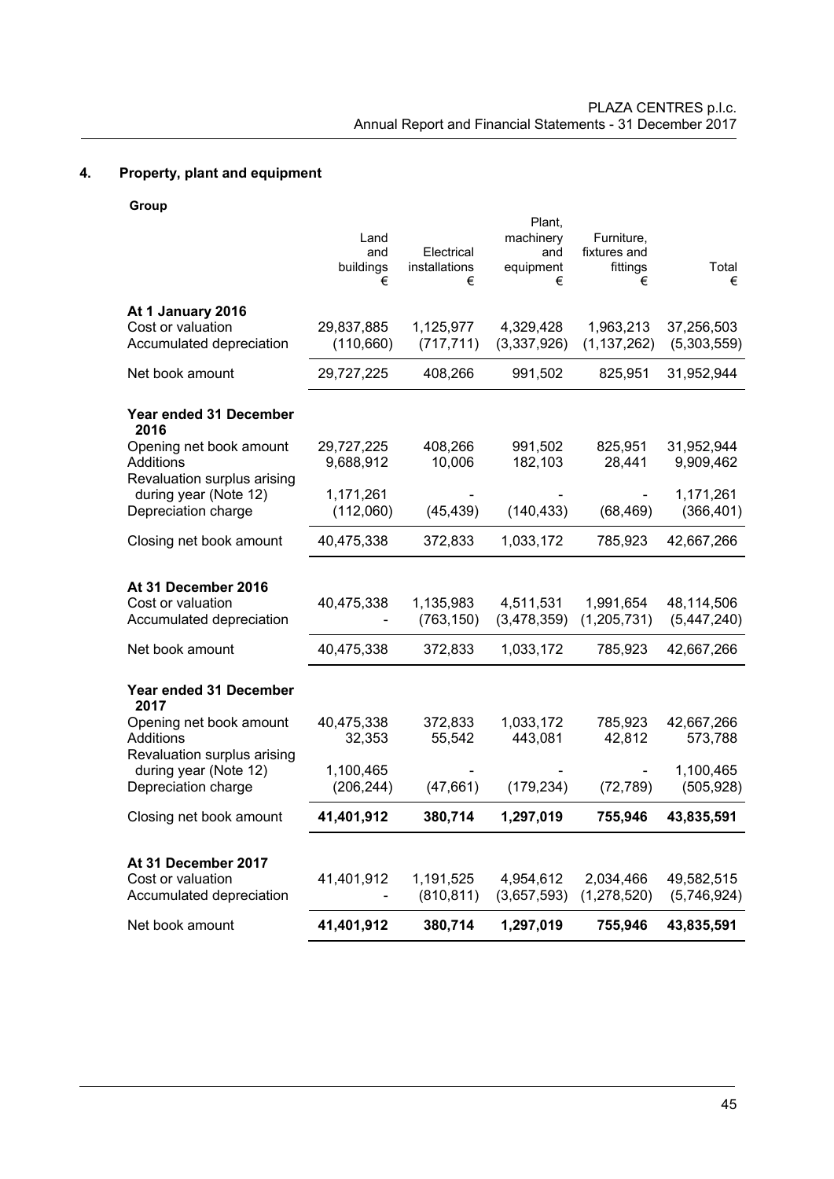## 4. Property, plant and equipment

**Group**

| | Land and buildings € | Electrical installations € | Plant, machinery and equipment € | Furniture, fixtures and fittings € | Total € |
|---|---|---|---|---|---|
| **At 1 January 2016** | | | | | |
| Cost or valuation | 29,837,885 | 1,125,977 | 4,329,428 | 1,963,213 | 37,256,503 |
| Accumulated depreciation | (110,660) | (717,711) | (3,337,926) | (1,137,262) | (5,303,559) |
| Net book amount | 29,727,225 | 408,266 | 991,502 | 825,951 | 31,952,944 |
| **Year ended 31 December 2016** | | | | | |
| Opening net book amount | 29,727,225 | 408,266 | 991,502 | 825,951 | 31,952,944 |
| Additions | 9,688,912 | 10,006 | 182,103 | 28,441 | 9,909,462 |
| Revaluation surplus arising during year (Note 12) | 1,171,261 | - | - | - | 1,171,261 |
| Depreciation charge | (112,060) | (45,439) | (140,433) | (68,469) | (366,401) |
| Closing net book amount | 40,475,338 | 372,833 | 1,033,172 | 785,923 | 42,667,266 |
| **At 31 December 2016** | | | | | |
| Cost or valuation | 40,475,338 | 1,135,983 | 4,511,531 | 1,991,654 | 48,114,506 |
| Accumulated depreciation | - | (763,150) | (3,478,359) | (1,205,731) | (5,447,240) |
| Net book amount | 40,475,338 | 372,833 | 1,033,172 | 785,923 | 42,667,266 |
| **Year ended 31 December 2017** | | | | | |
| Opening net book amount | 40,475,338 | 372,833 | 1,033,172 | 785,923 | 42,667,266 |
| Additions | 32,353 | 55,542 | 443,081 | 42,812 | 573,788 |
| Revaluation surplus arising during year (Note 12) | 1,100,465 | - | - | - | 1,100,465 |
| Depreciation charge | (206,244) | (47,661) | (179,234) | (72,789) | (505,928) |
| Closing net book amount | **41,401,912** | **380,714** | **1,297,019** | **755,946** | **43,835,591** |
| **At 31 December 2017** | | | | | |
| Cost or valuation | 41,401,912 | 1,191,525 | 4,954,612 | 2,034,466 | 49,582,515 |
| Accumulated depreciation | - | (810,811) | (3,657,593) | (1,278,520) | (5,746,924) |
| Net book amount | **41,401,912** | **380,714** | **1,297,019** | **755,946** | **43,835,591** |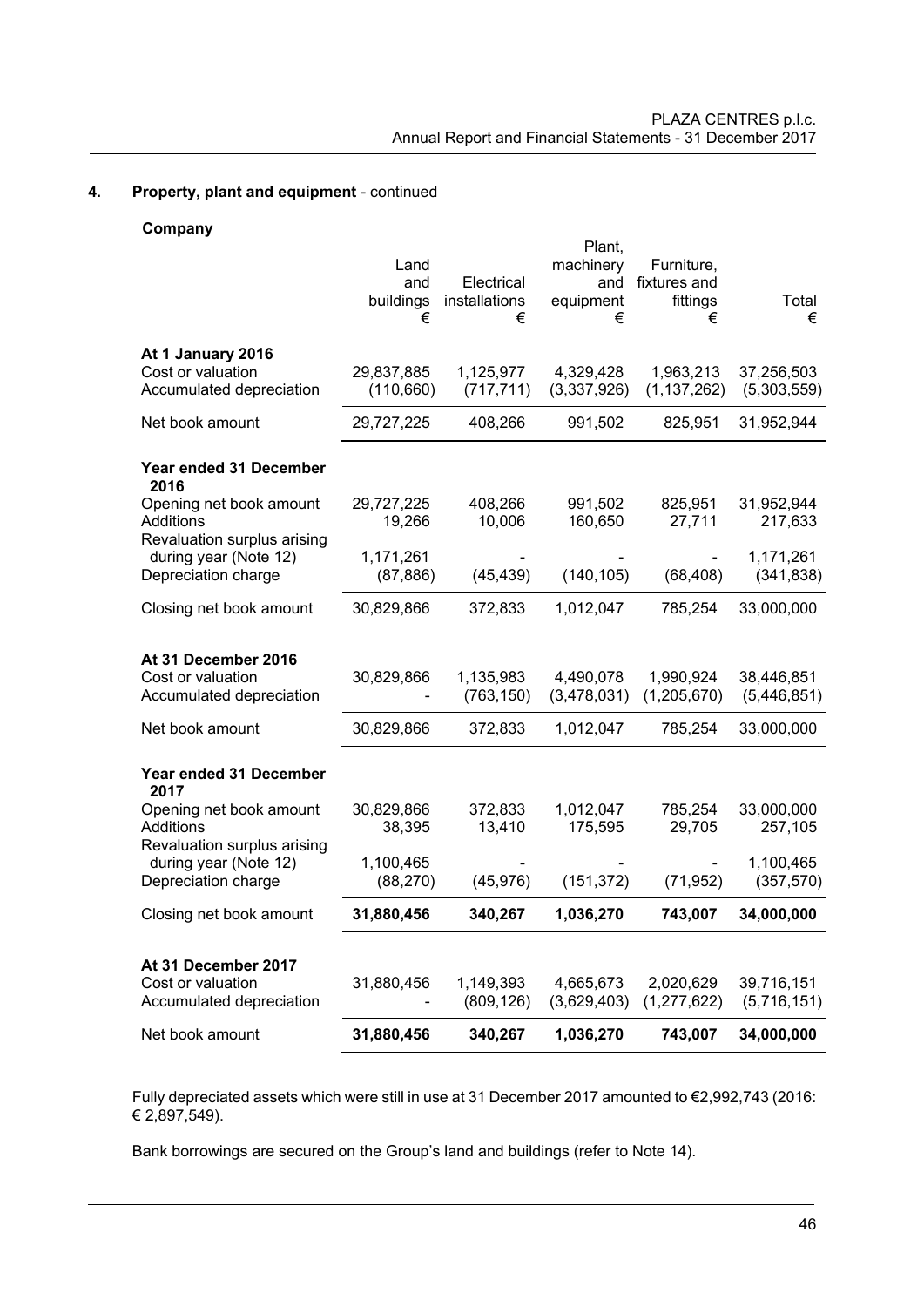## 4. Property, plant and equipment - continued

**Company**

| | Land and buildings € | Electrical installations € | Plant, machinery and equipment € | Furniture, fixtures and fittings € | Total € |
|---|---|---|---|---|---|
| **At 1 January 2016** | | | | | |
| Cost or valuation | 29,837,885 | 1,125,977 | 4,329,428 | 1,963,213 | 37,256,503 |
| Accumulated depreciation | (110,660) | (717,711) | (3,337,926) | (1,137,262) | (5,303,559) |
| Net book amount | 29,727,225 | 408,266 | 991,502 | 825,951 | 31,952,944 |
| **Year ended 31 December 2016** | | | | | |
| Opening net book amount | 29,727,225 | 408,266 | 991,502 | 825,951 | 31,952,944 |
| Additions | 19,266 | 10,006 | 160,650 | 27,711 | 217,633 |
| Revaluation surplus arising during year (Note 12) | 1,171,261 | - | - | - | 1,171,261 |
| Depreciation charge | (87,886) | (45,439) | (140,105) | (68,408) | (341,838) |
| Closing net book amount | 30,829,866 | 372,833 | 1,012,047 | 785,254 | 33,000,000 |
| **At 31 December 2016** | | | | | |
| Cost or valuation | 30,829,866 | 1,135,983 | 4,490,078 | 1,990,924 | 38,446,851 |
| Accumulated depreciation | - | (763,150) | (3,478,031) | (1,205,670) | (5,446,851) |
| Net book amount | 30,829,866 | 372,833 | 1,012,047 | 785,254 | 33,000,000 |
| **Year ended 31 December 2017** | | | | | |
| Opening net book amount | 30,829,866 | 372,833 | 1,012,047 | 785,254 | 33,000,000 |
| Additions | 38,395 | 13,410 | 175,595 | 29,705 | 257,105 |
| Revaluation surplus arising during year (Note 12) | 1,100,465 | - | - | - | 1,100,465 |
| Depreciation charge | (88,270) | (45,976) | (151,372) | (71,952) | (357,570) |
| Closing net book amount | **31,880,456** | **340,267** | **1,036,270** | **743,007** | **34,000,000** |
| **At 31 December 2017** | | | | | |
| Cost or valuation | 31,880,456 | 1,149,393 | 4,665,673 | 2,020,629 | 39,716,151 |
| Accumulated depreciation | - | (809,126) | (3,629,403) | (1,277,622) | (5,716,151) |
| Net book amount | **31,880,456** | **340,267** | **1,036,270** | **743,007** | **34,000,000** |

Fully depreciated assets which were still in use at 31 December 2017 amounted to €2,992,743 (2016: € 2,897,549).

Bank borrowings are secured on the Group's land and buildings (refer to Note 14).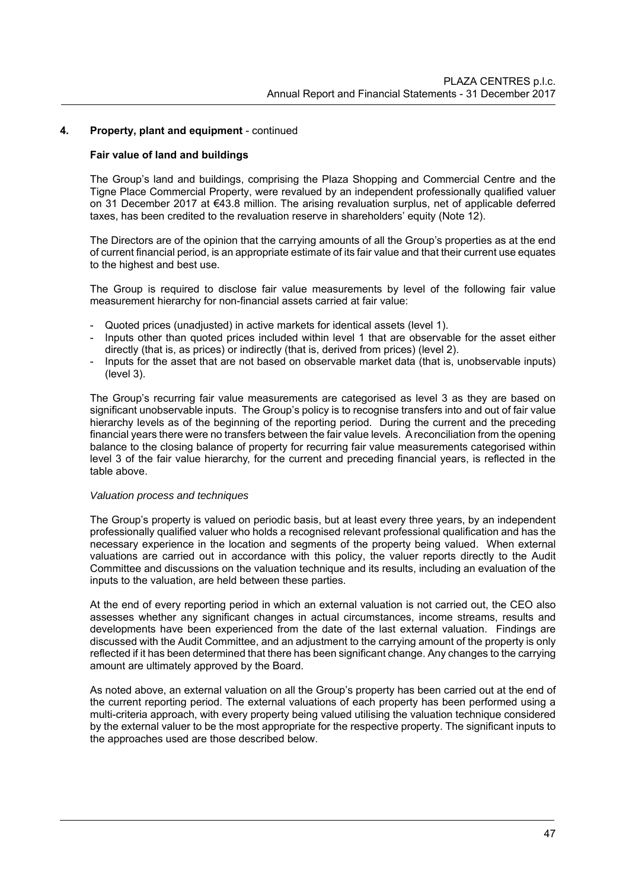## 4. Property, plant and equipment - continued

### Fair value of land and buildings

The Group's land and buildings, comprising the Plaza Shopping and Commercial Centre and the Tigne Place Commercial Property, were revalued by an independent professionally qualified valuer on 31 December 2017 at €43.8 million. The arising revaluation surplus, net of applicable deferred taxes, has been credited to the revaluation reserve in shareholders' equity (Note 12).

The Directors are of the opinion that the carrying amounts of all the Group's properties as at the end of current financial period, is an appropriate estimate of its fair value and that their current use equates to the highest and best use.

The Group is required to disclose fair value measurements by level of the following fair value measurement hierarchy for non-financial assets carried at fair value:

- Quoted prices (unadjusted) in active markets for identical assets (level 1).
- Inputs other than quoted prices included within level 1 that are observable for the asset either directly (that is, as prices) or indirectly (that is, derived from prices) (level 2).
- Inputs for the asset that are not based on observable market data (that is, unobservable inputs) (level 3).

The Group's recurring fair value measurements are categorised as level 3 as they are based on significant unobservable inputs. The Group's policy is to recognise transfers into and out of fair value hierarchy levels as of the beginning of the reporting period. During the current and the preceding financial years there were no transfers between the fair value levels. A reconciliation from the opening balance to the closing balance of property for recurring fair value measurements categorised within level 3 of the fair value hierarchy, for the current and preceding financial years, is reflected in the table above.

*Valuation process and techniques*

The Group's property is valued on periodic basis, but at least every three years, by an independent professionally qualified valuer who holds a recognised relevant professional qualification and has the necessary experience in the location and segments of the property being valued. When external valuations are carried out in accordance with this policy, the valuer reports directly to the Audit Committee and discussions on the valuation technique and its results, including an evaluation of the inputs to the valuation, are held between these parties.

At the end of every reporting period in which an external valuation is not carried out, the CEO also assesses whether any significant changes in actual circumstances, income streams, results and developments have been experienced from the date of the last external valuation. Findings are discussed with the Audit Committee, and an adjustment to the carrying amount of the property is only reflected if it has been determined that there has been significant change. Any changes to the carrying amount are ultimately approved by the Board.

As noted above, an external valuation on all the Group's property has been carried out at the end of the current reporting period. The external valuations of each property has been performed using a multi-criteria approach, with every property being valued utilising the valuation technique considered by the external valuer to be the most appropriate for the respective property. The significant inputs to the approaches used are those described below.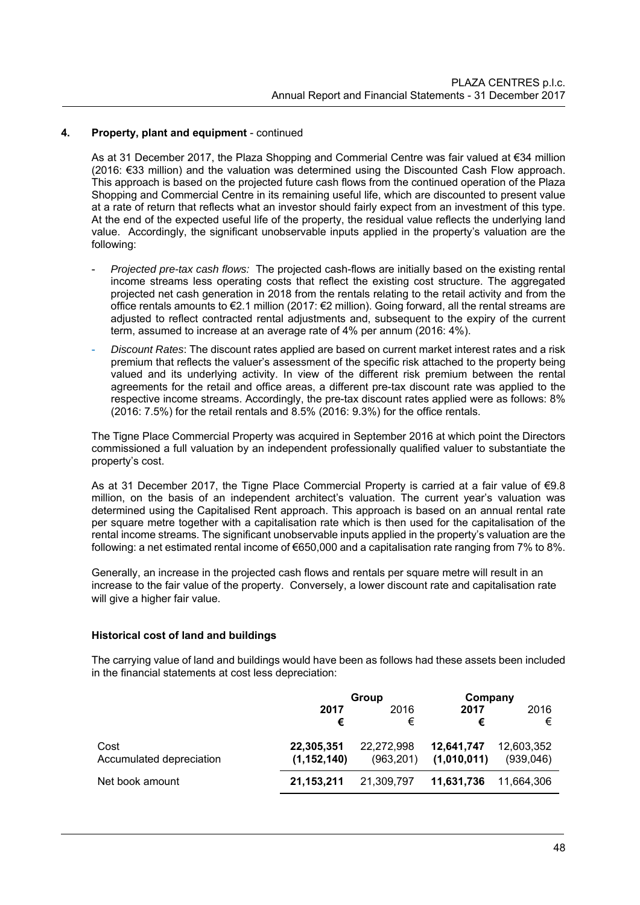## 4. Property, plant and equipment - continued

As at 31 December 2017, the Plaza Shopping and Commerial Centre was fair valued at €34 million (2016: €33 million) and the valuation was determined using the Discounted Cash Flow approach. This approach is based on the projected future cash flows from the continued operation of the Plaza Shopping and Commercial Centre in its remaining useful life, which are discounted to present value at a rate of return that reflects what an investor should fairly expect from an investment of this type. At the end of the expected useful life of the property, the residual value reflects the underlying land value. Accordingly, the significant unobservable inputs applied in the property's valuation are the following:

- *Projected pre-tax cash flows:* The projected cash-flows are initially based on the existing rental income streams less operating costs that reflect the existing cost structure. The aggregated projected net cash generation in 2018 from the rentals relating to the retail activity and from the office rentals amounts to €2.1 million (2017: €2 million). Going forward, all the rental streams are adjusted to reflect contracted rental adjustments and, subsequent to the expiry of the current term, assumed to increase at an average rate of 4% per annum (2016: 4%).
- *Discount Rates*: The discount rates applied are based on current market interest rates and a risk premium that reflects the valuer's assessment of the specific risk attached to the property being valued and its underlying activity. In view of the different risk premium between the rental agreements for the retail and office areas, a different pre-tax discount rate was applied to the respective income streams. Accordingly, the pre-tax discount rates applied were as follows: 8% (2016: 7.5%) for the retail rentals and 8.5% (2016: 9.3%) for the office rentals.

The Tigne Place Commercial Property was acquired in September 2016 at which point the Directors commissioned a full valuation by an independent professionally qualified valuer to substantiate the property's cost.

As at 31 December 2017, the Tigne Place Commercial Property is carried at a fair value of €9.8 million, on the basis of an independent architect's valuation. The current year's valuation was determined using the Capitalised Rent approach. This approach is based on an annual rental rate per square metre together with a capitalisation rate which is then used for the capitalisation of the rental income streams. The significant unobservable inputs applied in the property's valuation are the following: a net estimated rental income of €650,000 and a capitalisation rate ranging from 7% to 8%.

Generally, an increase in the projected cash flows and rentals per square metre will result in an increase to the fair value of the property. Conversely, a lower discount rate and capitalisation rate will give a higher fair value.

### Historical cost of land and buildings

The carrying value of land and buildings would have been as follows had these assets been included in the financial statements at cost less depreciation:

| | Group | | Company | |
|---|---|---|---|---|
| | **2017** | 2016 | **2017** | 2016 |
| | **€** | € | **€** | € |
| Cost | **22,305,351** | 22,272,998 | **12,641,747** | 12,603,352 |
| Accumulated depreciation | **(1,152,140)** | (963,201) | **(1,010,011)** | (939,046) |
| Net book amount | **21,153,211** | 21,309,797 | **11,631,736** | 11,664,306 |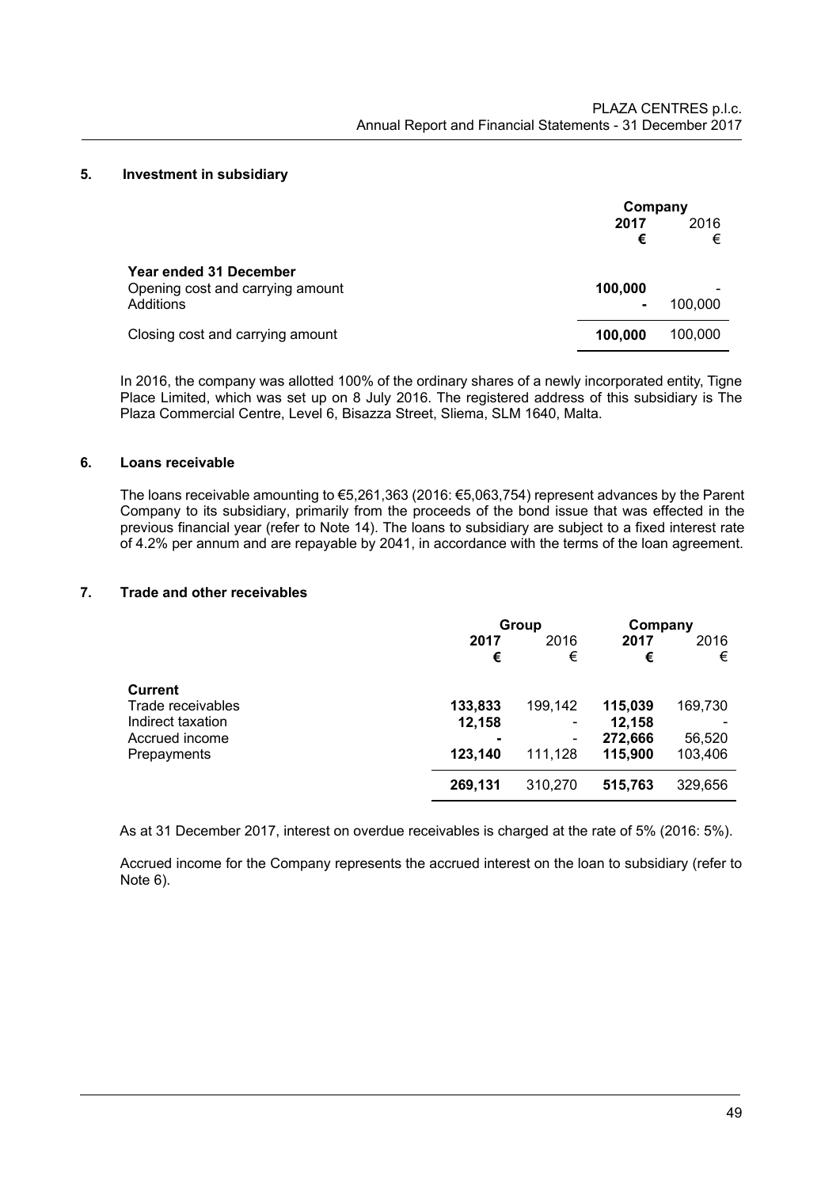## 5. Investment in subsidiary

| | Company | |
|---|---|---|
| | **2017** | 2016 |
| | **€** | € |
| **Year ended 31 December** | | |
| Opening cost and carrying amount | **100,000** | - |
| Additions | **-** | 100,000 |
| Closing cost and carrying amount | **100,000** | 100,000 |

In 2016, the company was allotted 100% of the ordinary shares of a newly incorporated entity, Tigne Place Limited, which was set up on 8 July 2016. The registered address of this subsidiary is The Plaza Commercial Centre, Level 6, Bisazza Street, Sliema, SLM 1640, Malta.

## 6. Loans receivable

The loans receivable amounting to €5,261,363 (2016: €5,063,754) represent advances by the Parent Company to its subsidiary, primarily from the proceeds of the bond issue that was effected in the previous financial year (refer to Note 14). The loans to subsidiary are subject to a fixed interest rate of 4.2% per annum and are repayable by 2041, in accordance with the terms of the loan agreement.

## 7. Trade and other receivables

| | Group | | Company | |
|---|---|---|---|---|
| | **2017** | 2016 | **2017** | 2016 |
| | **€** | € | **€** | € |
| **Current** | | | | |
| Trade receivables | **133,833** | 199,142 | **115,039** | 169,730 |
| Indirect taxation | **12,158** | - | **12,158** | - |
| Accrued income | **-** | - | **272,666** | 56,520 |
| Prepayments | **123,140** | 111,128 | **115,900** | 103,406 |
| | **269,131** | 310,270 | **515,763** | 329,656 |

As at 31 December 2017, interest on overdue receivables is charged at the rate of 5% (2016: 5%).

Accrued income for the Company represents the accrued interest on the loan to subsidiary (refer to Note 6).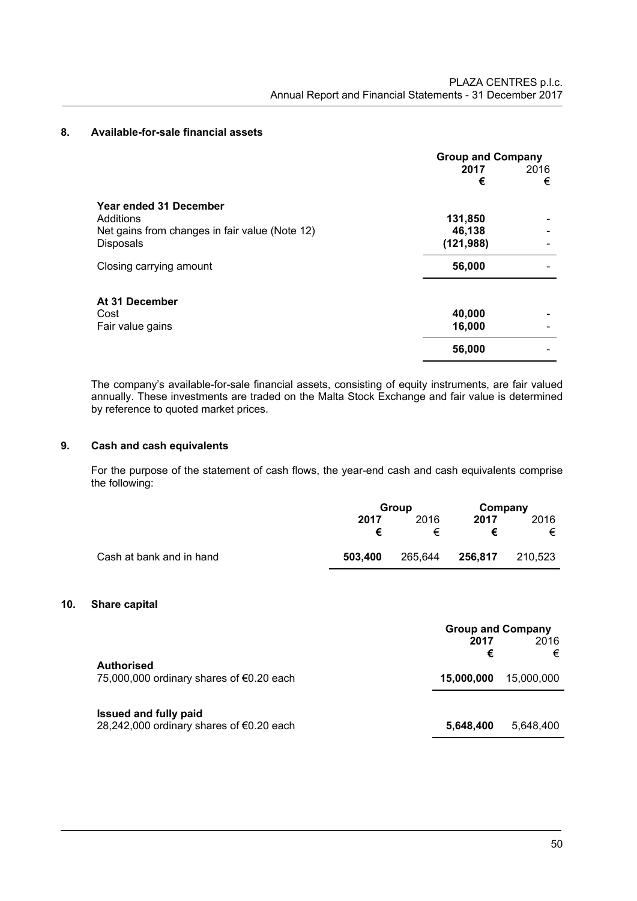## 8. Available-for-sale financial assets

| | Group and Company | |
|---|---|---|
| | **2017** | 2016 |
| | **€** | € |
| **Year ended 31 December** | | |
| Additions | **131,850** | - |
| Net gains from changes in fair value (Note 12) | **46,138** | - |
| Disposals | **(121,988)** | - |
| Closing carrying amount | **56,000** | - |
| **At 31 December** | | |
| Cost | **40,000** | - |
| Fair value gains | **16,000** | - |
| | **56,000** | - |

The company's available-for-sale financial assets, consisting of equity instruments, are fair valued annually. These investments are traded on the Malta Stock Exchange and fair value is determined by reference to quoted market prices.

## 9. Cash and cash equivalents

For the purpose of the statement of cash flows, the year-end cash and cash equivalents comprise the following:

| | Group | | Company | |
|---|---|---|---|---|
| | **2017** | 2016 | **2017** | 2016 |
| | **€** | € | **€** | € |
| Cash at bank and in hand | **503,400** | 265,644 | **256,817** | 210,523 |

## 10. Share capital

| | Group and Company | |
|---|---|---|
| | **2017** | 2016 |
| | **€** | € |
| **Authorised** | | |
| 75,000,000 ordinary shares of €0.20 each | **15,000,000** | 15,000,000 |
| **Issued and fully paid** | | |
| 28,242,000 ordinary shares of €0.20 each | **5,648,400** | 5,648,400 |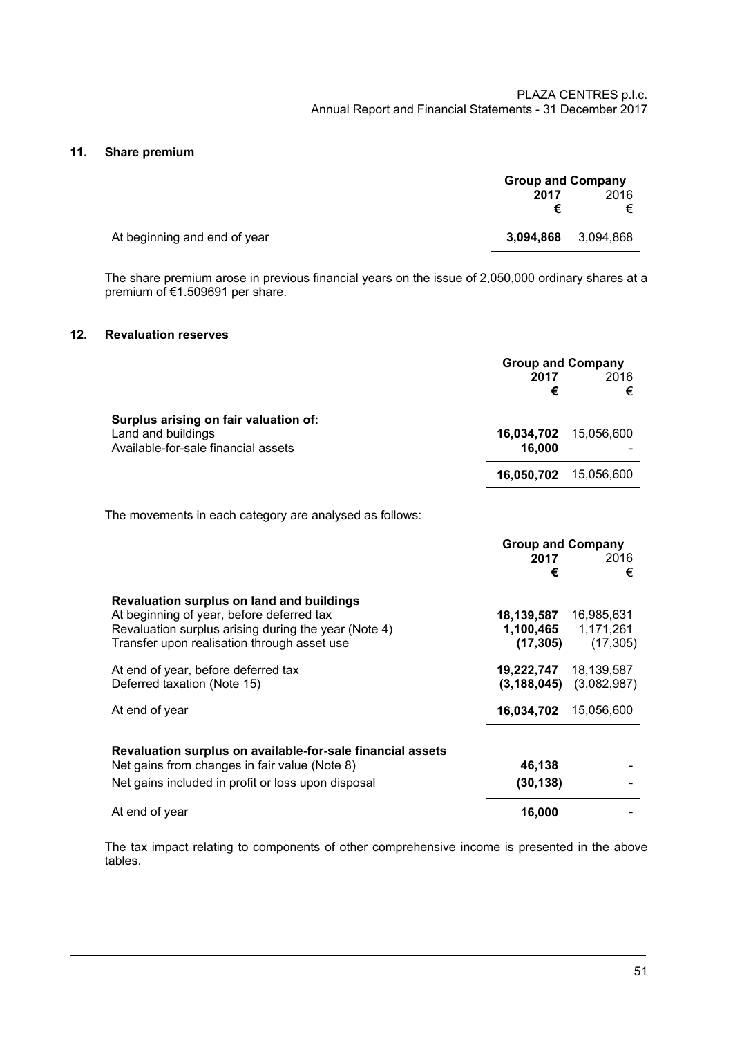## 11. Share premium

| | Group and Company | |
|---|---|---|
| | **2017** | 2016 |
| | **€** | € |
| At beginning and end of year | **3,094,868** | 3,094,868 |

The share premium arose in previous financial years on the issue of 2,050,000 ordinary shares at a premium of €1.509691 per share.

## 12. Revaluation reserves

| | Group and Company | |
|---|---|---|
| | **2017** | 2016 |
| | **€** | € |
| **Surplus arising on fair valuation of:** | | |
| Land and buildings | **16,034,702** | 15,056,600 |
| Available-for-sale financial assets | **16,000** | - |
| | **16,050,702** | 15,056,600 |

The movements in each category are analysed as follows:

| | Group and Company | |
|---|---|---|
| | **2017** | 2016 |
| | **€** | € |
| **Revaluation surplus on land and buildings** | | |
| At beginning of year, before deferred tax | **18,139,587** | 16,985,631 |
| Revaluation surplus arising during the year (Note 4) | **1,100,465** | 1,171,261 |
| Transfer upon realisation through asset use | **(17,305)** | (17,305) |
| At end of year, before deferred tax | **19,222,747** | 18,139,587 |
| Deferred taxation (Note 15) | **(3,188,045)** | (3,082,987) |
| At end of year | **16,034,702** | 15,056,600 |
| **Revaluation surplus on available-for-sale financial assets** | | |
| Net gains from changes in fair value (Note 8) | **46,138** | - |
| Net gains included in profit or loss upon disposal | **(30,138)** | - |
| At end of year | **16,000** | - |

The tax impact relating to components of other comprehensive income is presented in the above tables.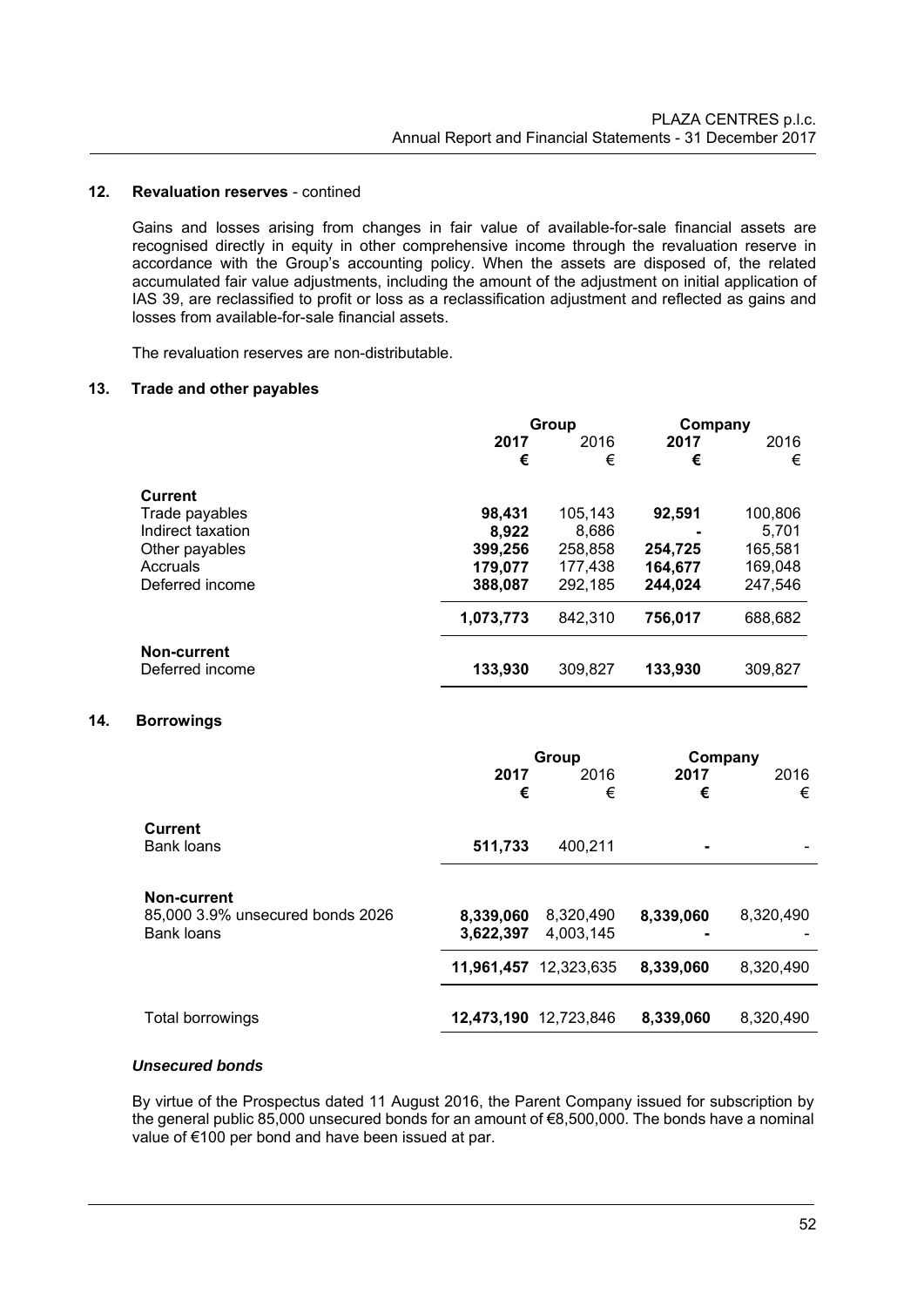## 12. Revaluation reserves - contined

Gains and losses arising from changes in fair value of available-for-sale financial assets are recognised directly in equity in other comprehensive income through the revaluation reserve in accordance with the Group's accounting policy. When the assets are disposed of, the related accumulated fair value adjustments, including the amount of the adjustment on initial application of IAS 39, are reclassified to profit or loss as a reclassification adjustment and reflected as gains and losses from available-for-sale financial assets.

The revaluation reserves are non-distributable.

## 13. Trade and other payables

| | Group | | Company | |
|---|---|---|---|---|
| | **2017** | 2016 | **2017** | 2016 |
| | **€** | € | **€** | € |
| **Current** | | | | |
| Trade payables | **98,431** | 105,143 | **92,591** | 100,806 |
| Indirect taxation | **8,922** | 8,686 | **-** | 5,701 |
| Other payables | **399,256** | 258,858 | **254,725** | 165,581 |
| Accruals | **179,077** | 177,438 | **164,677** | 169,048 |
| Deferred income | **388,087** | 292,185 | **244,024** | 247,546 |
| | **1,073,773** | 842,310 | **756,017** | 688,682 |
| **Non-current** | | | | |
| Deferred income | **133,930** | 309,827 | **133,930** | 309,827 |

## 14. Borrowings

| | Group | | Company | |
|---|---|---|---|---|
| | **2017** | 2016 | **2017** | 2016 |
| | **€** | € | **€** | € |
| **Current** | | | | |
| Bank loans | **511,733** | 400,211 | **-** | - |
| **Non-current** | | | | |
| 85,000 3.9% unsecured bonds 2026 | **8,339,060** | 8,320,490 | **8,339,060** | 8,320,490 |
| Bank loans | **3,622,397** | 4,003,145 | **-** | - |
| | **11,961,457** | 12,323,635 | **8,339,060** | 8,320,490 |
| Total borrowings | **12,473,190** | 12,723,846 | **8,339,060** | 8,320,490 |

### *Unsecured bonds*

By virtue of the Prospectus dated 11 August 2016, the Parent Company issued for subscription by the general public 85,000 unsecured bonds for an amount of €8,500,000. The bonds have a nominal value of €100 per bond and have been issued at par.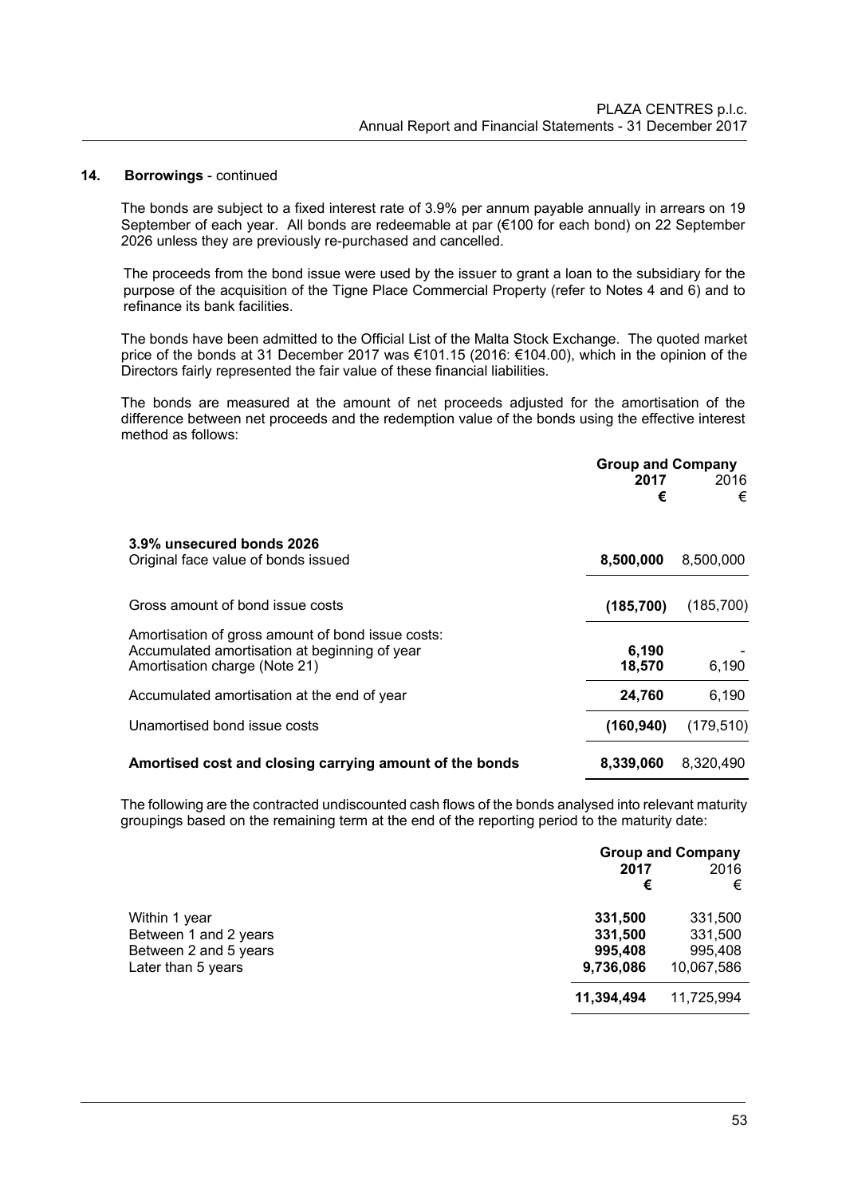## 14. Borrowings - continued

The bonds are subject to a fixed interest rate of 3.9% per annum payable annually in arrears on 19 September of each year. All bonds are redeemable at par (€100 for each bond) on 22 September 2026 unless they are previously re-purchased and cancelled.

The proceeds from the bond issue were used by the issuer to grant a loan to the subsidiary for the purpose of the acquisition of the Tigne Place Commercial Property (refer to Notes 4 and 6) and to refinance its bank facilities.

The bonds have been admitted to the Official List of the Malta Stock Exchange. The quoted market price of the bonds at 31 December 2017 was €101.15 (2016: €104.00), which in the opinion of the Directors fairly represented the fair value of these financial liabilities.

The bonds are measured at the amount of net proceeds adjusted for the amortisation of the difference between net proceeds and the redemption value of the bonds using the effective interest method as follows:

| | Group and Company | |
|---|---|---|
| | **2017** | 2016 |
| | **€** | € |
| **3.9% unsecured bonds 2026** | | |
| Original face value of bonds issued | **8,500,000** | 8,500,000 |
| Gross amount of bond issue costs | **(185,700)** | (185,700) |
| Amortisation of gross amount of bond issue costs: | | |
| Accumulated amortisation at beginning of year | **6,190** | - |
| Amortisation charge (Note 21) | **18,570** | 6,190 |
| Accumulated amortisation at the end of year | **24,760** | 6,190 |
| Unamortised bond issue costs | **(160,940)** | (179,510) |
| **Amortised cost and closing carrying amount of the bonds** | **8,339,060** | 8,320,490 |

The following are the contracted undiscounted cash flows of the bonds analysed into relevant maturity groupings based on the remaining term at the end of the reporting period to the maturity date:

| | Group and Company | |
|---|---|---|
| | **2017** | 2016 |
| | **€** | € |
| Within 1 year | **331,500** | 331,500 |
| Between 1 and 2 years | **331,500** | 331,500 |
| Between 2 and 5 years | **995,408** | 995,408 |
| Later than 5 years | **9,736,086** | 10,067,586 |
| | **11,394,494** | 11,725,994 |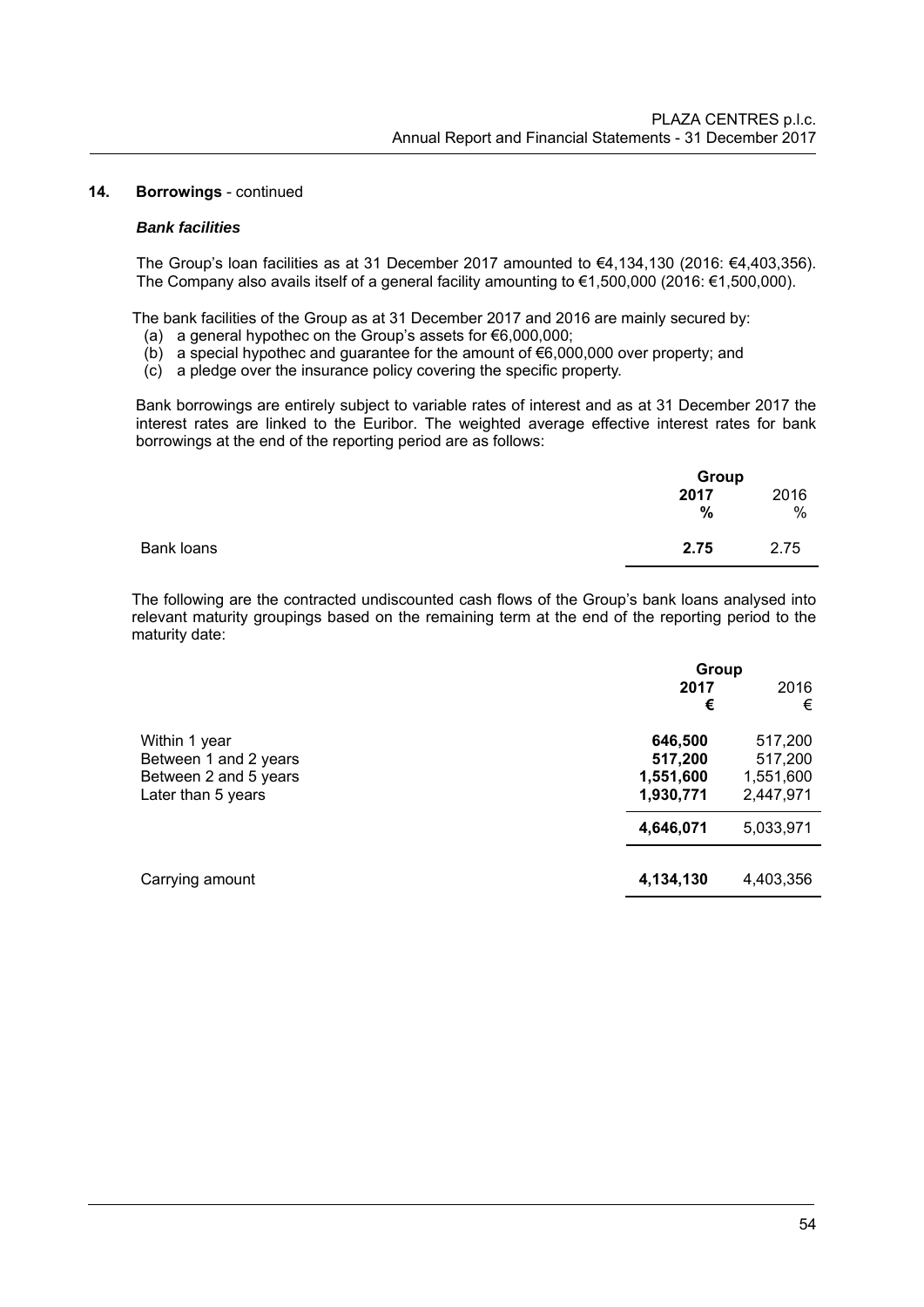## 14. Borrowings - continued

### *Bank facilities*

The Group's loan facilities as at 31 December 2017 amounted to €4,134,130 (2016: €4,403,356). The Company also avails itself of a general facility amounting to €1,500,000 (2016: €1,500,000).

The bank facilities of the Group as at 31 December 2017 and 2016 are mainly secured by:

(a) a general hypothec on the Group's assets for €6,000,000;
(b) a special hypothec and guarantee for the amount of €6,000,000 over property; and
(c) a pledge over the insurance policy covering the specific property.

Bank borrowings are entirely subject to variable rates of interest and as at 31 December 2017 the interest rates are linked to the Euribor. The weighted average effective interest rates for bank borrowings at the end of the reporting period are as follows:

| | Group | |
|---|---|---|
| | **2017** | 2016 |
| | **%** | % |
| Bank loans | **2.75** | 2.75 |

The following are the contracted undiscounted cash flows of the Group's bank loans analysed into relevant maturity groupings based on the remaining term at the end of the reporting period to the maturity date:

| | Group | |
|---|---|---|
| | **2017** | 2016 |
| | **€** | € |
| Within 1 year | **646,500** | 517,200 |
| Between 1 and 2 years | **517,200** | 517,200 |
| Between 2 and 5 years | **1,551,600** | 1,551,600 |
| Later than 5 years | **1,930,771** | 2,447,971 |
| | **4,646,071** | 5,033,971 |
| Carrying amount | **4,134,130** | 4,403,356 |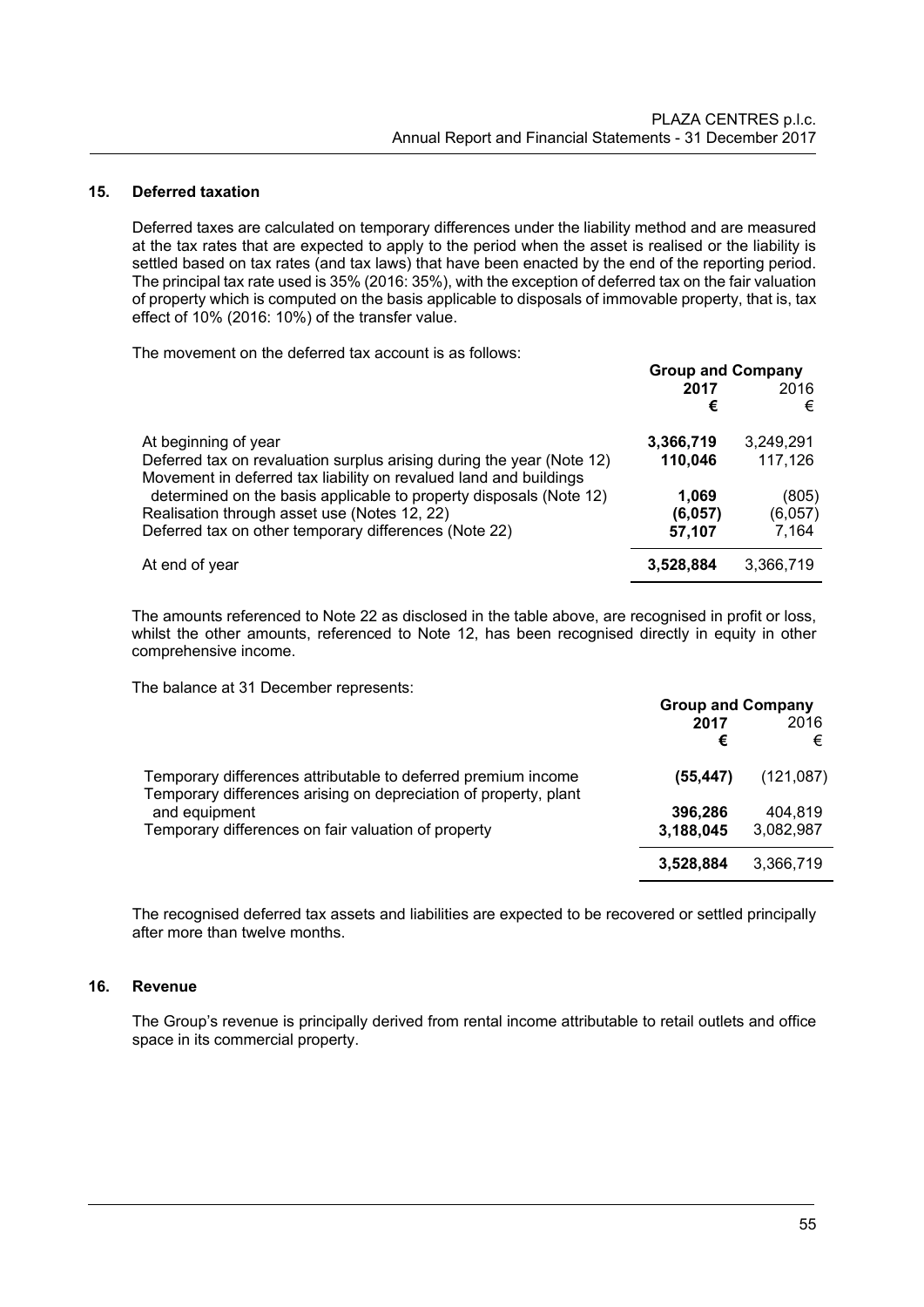## 15. Deferred taxation

Deferred taxes are calculated on temporary differences under the liability method and are measured at the tax rates that are expected to apply to the period when the asset is realised or the liability is settled based on tax rates (and tax laws) that have been enacted by the end of the reporting period. The principal tax rate used is 35% (2016: 35%), with the exception of deferred tax on the fair valuation of property which is computed on the basis applicable to disposals of immovable property, that is, tax effect of 10% (2016: 10%) of the transfer value.

The movement on the deferred tax account is as follows:

| | **Group and Company** | |
|---|---|---|
| | **2017** | 2016 |
| | **€** | € |
| At beginning of year | **3,366,719** | 3,249,291 |
| Deferred tax on revaluation surplus arising during the year (Note 12) | **110,046** | 117,126 |
| Movement in deferred tax liability on revalued land and buildings determined on the basis applicable to property disposals (Note 12) | **1,069** | (805) |
| Realisation through asset use (Notes 12, 22) | **(6,057)** | (6,057) |
| Deferred tax on other temporary differences (Note 22) | **57,107** | 7,164 |
| At end of year | **3,528,884** | 3,366,719 |

The amounts referenced to Note 22 as disclosed in the table above, are recognised in profit or loss, whilst the other amounts, referenced to Note 12, has been recognised directly in equity in other comprehensive income.

The balance at 31 December represents:

| | **Group and Company** | |
|---|---|---|
| | **2017** | 2016 |
| | **€** | € |
| Temporary differences attributable to deferred premium income | **(55,447)** | (121,087) |
| Temporary differences arising on depreciation of property, plant and equipment | **396,286** | 404,819 |
| Temporary differences on fair valuation of property | **3,188,045** | 3,082,987 |
| | **3,528,884** | 3,366,719 |

The recognised deferred tax assets and liabilities are expected to be recovered or settled principally after more than twelve months.

## 16. Revenue

The Group's revenue is principally derived from rental income attributable to retail outlets and office space in its commercial property.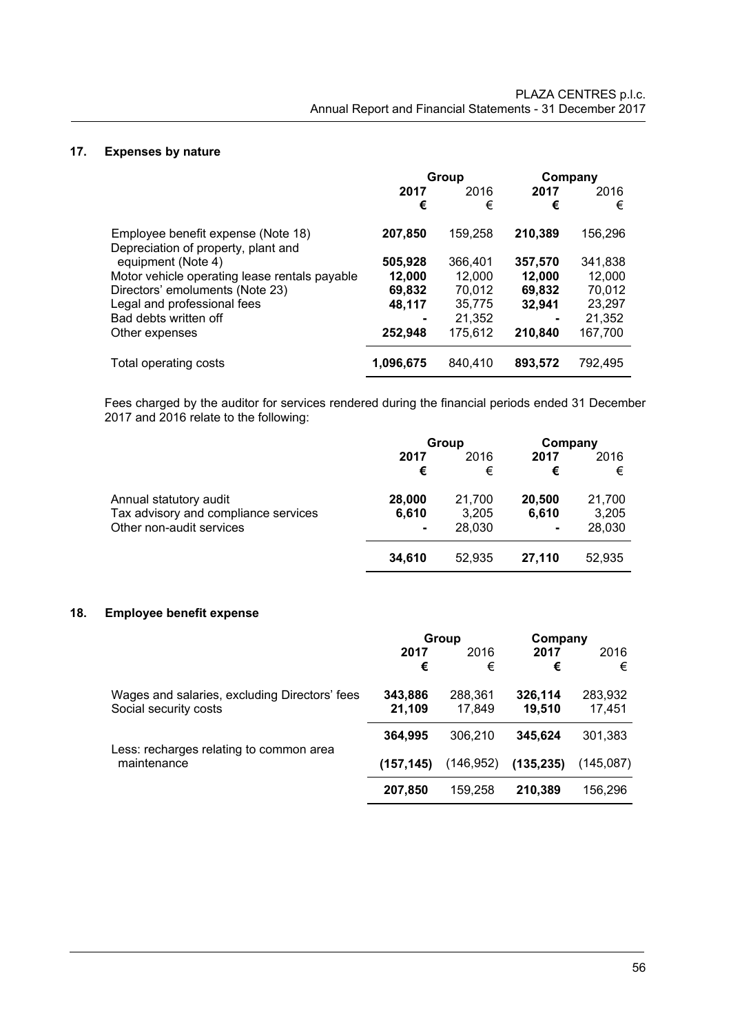## 17. Expenses by nature

| | Group | | Company | |
|---|---|---|---|---|
| | **2017** | 2016 | **2017** | 2016 |
| | **€** | € | **€** | € |
| Employee benefit expense (Note 18) | **207,850** | 159,258 | **210,389** | 156,296 |
| Depreciation of property, plant and equipment (Note 4) | **505,928** | 366,401 | **357,570** | 341,838 |
| Motor vehicle operating lease rentals payable | **12,000** | 12,000 | **12,000** | 12,000 |
| Directors' emoluments (Note 23) | **69,832** | 70,012 | **69,832** | 70,012 |
| Legal and professional fees | **48,117** | 35,775 | **32,941** | 23,297 |
| Bad debts written off | **-** | 21,352 | **-** | 21,352 |
| Other expenses | **252,948** | 175,612 | **210,840** | 167,700 |
| Total operating costs | **1,096,675** | 840,410 | **893,572** | 792,495 |

Fees charged by the auditor for services rendered during the financial periods ended 31 December 2017 and 2016 relate to the following:

| | Group | | Company | |
|---|---|---|---|---|
| | **2017** | 2016 | **2017** | 2016 |
| | **€** | € | **€** | € |
| Annual statutory audit | **28,000** | 21,700 | **20,500** | 21,700 |
| Tax advisory and compliance services | **6,610** | 3,205 | **6,610** | 3,205 |
| Other non-audit services | **-** | 28,030 | **-** | 28,030 |
| | **34,610** | 52,935 | **27,110** | 52,935 |

## 18. Employee benefit expense

| | Group | | Company | |
|---|---|---|---|---|
| | **2017** | 2016 | **2017** | 2016 |
| | **€** | € | **€** | € |
| Wages and salaries, excluding Directors' fees | **343,886** | 288,361 | **326,114** | 283,932 |
| Social security costs | **21,109** | 17,849 | **19,510** | 17,451 |
| | **364,995** | 306,210 | **345,624** | 301,383 |
| Less: recharges relating to common area maintenance | **(157,145)** | (146,952) | **(135,235)** | (145,087) |
| | **207,850** | 159,258 | **210,389** | 156,296 |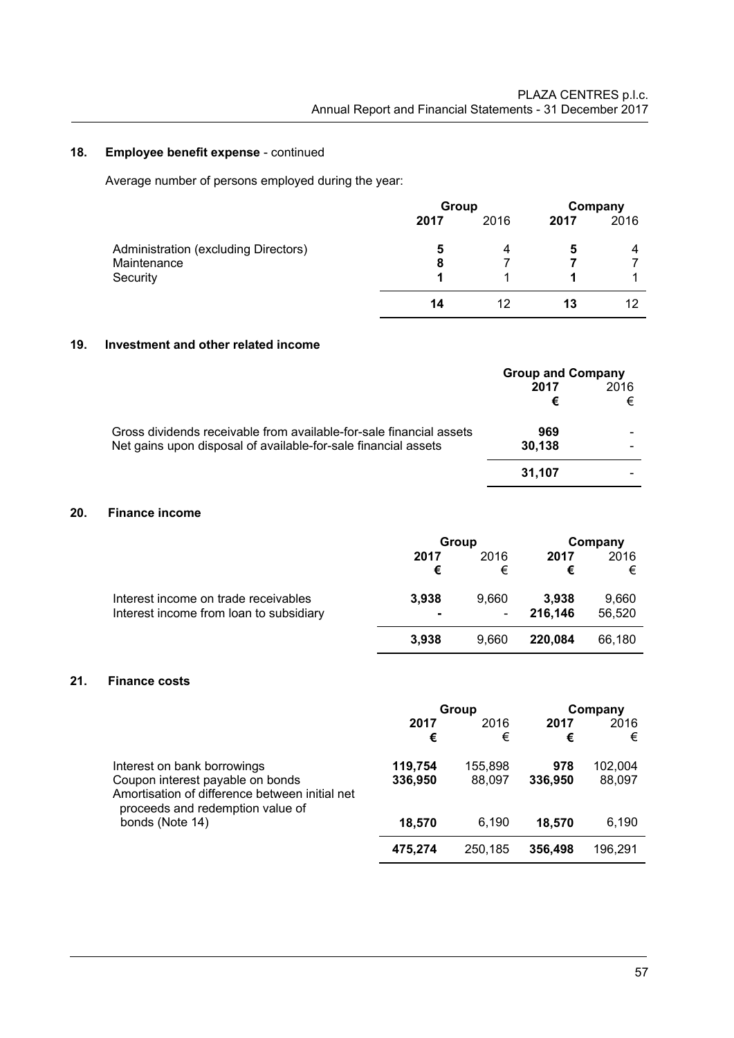## 18. Employee benefit expense - continued

Average number of persons employed during the year:

| | Group | | Company | |
|---|---|---|---|---|
| | **2017** | 2016 | **2017** | 2016 |
| Administration (excluding Directors) | **5** | 4 | **5** | 4 |
| Maintenance | **8** | 7 | **7** | 7 |
| Security | **1** | 1 | **1** | 1 |
| | **14** | 12 | **13** | 12 |

## 19. Investment and other related income

| | Group and Company | |
|---|---|---|
| | **2017** | 2016 |
| | **€** | € |
| Gross dividends receivable from available-for-sale financial assets | **969** | - |
| Net gains upon disposal of available-for-sale financial assets | **30,138** | - |
| | **31,107** | - |

## 20. Finance income

| | Group | | Company | |
|---|---|---|---|---|
| | **2017** | 2016 | **2017** | 2016 |
| | **€** | € | **€** | € |
| Interest income on trade receivables | **3,938** | 9,660 | **3,938** | 9,660 |
| Interest income from loan to subsidiary | **-** | - | **216,146** | 56,520 |
| | **3,938** | 9,660 | **220,084** | 66,180 |

## 21. Finance costs

| | Group | | Company | |
|---|---|---|---|---|
| | **2017** | 2016 | **2017** | 2016 |
| | **€** | € | **€** | € |
| Interest on bank borrowings | **119,754** | 155,898 | **978** | 102,004 |
| Coupon interest payable on bonds | **336,950** | 88,097 | **336,950** | 88,097 |
| Amortisation of difference between initial net proceeds and redemption value of bonds (Note 14) | **18,570** | 6,190 | **18,570** | 6,190 |
| | **475,274** | 250,185 | **356,498** | 196,291 |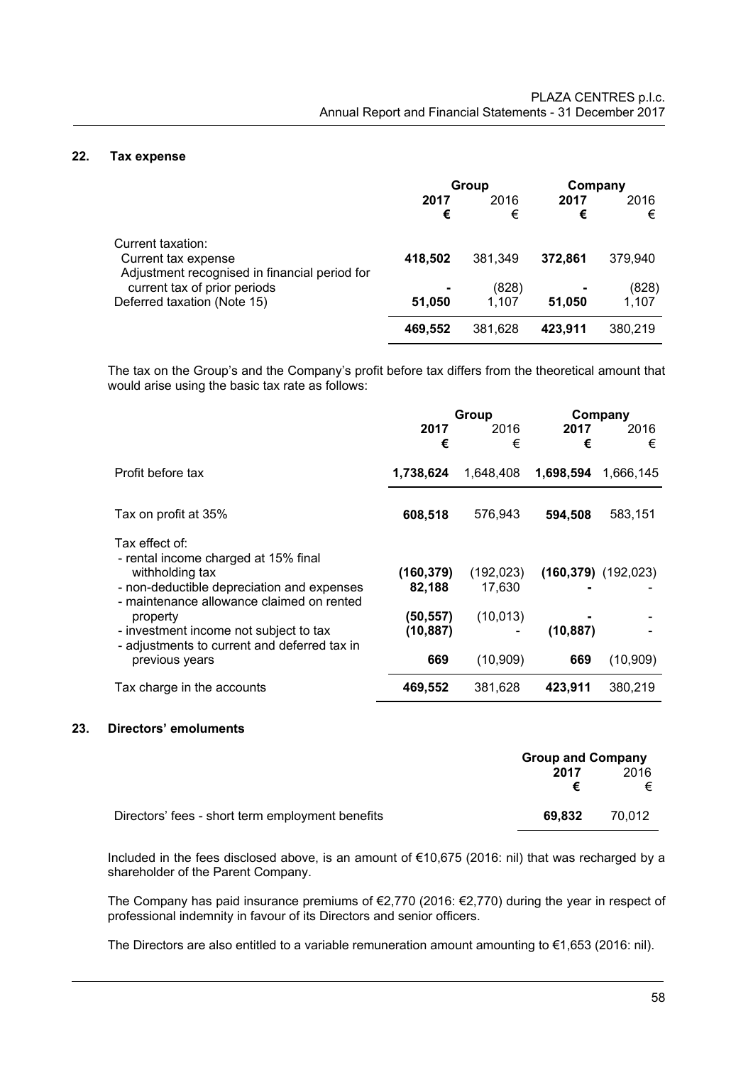## 22. Tax expense

| | Group | | Company | |
|---|---|---|---|---|
| | **2017** | 2016 | **2017** | 2016 |
| | **€** | € | **€** | € |
| Current taxation: | | | | |
| Current tax expense | **418,502** | 381,349 | **372,861** | 379,940 |
| Adjustment recognised in financial period for current tax of prior periods | **-** | (828) | **-** | (828) |
| Deferred taxation (Note 15) | **51,050** | 1,107 | **51,050** | 1,107 |
| | **469,552** | 381,628 | **423,911** | 380,219 |

The tax on the Group's and the Company's profit before tax differs from the theoretical amount that would arise using the basic tax rate as follows:

| | Group | | Company | |
|---|---|---|---|---|
| | **2017** | 2016 | **2017** | 2016 |
| | **€** | € | **€** | € |
| Profit before tax | **1,738,624** | 1,648,408 | **1,698,594** | 1,666,145 |
| Tax on profit at 35% | **608,518** | 576,943 | **594,508** | 583,151 |
| Tax effect of: | | | | |
| - rental income charged at 15% final withholding tax | **(160,379)** | (192,023) | **(160,379)** | (192,023) |
| - non-deductible depreciation and expenses | **82,188** | 17,630 | **-** | - |
| - maintenance allowance claimed on rented property | **(50,557)** | (10,013) | **-** | - |
| - investment income not subject to tax | **(10,887)** | - | **(10,887)** | - |
| - adjustments to current and deferred tax in previous years | **669** | (10,909) | **669** | (10,909) |
| Tax charge in the accounts | **469,552** | 381,628 | **423,911** | 380,219 |

## 23. Directors' emoluments

| | Group and Company | |
|---|---|---|
| | **2017** | 2016 |
| | **€** | € |
| Directors' fees - short term employment benefits | **69,832** | 70,012 |

Included in the fees disclosed above, is an amount of €10,675 (2016: nil) that was recharged by a shareholder of the Parent Company.

The Company has paid insurance premiums of €2,770 (2016: €2,770) during the year in respect of professional indemnity in favour of its Directors and senior officers.

The Directors are also entitled to a variable remuneration amount amounting to €1,653 (2016: nil).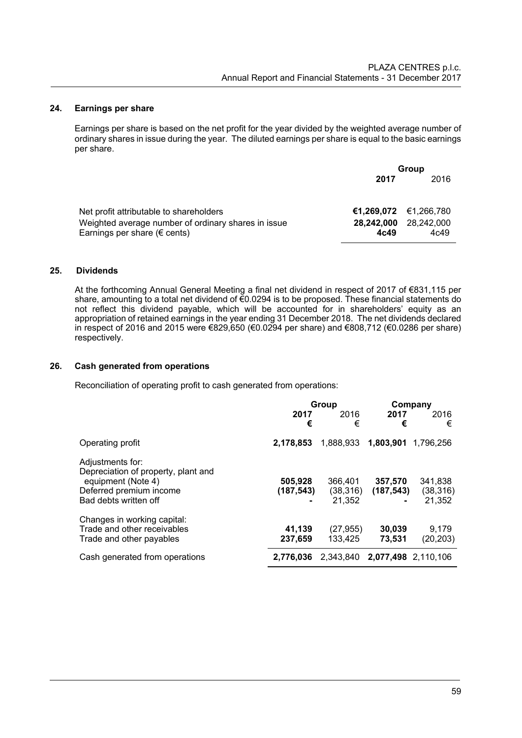## 24. Earnings per share

Earnings per share is based on the net profit for the year divided by the weighted average number of ordinary shares in issue during the year. The diluted earnings per share is equal to the basic earnings per share.

| | Group | |
|---|---|---|
| | **2017** | 2016 |
| Net profit attributable to shareholders | **€1,269,072** | €1,266,780 |
| Weighted average number of ordinary shares in issue | **28,242,000** | 28,242,000 |
| Earnings per share (€ cents) | **4c49** | 4c49 |

## 25. Dividends

At the forthcoming Annual General Meeting a final net dividend in respect of 2017 of €831,115 per share, amounting to a total net dividend of €0.0294 is to be proposed. These financial statements do not reflect this dividend payable, which will be accounted for in shareholders' equity as an appropriation of retained earnings in the year ending 31 December 2018. The net dividends declared in respect of 2016 and 2015 were €829,650 (€0.0294 per share) and €808,712 (€0.0286 per share) respectively.

## 26. Cash generated from operations

Reconciliation of operating profit to cash generated from operations:

| | Group | | Company | |
|---|---|---|---|---|
| | **2017** | 2016 | **2017** | 2016 |
| | **€** | € | **€** | € |
| Operating profit | **2,178,853** | 1,888,933 | **1,803,901** | 1,796,256 |
| Adjustments for: | | | | |
| Depreciation of property, plant and equipment (Note 4) | **505,928** | 366,401 | **357,570** | 341,838 |
| Deferred premium income | **(187,543)** | (38,316) | **(187,543)** | (38,316) |
| Bad debts written off | **-** | 21,352 | **-** | 21,352 |
| Changes in working capital: | | | | |
| Trade and other receivables | **41,139** | (27,955) | **30,039** | 9,179 |
| Trade and other payables | **237,659** | 133,425 | **73,531** | (20,203) |
| Cash generated from operations | **2,776,036** | 2,343,840 | **2,077,498** | 2,110,106 |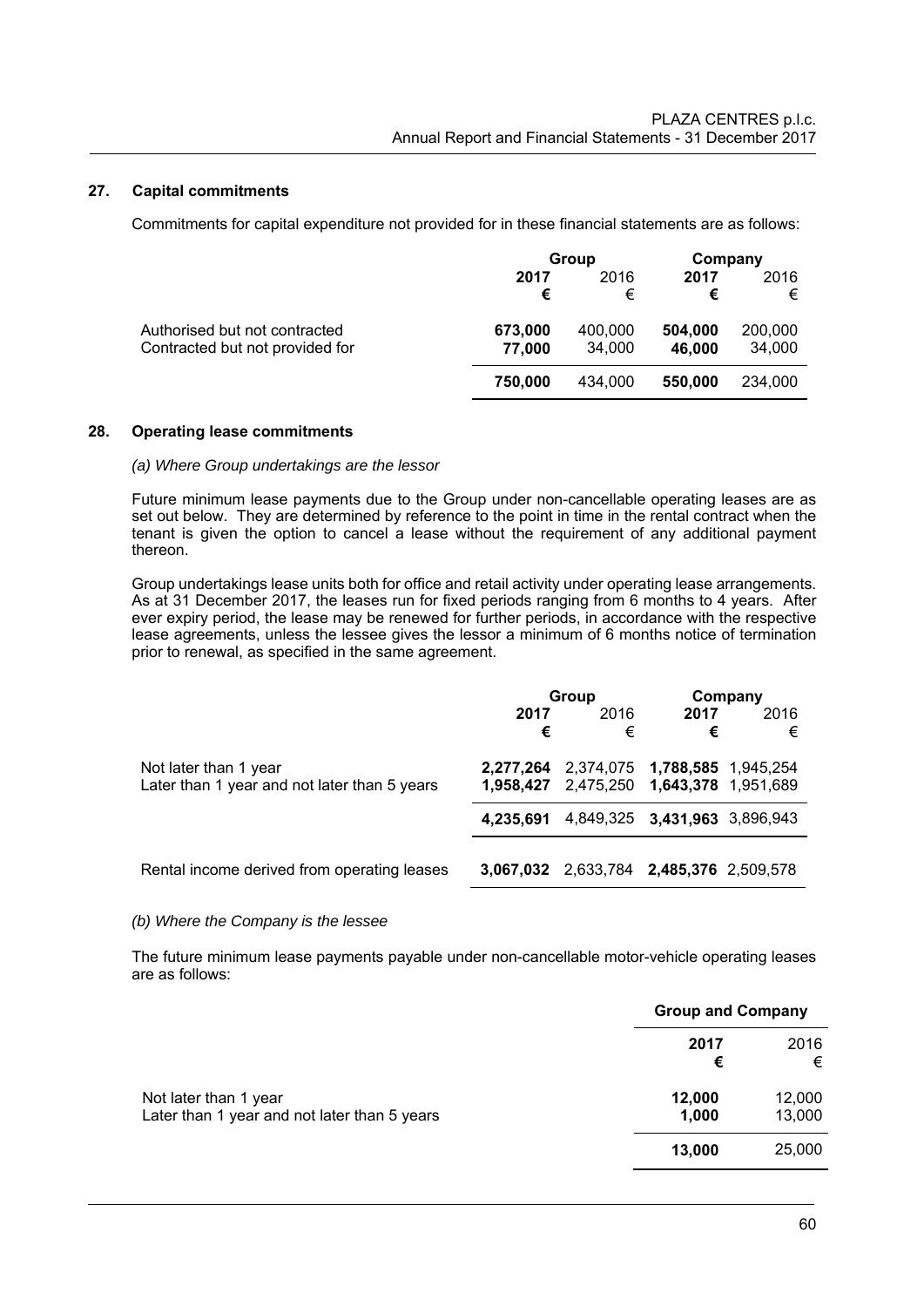## 27. Capital commitments

Commitments for capital expenditure not provided for in these financial statements are as follows:

| | Group | | Company | |
|---|---|---|---|---|
| | **2017** | 2016 | **2017** | 2016 |
| | **€** | € | **€** | € |
| Authorised but not contracted | **673,000** | 400,000 | **504,000** | 200,000 |
| Contracted but not provided for | **77,000** | 34,000 | **46,000** | 34,000 |
| | **750,000** | 434,000 | **550,000** | 234,000 |

## 28. Operating lease commitments

*(a) Where Group undertakings are the lessor*

Future minimum lease payments due to the Group under non-cancellable operating leases are as set out below. They are determined by reference to the point in time in the rental contract when the tenant is given the option to cancel a lease without the requirement of any additional payment thereon.

Group undertakings lease units both for office and retail activity under operating lease arrangements. As at 31 December 2017, the leases run for fixed periods ranging from 6 months to 4 years. After ever expiry period, the lease may be renewed for further periods, in accordance with the respective lease agreements, unless the lessee gives the lessor a minimum of 6 months notice of termination prior to renewal, as specified in the same agreement.

| | Group | | Company | |
|---|---|---|---|---|
| | **2017** | 2016 | **2017** | 2016 |
| | **€** | € | **€** | € |
| Not later than 1 year | **2,277,264** | 2,374,075 | **1,788,585** | 1,945,254 |
| Later than 1 year and not later than 5 years | **1,958,427** | 2,475,250 | **1,643,378** | 1,951,689 |
| | **4,235,691** | 4,849,325 | **3,431,963** | 3,896,943 |
| Rental income derived from operating leases | **3,067,032** | 2,633,784 | **2,485,376** | 2,509,578 |

*(b) Where the Company is the lessee*

The future minimum lease payments payable under non-cancellable motor-vehicle operating leases are as follows:

| | Group and Company | |
|---|---|---|
| | **2017** | 2016 |
| | **€** | € |
| Not later than 1 year | **12,000** | 12,000 |
| Later than 1 year and not later than 5 years | **1,000** | 13,000 |
| | **13,000** | 25,000 |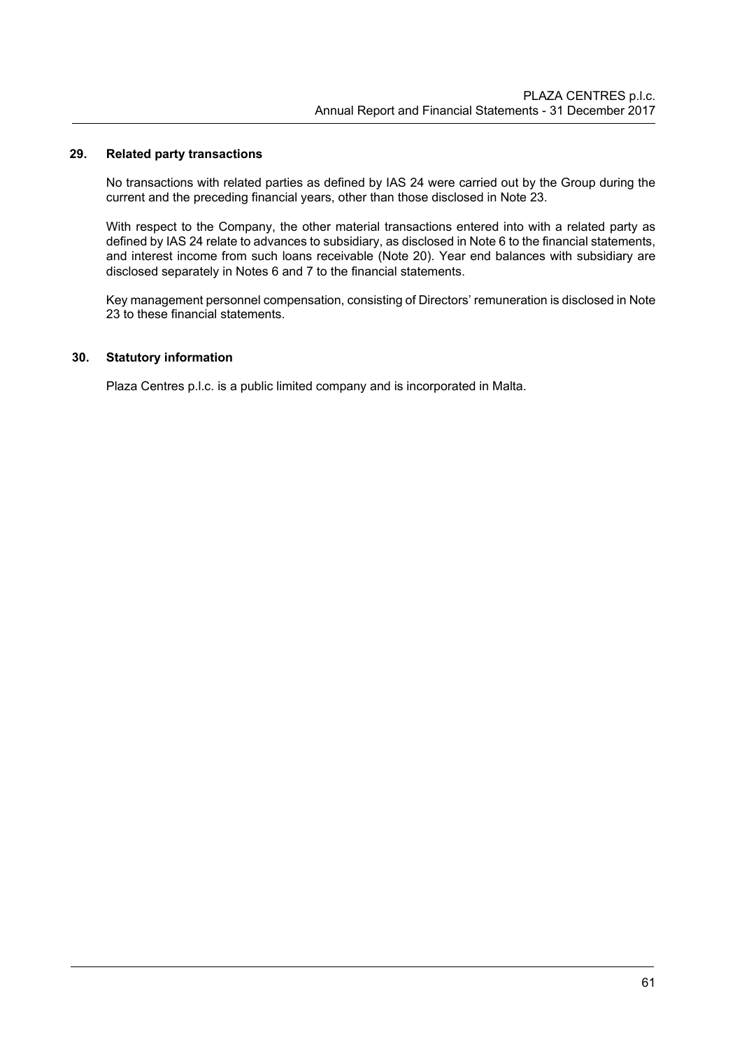## 29. Related party transactions

No transactions with related parties as defined by IAS 24 were carried out by the Group during the current and the preceding financial years, other than those disclosed in Note 23.

With respect to the Company, the other material transactions entered into with a related party as defined by IAS 24 relate to advances to subsidiary, as disclosed in Note 6 to the financial statements, and interest income from such loans receivable (Note 20). Year end balances with subsidiary are disclosed separately in Notes 6 and 7 to the financial statements.

Key management personnel compensation, consisting of Directors' remuneration is disclosed in Note 23 to these financial statements.

## 30. Statutory information

Plaza Centres p.l.c. is a public limited company and is incorporated in Malta.